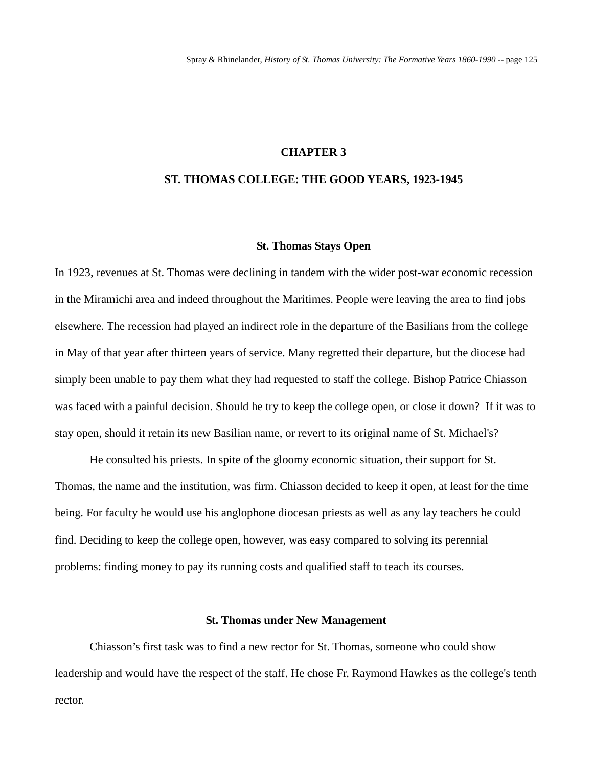# CHAPTER 3

# ST. THOMAS COLLEGE: THE GOOD YEARS, 1923-1945

## St. Thomas Stays Open

In 1923, revenues at St. Thomas were declining in tandem with the wider post-war economic recession in the Miramichi area and indeed throughout the Maritimes. People were leaving the area to find jobs elsewhere. The recession had played an indirect role in the departure of the Basilians from the college in May of that year after thirteen years of service. Many regretted their departure, but the diocese had simply been unable to pay them what they had requested to staff the college. Bishop Patrice Chiasson was faced with a painful decision. Should he try to keep the college open, or close it down? If it was to stay open, should it retain its new Basilian name, or revert to its original name of St. Michael's?

He consulted his priests. In spite of the gloomy economic situation, their support for St. Thomas, the name and the institution, was firm. Chiasson decided to keep it open, at least for the time being. For faculty he would use his anglophone diocesan priests as well as any lay teachers he could find. Deciding to keep the college open, however, was easy compared to solving its perennial problems: finding money to pay its running costs and qualified staff to teach its courses.

## St. Thomas under New Management

Chiasson's first task was to find a new rector for St. Thomas, someone who could show leadership and would have the respect of the staff. He chose Fr. Raymond Hawkes as the college's tenth rector.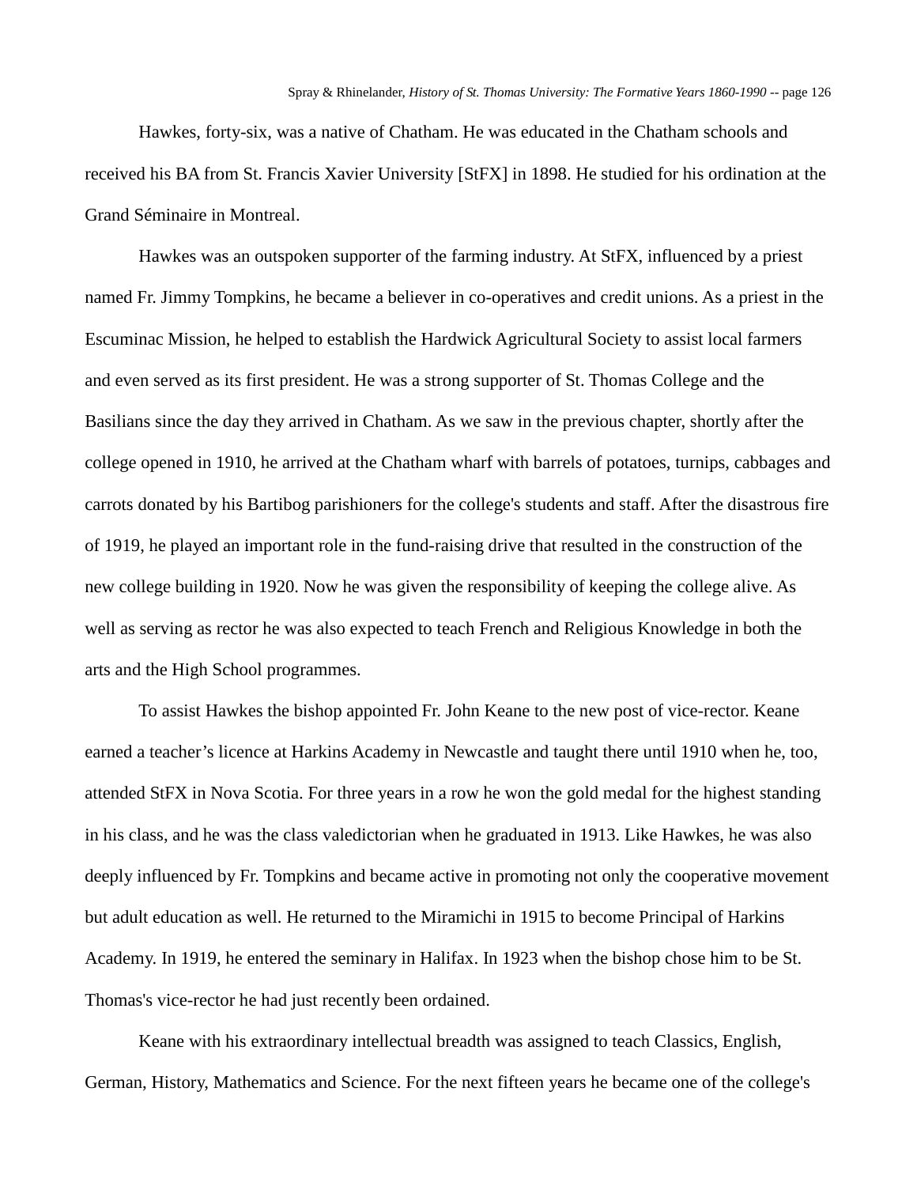Hawkes, forty-six, was a native of Chatham. He was educated in the Chatham schools and received his BA from St. Francis Xavier University [StFX] in 1898. He studied for his ordination at the Grand Séminaire in Montreal.

Hawkes was an outspoken supporter of the farming industry. At StFX, influenced by a priest named Fr. Jimmy Tompkins, he became a believer in co-operatives and credit unions. As a priest in the Escuminac Mission, he helped to establish the Hardwick Agricultural Society to assist local farmers and even served as its first president. He was a strong supporter of St. Thomas College and the Basilians since the day they arrived in Chatham. As we saw in the previous chapter, shortly after the college opened in 1910, he arrived at the Chatham wharf with barrels of potatoes, turnips, cabbages and carrots donated by his Bartibog parishioners for the college's students and staff. After the disastrous fire of 1919, he played an important role in the fund-raising drive that resulted in the construction of the new college building in 1920. Now he was given the responsibility of keeping the college alive. As well as serving as rector he was also expected to teach French and Religious Knowledge in both the arts and the High School programmes.

To assist Hawkes the bishop appointed Fr. John Keane to the new post of vice-rector. Keane earned a teacher's licence at Harkins Academy in Newcastle and taught there until 1910 when he, too, attended StFX in Nova Scotia. For three years in a row he won the gold medal for the highest standing in his class, and he was the class valedictorian when he graduated in 1913. Like Hawkes, he was also deeply influenced by Fr. Tompkins and became active in promoting not only the cooperative movement but adult education as well. He returned to the Miramichi in 1915 to become Principal of Harkins Academy. In 1919, he entered the seminary in Halifax. In 1923 when the bishop chose him to be St. Thomas's vice-rector he had just recently been ordained.

Keane with his extraordinary intellectual breadth was assigned to teach Classics, English, German, History, Mathematics and Science. For the next fifteen years he became one of the college's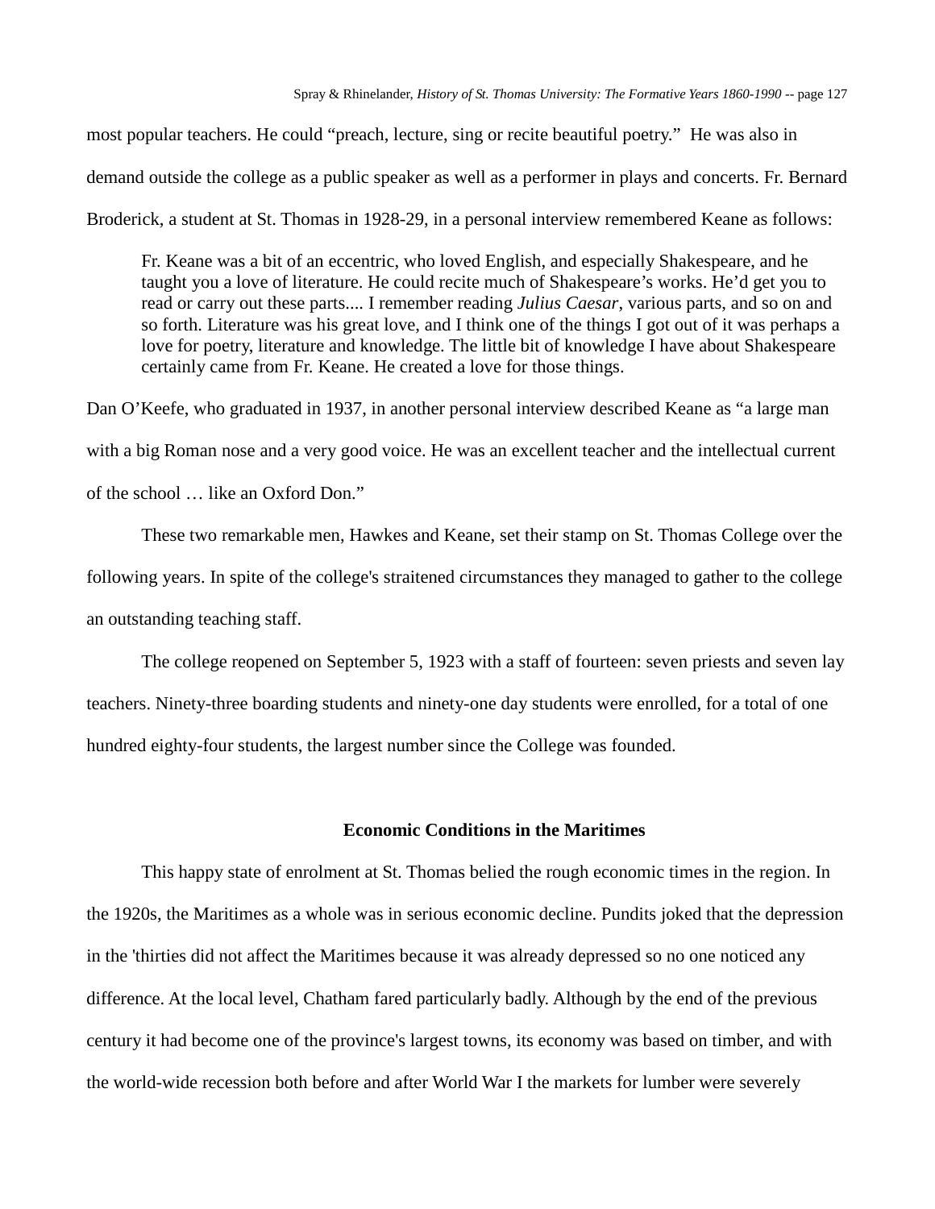most popular teachers. He could "preach, lecture, sing or recite beautiful poetry." He was also in demand outside the college as a public speaker as well as a performer in plays and concerts. Fr. Bernard Broderick, a student at St. Thomas in 1928-29, in a personal interview remembered Keane as follows:

> Fr. Keane was a bit of an eccentric, who loved English, and especially Shakespeare, and he taught you a love of literature. He could recite much of Shakespeare's works. He'd get you to read or carry out these parts.... I remember reading *Julius Caesar*, various parts, and so on and so forth. Literature was his great love, and I think one of the things I got out of it was perhaps a love for poetry, literature and knowledge. The little bit of knowledge I have about Shakespeare certainly came from Fr. Keane. He created a love for those things.

Dan O'Keefe, who graduated in 1937, in another personal interview described Keane as "a large man with a big Roman nose and a very good voice. He was an excellent teacher and the intellectual current of the school … like an Oxford Don."

These two remarkable men, Hawkes and Keane, set their stamp on St. Thomas College over the following years. In spite of the college's straitened circumstances they managed to gather to the college an outstanding teaching staff.

The college reopened on September 5, 1923 with a staff of fourteen: seven priests and seven lay teachers. Ninety-three boarding students and ninety-one day students were enrolled, for a total of one hundred eighty-four students, the largest number since the College was founded.

### Economic Conditions in the Maritimes

This happy state of enrolment at St. Thomas belied the rough economic times in the region. In the 1920s, the Maritimes as a whole was in serious economic decline. Pundits joked that the depression in the 'thirties did not affect the Maritimes because it was already depressed so no one noticed any difference. At the local level, Chatham fared particularly badly. Although by the end of the previous century it had become one of the province's largest towns, its economy was based on timber, and with the world-wide recession both before and after World War I the markets for lumber were severely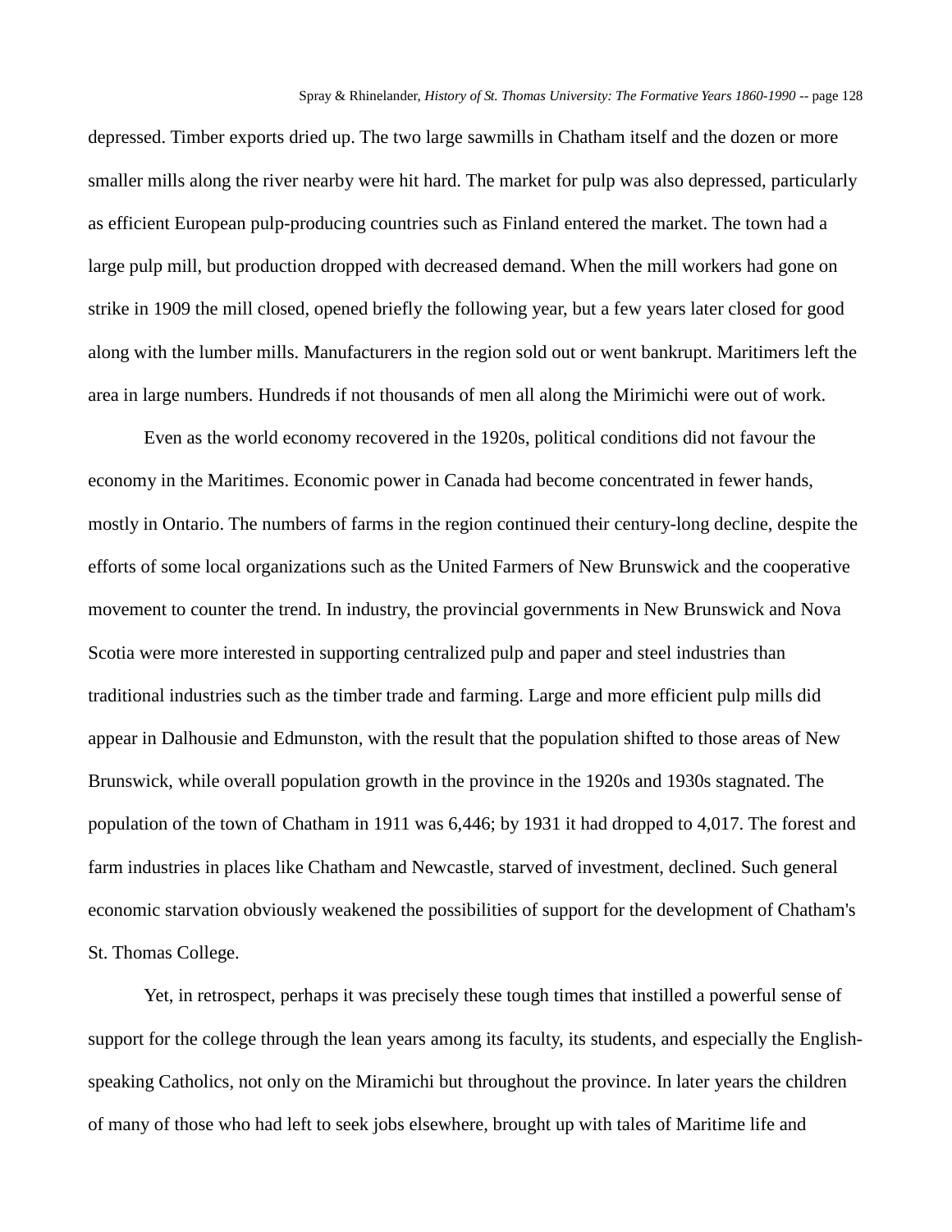depressed. Timber exports dried up. The two large sawmills in Chatham itself and the dozen or more smaller mills along the river nearby were hit hard. The market for pulp was also depressed, particularly as efficient European pulp-producing countries such as Finland entered the market. The town had a large pulp mill, but production dropped with decreased demand. When the mill workers had gone on strike in 1909 the mill closed, opened briefly the following year, but a few years later closed for good along with the lumber mills. Manufacturers in the region sold out or went bankrupt. Maritimers left the area in large numbers. Hundreds if not thousands of men all along the Mirimichi were out of work.

Even as the world economy recovered in the 1920s, political conditions did not favour the economy in the Maritimes. Economic power in Canada had become concentrated in fewer hands, mostly in Ontario. The numbers of farms in the region continued their century-long decline, despite the efforts of some local organizations such as the United Farmers of New Brunswick and the cooperative movement to counter the trend. In industry, the provincial governments in New Brunswick and Nova Scotia were more interested in supporting centralized pulp and paper and steel industries than traditional industries such as the timber trade and farming. Large and more efficient pulp mills did appear in Dalhousie and Edmunston, with the result that the population shifted to those areas of New Brunswick, while overall population growth in the province in the 1920s and 1930s stagnated. The population of the town of Chatham in 1911 was 6,446; by 1931 it had dropped to 4,017. The forest and farm industries in places like Chatham and Newcastle, starved of investment, declined. Such general economic starvation obviously weakened the possibilities of support for the development of Chatham's St. Thomas College.

Yet, in retrospect, perhaps it was precisely these tough times that instilled a powerful sense of support for the college through the lean years among its faculty, its students, and especially the English-speaking Catholics, not only on the Miramichi but throughout the province. In later years the children of many of those who had left to seek jobs elsewhere, brought up with tales of Maritime life and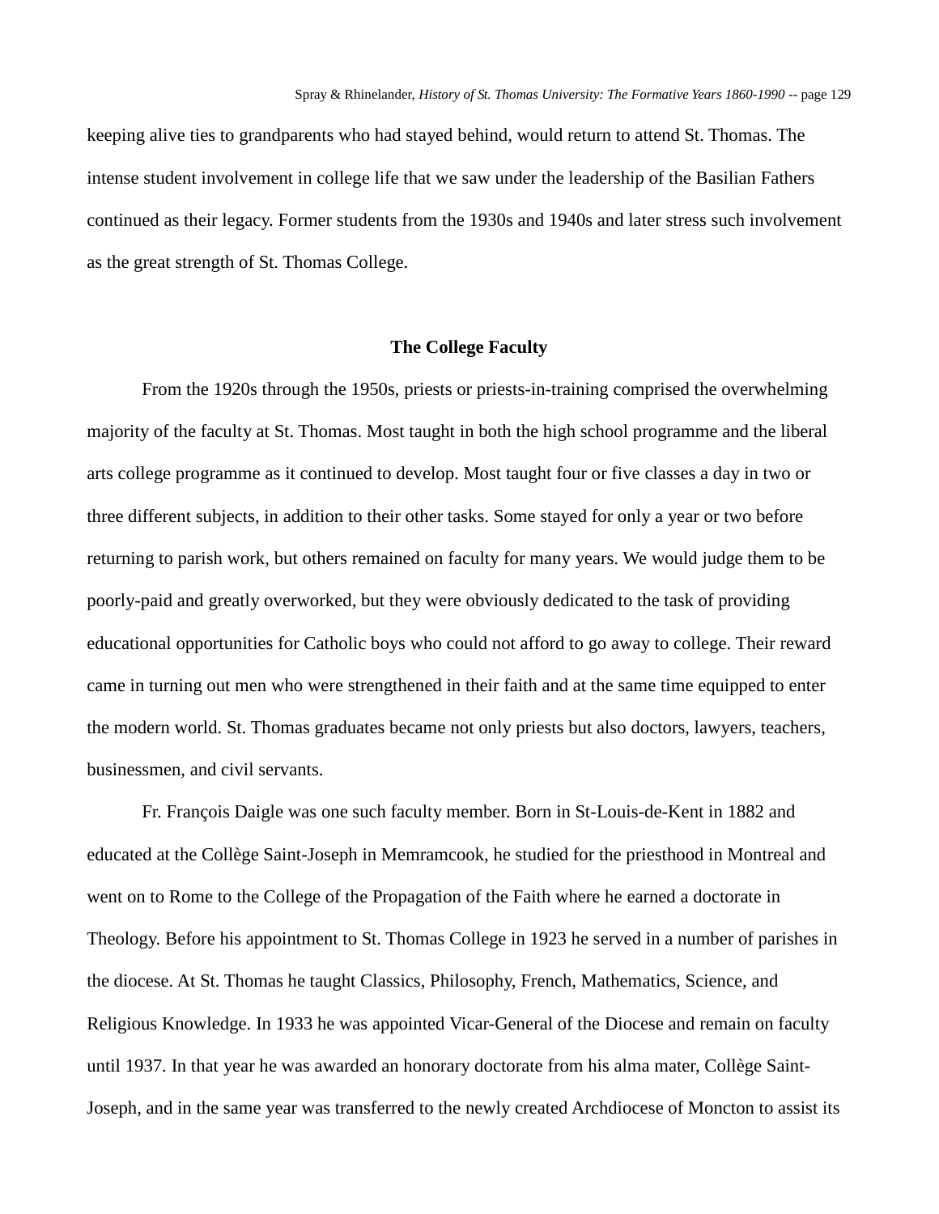keeping alive ties to grandparents who had stayed behind, would return to attend St. Thomas. The intense student involvement in college life that we saw under the leadership of the Basilian Fathers continued as their legacy. Former students from the 1930s and 1940s and later stress such involvement as the great strength of St. Thomas College.

## The College Faculty

From the 1920s through the 1950s, priests or priests-in-training comprised the overwhelming majority of the faculty at St. Thomas. Most taught in both the high school programme and the liberal arts college programme as it continued to develop. Most taught four or five classes a day in two or three different subjects, in addition to their other tasks. Some stayed for only a year or two before returning to parish work, but others remained on faculty for many years. We would judge them to be poorly-paid and greatly overworked, but they were obviously dedicated to the task of providing educational opportunities for Catholic boys who could not afford to go away to college. Their reward came in turning out men who were strengthened in their faith and at the same time equipped to enter the modern world. St. Thomas graduates became not only priests but also doctors, lawyers, teachers, businessmen, and civil servants.

Fr. François Daigle was one such faculty member. Born in St-Louis-de-Kent in 1882 and educated at the Collège Saint-Joseph in Memramcook, he studied for the priesthood in Montreal and went on to Rome to the College of the Propagation of the Faith where he earned a doctorate in Theology. Before his appointment to St. Thomas College in 1923 he served in a number of parishes in the diocese. At St. Thomas he taught Classics, Philosophy, French, Mathematics, Science, and Religious Knowledge. In 1933 he was appointed Vicar-General of the Diocese and remain on faculty until 1937. In that year he was awarded an honorary doctorate from his alma mater, Collège Saint-Joseph, and in the same year was transferred to the newly created Archdiocese of Moncton to assist its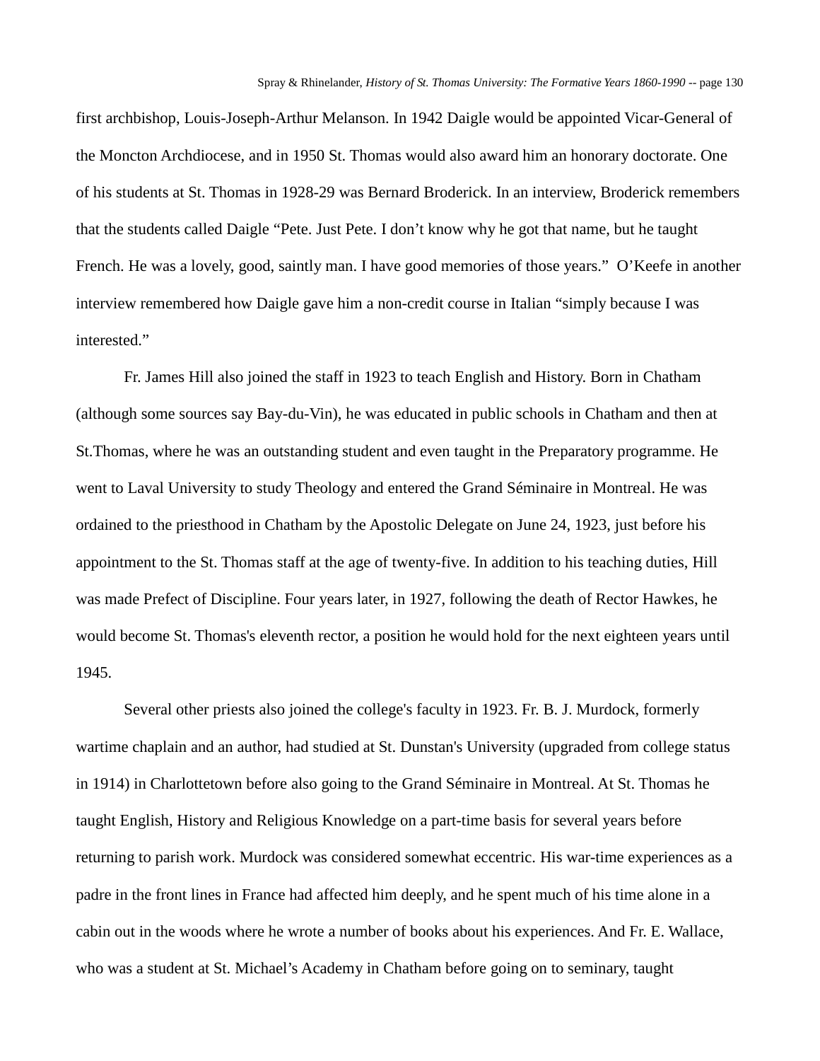first archbishop, Louis-Joseph-Arthur Melanson. In 1942 Daigle would be appointed Vicar-General of the Moncton Archdiocese, and in 1950 St. Thomas would also award him an honorary doctorate. One of his students at St. Thomas in 1928-29 was Bernard Broderick. In an interview, Broderick remembers that the students called Daigle "Pete. Just Pete. I don't know why he got that name, but he taught French. He was a lovely, good, saintly man. I have good memories of those years." O'Keefe in another interview remembered how Daigle gave him a non-credit course in Italian "simply because I was interested."

Fr. James Hill also joined the staff in 1923 to teach English and History. Born in Chatham (although some sources say Bay-du-Vin), he was educated in public schools in Chatham and then at St.Thomas, where he was an outstanding student and even taught in the Preparatory programme. He went to Laval University to study Theology and entered the Grand Séminaire in Montreal. He was ordained to the priesthood in Chatham by the Apostolic Delegate on June 24, 1923, just before his appointment to the St. Thomas staff at the age of twenty-five. In addition to his teaching duties, Hill was made Prefect of Discipline. Four years later, in 1927, following the death of Rector Hawkes, he would become St. Thomas's eleventh rector, a position he would hold for the next eighteen years until 1945.

Several other priests also joined the college's faculty in 1923. Fr. B. J. Murdock, formerly wartime chaplain and an author, had studied at St. Dunstan's University (upgraded from college status in 1914) in Charlottetown before also going to the Grand Séminaire in Montreal. At St. Thomas he taught English, History and Religious Knowledge on a part-time basis for several years before returning to parish work. Murdock was considered somewhat eccentric. His war-time experiences as a padre in the front lines in France had affected him deeply, and he spent much of his time alone in a cabin out in the woods where he wrote a number of books about his experiences. And Fr. E. Wallace, who was a student at St. Michael's Academy in Chatham before going on to seminary, taught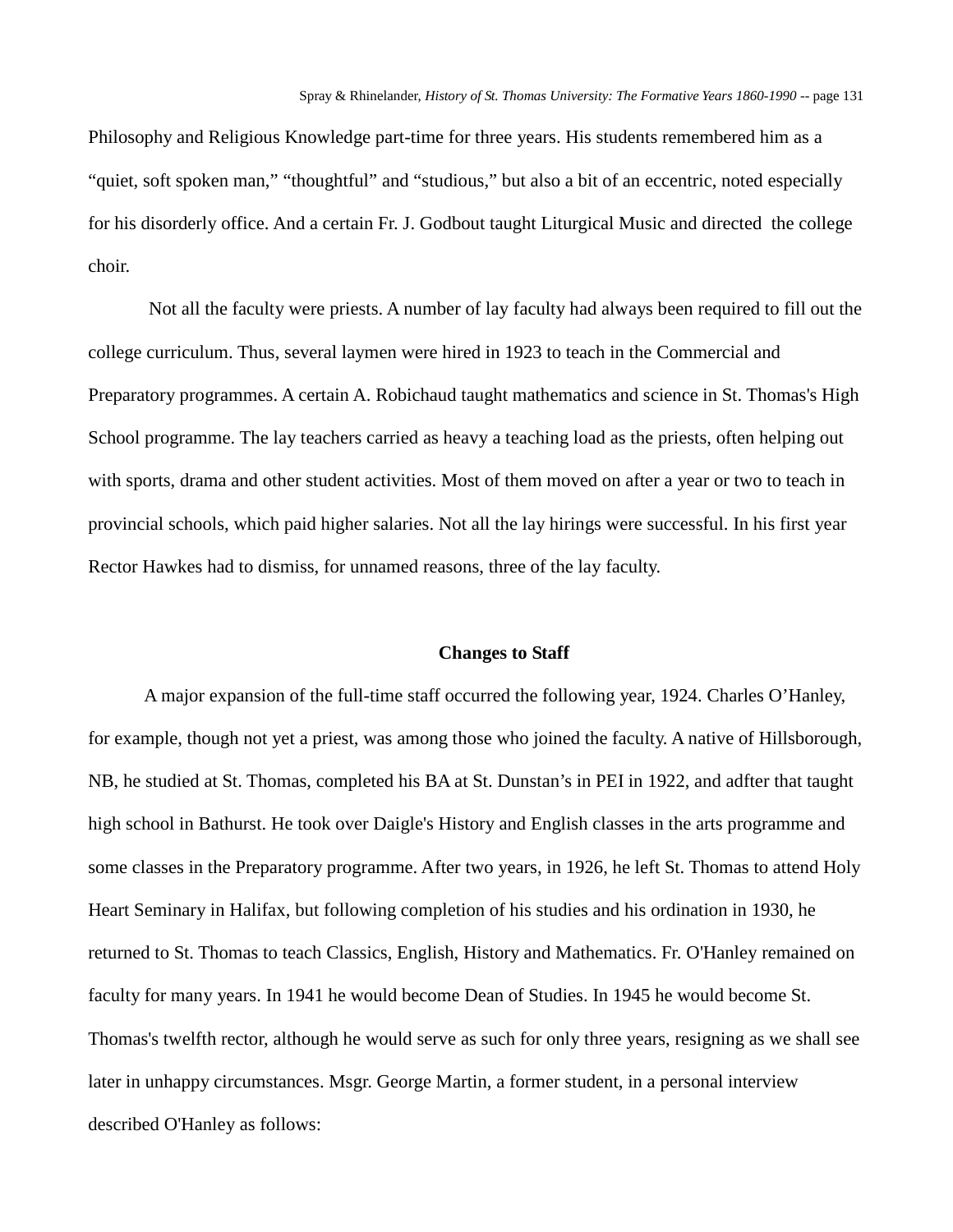Philosophy and Religious Knowledge part-time for three years. His students remembered him as a "quiet, soft spoken man," "thoughtful" and "studious," but also a bit of an eccentric, noted especially for his disorderly office. And a certain Fr. J. Godbout taught Liturgical Music and directed the college choir.

Not all the faculty were priests. A number of lay faculty had always been required to fill out the college curriculum. Thus, several laymen were hired in 1923 to teach in the Commercial and Preparatory programmes. A certain A. Robichaud taught mathematics and science in St. Thomas's High School programme. The lay teachers carried as heavy a teaching load as the priests, often helping out with sports, drama and other student activities. Most of them moved on after a year or two to teach in provincial schools, which paid higher salaries. Not all the lay hirings were successful. In his first year Rector Hawkes had to dismiss, for unnamed reasons, three of the lay faculty.

## Changes to Staff

A major expansion of the full-time staff occurred the following year, 1924. Charles O'Hanley, for example, though not yet a priest, was among those who joined the faculty. A native of Hillsborough, NB, he studied at St. Thomas, completed his BA at St. Dunstan's in PEI in 1922, and adfter that taught high school in Bathurst. He took over Daigle's History and English classes in the arts programme and some classes in the Preparatory programme. After two years, in 1926, he left St. Thomas to attend Holy Heart Seminary in Halifax, but following completion of his studies and his ordination in 1930, he returned to St. Thomas to teach Classics, English, History and Mathematics. Fr. O'Hanley remained on faculty for many years. In 1941 he would become Dean of Studies. In 1945 he would become St. Thomas's twelfth rector, although he would serve as such for only three years, resigning as we shall see later in unhappy circumstances. Msgr. George Martin, a former student, in a personal interview described O'Hanley as follows: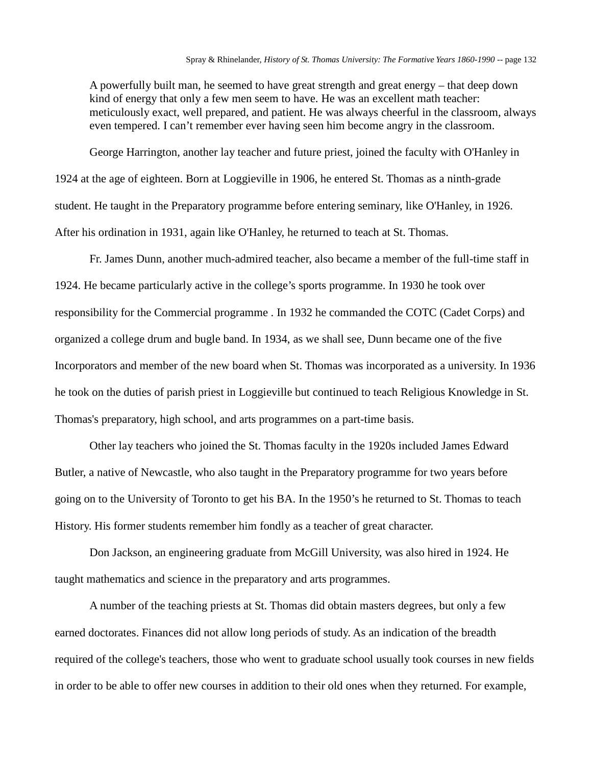> A powerfully built man, he seemed to have great strength and great energy – that deep down kind of energy that only a few men seem to have. He was an excellent math teacher: meticulously exact, well prepared, and patient. He was always cheerful in the classroom, always even tempered. I can't remember ever having seen him become angry in the classroom.

George Harrington, another lay teacher and future priest, joined the faculty with O'Hanley in 1924 at the age of eighteen. Born at Loggieville in 1906, he entered St. Thomas as a ninth-grade student. He taught in the Preparatory programme before entering seminary, like O'Hanley, in 1926. After his ordination in 1931, again like O'Hanley, he returned to teach at St. Thomas.

Fr. James Dunn, another much-admired teacher, also became a member of the full-time staff in 1924. He became particularly active in the college's sports programme. In 1930 he took over responsibility for the Commercial programme . In 1932 he commanded the COTC (Cadet Corps) and organized a college drum and bugle band. In 1934, as we shall see, Dunn became one of the five Incorporators and member of the new board when St. Thomas was incorporated as a university. In 1936 he took on the duties of parish priest in Loggieville but continued to teach Religious Knowledge in St. Thomas's preparatory, high school, and arts programmes on a part-time basis.

Other lay teachers who joined the St. Thomas faculty in the 1920s included James Edward Butler, a native of Newcastle, who also taught in the Preparatory programme for two years before going on to the University of Toronto to get his BA. In the 1950's he returned to St. Thomas to teach History. His former students remember him fondly as a teacher of great character.

Don Jackson, an engineering graduate from McGill University, was also hired in 1924. He taught mathematics and science in the preparatory and arts programmes.

A number of the teaching priests at St. Thomas did obtain masters degrees, but only a few earned doctorates. Finances did not allow long periods of study. As an indication of the breadth required of the college's teachers, those who went to graduate school usually took courses in new fields in order to be able to offer new courses in addition to their old ones when they returned. For example,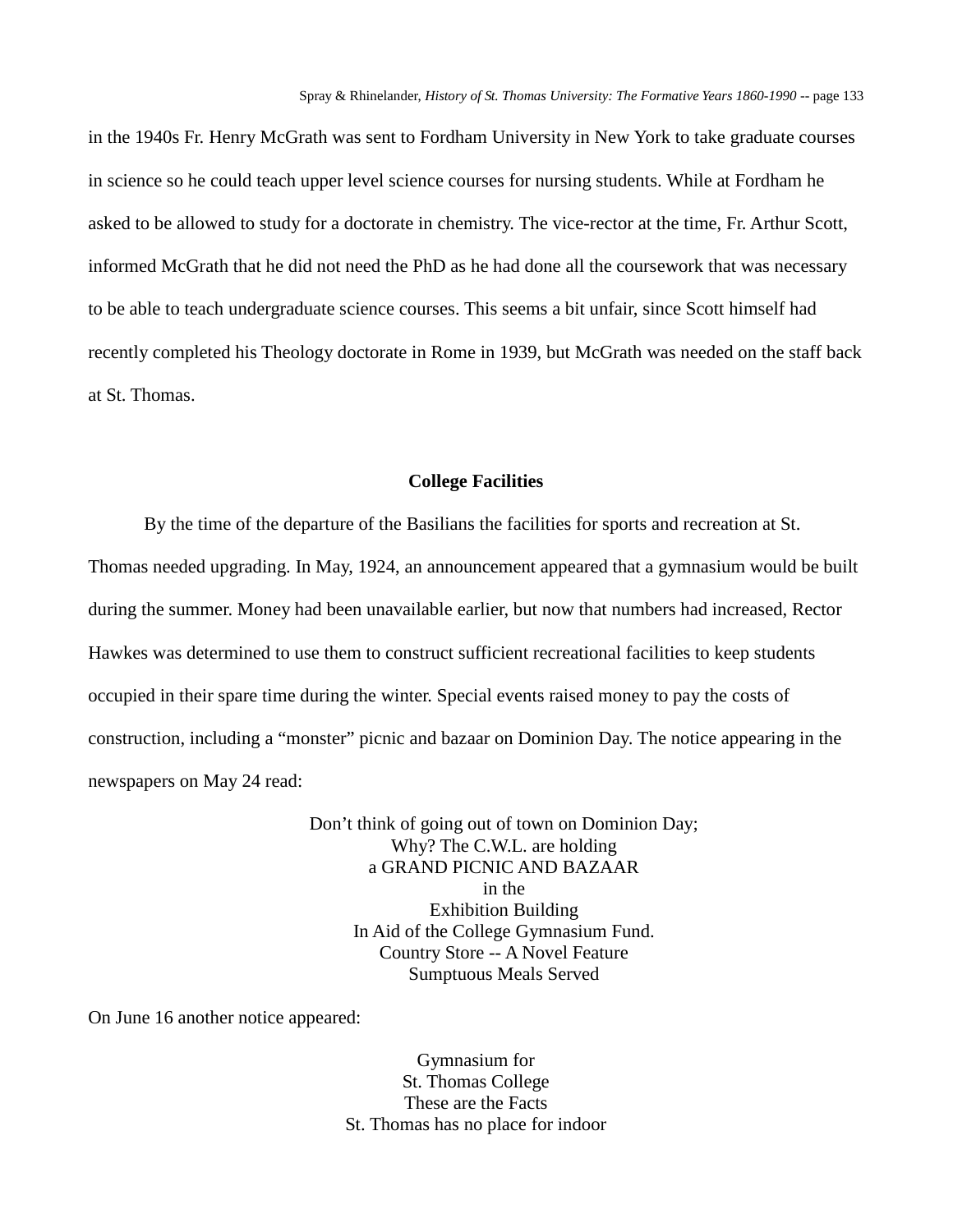in the 1940s Fr. Henry McGrath was sent to Fordham University in New York to take graduate courses in science so he could teach upper level science courses for nursing students. While at Fordham he asked to be allowed to study for a doctorate in chemistry. The vice-rector at the time, Fr. Arthur Scott, informed McGrath that he did not need the PhD as he had done all the coursework that was necessary to be able to teach undergraduate science courses. This seems a bit unfair, since Scott himself had recently completed his Theology doctorate in Rome in 1939, but McGrath was needed on the staff back at St. Thomas.

### College Facilities

By the time of the departure of the Basilians the facilities for sports and recreation at St. Thomas needed upgrading. In May, 1924, an announcement appeared that a gymnasium would be built during the summer. Money had been unavailable earlier, but now that numbers had increased, Rector Hawkes was determined to use them to construct sufficient recreational facilities to keep students occupied in their spare time during the winter. Special events raised money to pay the costs of construction, including a "monster" picnic and bazaar on Dominion Day. The notice appearing in the newspapers on May 24 read:

> Don't think of going out of town on Dominion Day;
> Why? The C.W.L. are holding
> a GRAND PICNIC AND BAZAAR
> in the
> Exhibition Building
> In Aid of the College Gymnasium Fund.
> Country Store -- A Novel Feature
> Sumptuous Meals Served

On June 16 another notice appeared:

> Gymnasium for
> St. Thomas College
> These are the Facts
> St. Thomas has no place for indoor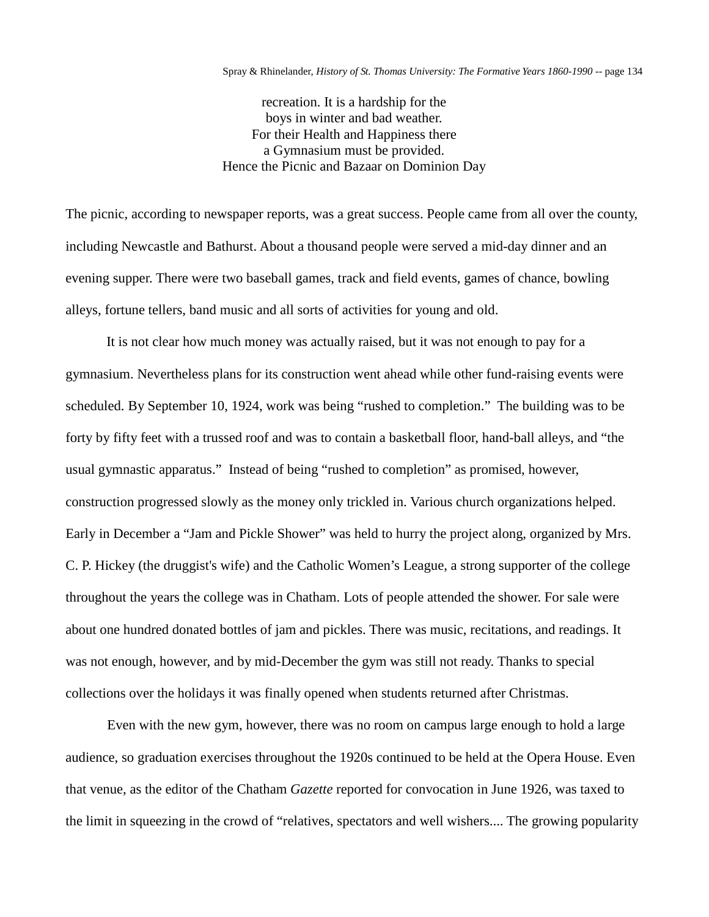recreation. It is a hardship for the  
boys in winter and bad weather.  
For their Health and Happiness there  
a Gymnasium must be provided.  
Hence the Picnic and Bazaar on Dominion Day

The picnic, according to newspaper reports, was a great success. People came from all over the county, including Newcastle and Bathurst. About a thousand people were served a mid-day dinner and an evening supper. There were two baseball games, track and field events, games of chance, bowling alleys, fortune tellers, band music and all sorts of activities for young and old.

It is not clear how much money was actually raised, but it was not enough to pay for a gymnasium. Nevertheless plans for its construction went ahead while other fund-raising events were scheduled. By September 10, 1924, work was being "rushed to completion." The building was to be forty by fifty feet with a trussed roof and was to contain a basketball floor, hand-ball alleys, and "the usual gymnastic apparatus." Instead of being "rushed to completion" as promised, however, construction progressed slowly as the money only trickled in. Various church organizations helped. Early in December a "Jam and Pickle Shower" was held to hurry the project along, organized by Mrs. C. P. Hickey (the druggist's wife) and the Catholic Women's League, a strong supporter of the college throughout the years the college was in Chatham. Lots of people attended the shower. For sale were about one hundred donated bottles of jam and pickles. There was music, recitations, and readings. It was not enough, however, and by mid-December the gym was still not ready. Thanks to special collections over the holidays it was finally opened when students returned after Christmas.

Even with the new gym, however, there was no room on campus large enough to hold a large audience, so graduation exercises throughout the 1920s continued to be held at the Opera House. Even that venue, as the editor of the Chatham *Gazette* reported for convocation in June 1926, was taxed to the limit in squeezing in the crowd of "relatives, spectators and well wishers.... The growing popularity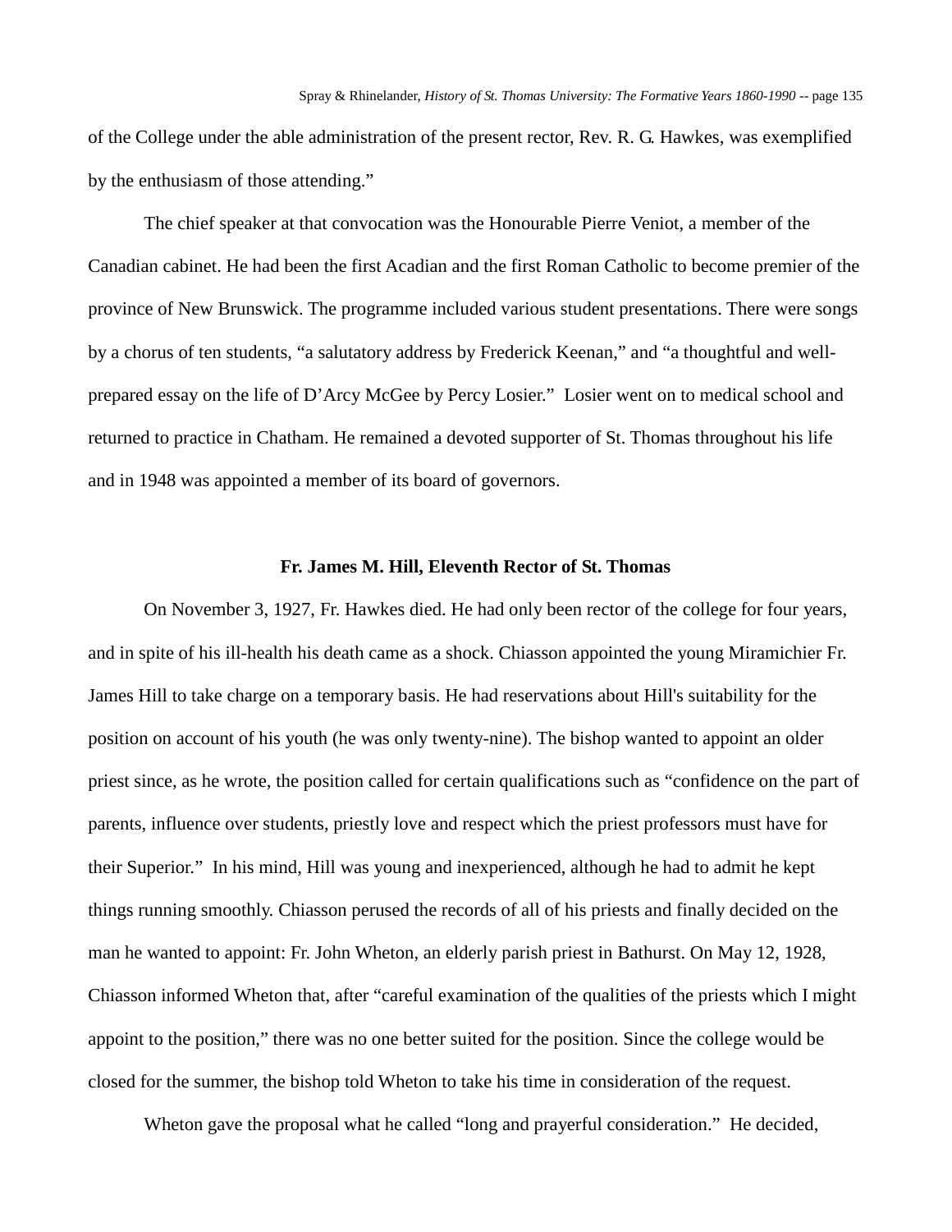of the College under the able administration of the present rector, Rev. R. G. Hawkes, was exemplified by the enthusiasm of those attending."

The chief speaker at that convocation was the Honourable Pierre Veniot, a member of the Canadian cabinet. He had been the first Acadian and the first Roman Catholic to become premier of the province of New Brunswick. The programme included various student presentations. There were songs by a chorus of ten students, "a salutatory address by Frederick Keenan," and "a thoughtful and well-prepared essay on the life of D'Arcy McGee by Percy Losier." Losier went on to medical school and returned to practice in Chatham. He remained a devoted supporter of St. Thomas throughout his life and in 1948 was appointed a member of its board of governors.

### Fr. James M. Hill, Eleventh Rector of St. Thomas

On November 3, 1927, Fr. Hawkes died. He had only been rector of the college for four years, and in spite of his ill-health his death came as a shock. Chiasson appointed the young Miramichier Fr. James Hill to take charge on a temporary basis. He had reservations about Hill's suitability for the position on account of his youth (he was only twenty-nine). The bishop wanted to appoint an older priest since, as he wrote, the position called for certain qualifications such as "confidence on the part of parents, influence over students, priestly love and respect which the priest professors must have for their Superior." In his mind, Hill was young and inexperienced, although he had to admit he kept things running smoothly. Chiasson perused the records of all of his priests and finally decided on the man he wanted to appoint: Fr. John Wheton, an elderly parish priest in Bathurst. On May 12, 1928, Chiasson informed Wheton that, after "careful examination of the qualities of the priests which I might appoint to the position," there was no one better suited for the position. Since the college would be closed for the summer, the bishop told Wheton to take his time in consideration of the request.

Wheton gave the proposal what he called "long and prayerful consideration." He decided,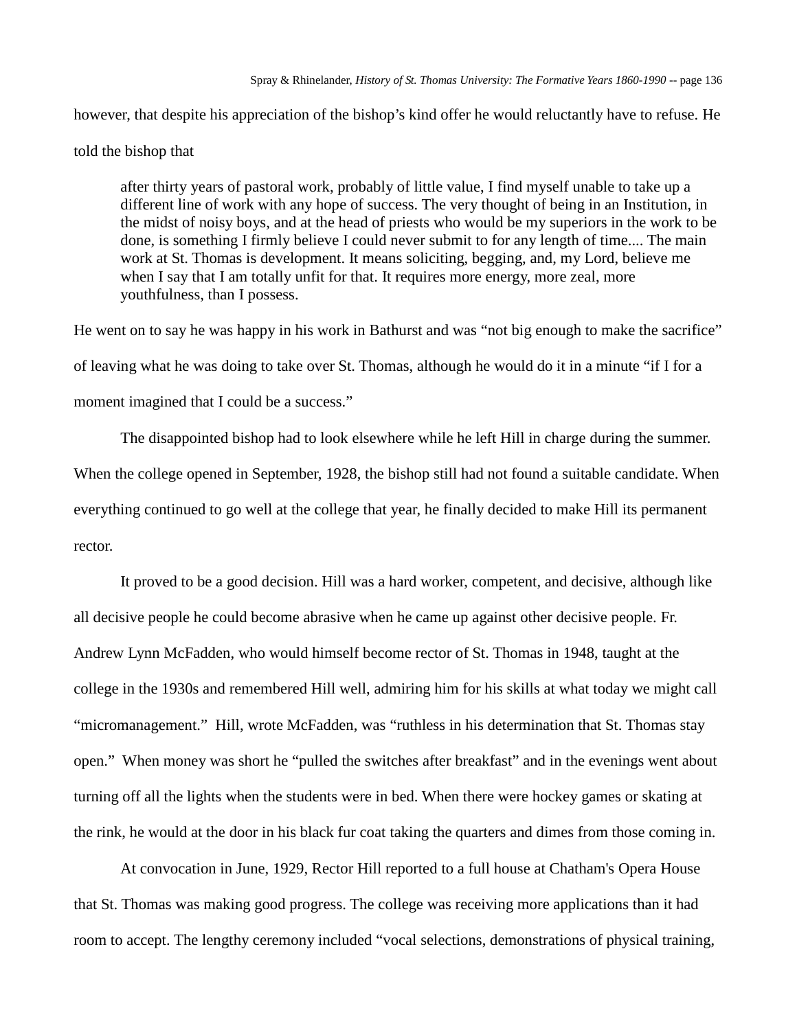however, that despite his appreciation of the bishop's kind offer he would reluctantly have to refuse. He told the bishop that

> after thirty years of pastoral work, probably of little value, I find myself unable to take up a different line of work with any hope of success. The very thought of being in an Institution, in the midst of noisy boys, and at the head of priests who would be my superiors in the work to be done, is something I firmly believe I could never submit to for any length of time.... The main work at St. Thomas is development. It means soliciting, begging, and, my Lord, believe me when I say that I am totally unfit for that. It requires more energy, more zeal, more youthfulness, than I possess.

He went on to say he was happy in his work in Bathurst and was "not big enough to make the sacrifice" of leaving what he was doing to take over St. Thomas, although he would do it in a minute "if I for a moment imagined that I could be a success."

The disappointed bishop had to look elsewhere while he left Hill in charge during the summer. When the college opened in September, 1928, the bishop still had not found a suitable candidate. When everything continued to go well at the college that year, he finally decided to make Hill its permanent rector.

It proved to be a good decision. Hill was a hard worker, competent, and decisive, although like all decisive people he could become abrasive when he came up against other decisive people. Fr. Andrew Lynn McFadden, who would himself become rector of St. Thomas in 1948, taught at the college in the 1930s and remembered Hill well, admiring him for his skills at what today we might call "micromanagement." Hill, wrote McFadden, was "ruthless in his determination that St. Thomas stay open." When money was short he "pulled the switches after breakfast" and in the evenings went about turning off all the lights when the students were in bed. When there were hockey games or skating at the rink, he would at the door in his black fur coat taking the quarters and dimes from those coming in.

At convocation in June, 1929, Rector Hill reported to a full house at Chatham's Opera House that St. Thomas was making good progress. The college was receiving more applications than it had room to accept. The lengthy ceremony included "vocal selections, demonstrations of physical training,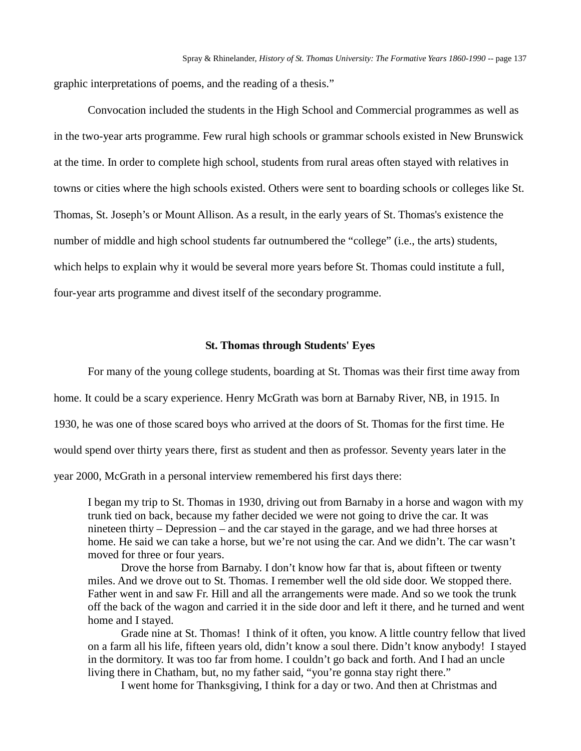graphic interpretations of poems, and the reading of a thesis."

Convocation included the students in the High School and Commercial programmes as well as in the two-year arts programme. Few rural high schools or grammar schools existed in New Brunswick at the time. In order to complete high school, students from rural areas often stayed with relatives in towns or cities where the high schools existed. Others were sent to boarding schools or colleges like St. Thomas, St. Joseph's or Mount Allison. As a result, in the early years of St. Thomas's existence the number of middle and high school students far outnumbered the "college" (i.e., the arts) students, which helps to explain why it would be several more years before St. Thomas could institute a full, four-year arts programme and divest itself of the secondary programme.

## St. Thomas through Students' Eyes

For many of the young college students, boarding at St. Thomas was their first time away from home. It could be a scary experience. Henry McGrath was born at Barnaby River, NB, in 1915. In 1930, he was one of those scared boys who arrived at the doors of St. Thomas for the first time. He would spend over thirty years there, first as student and then as professor. Seventy years later in the year 2000, McGrath in a personal interview remembered his first days there:

> I began my trip to St. Thomas in 1930, driving out from Barnaby in a horse and wagon with my trunk tied on back, because my father decided we were not going to drive the car. It was nineteen thirty – Depression – and the car stayed in the garage, and we had three horses at home. He said we can take a horse, but we're not using the car. And we didn't. The car wasn't moved for three or four years.
>
> Drove the horse from Barnaby. I don't know how far that is, about fifteen or twenty miles. And we drove out to St. Thomas. I remember well the old side door. We stopped there. Father went in and saw Fr. Hill and all the arrangements were made. And so we took the trunk off the back of the wagon and carried it in the side door and left it there, and he turned and went home and I stayed.
>
> Grade nine at St. Thomas! I think of it often, you know. A little country fellow that lived on a farm all his life, fifteen years old, didn't know a soul there. Didn't know anybody! I stayed in the dormitory. It was too far from home. I couldn't go back and forth. And I had an uncle living there in Chatham, but, no my father said, "you're gonna stay right there."
>
> I went home for Thanksgiving, I think for a day or two. And then at Christmas and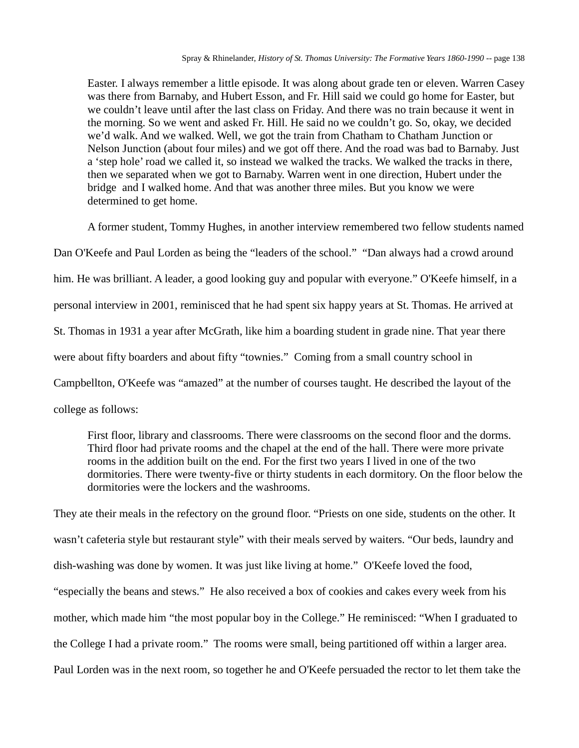> Easter. I always remember a little episode. It was along about grade ten or eleven. Warren Casey was there from Barnaby, and Hubert Esson, and Fr. Hill said we could go home for Easter, but we couldn't leave until after the last class on Friday. And there was no train because it went in the morning. So we went and asked Fr. Hill. He said no we couldn't go. So, okay, we decided we'd walk. And we walked. Well, we got the train from Chatham to Chatham Junction or Nelson Junction (about four miles) and we got off there. And the road was bad to Barnaby. Just a 'step hole' road we called it, so instead we walked the tracks. We walked the tracks in there, then we separated when we got to Barnaby. Warren went in one direction, Hubert under the bridge and I walked home. And that was another three miles. But you know we were determined to get home.

A former student, Tommy Hughes, in another interview remembered two fellow students named Dan O'Keefe and Paul Lorden as being the "leaders of the school." "Dan always had a crowd around him. He was brilliant. A leader, a good looking guy and popular with everyone." O'Keefe himself, in a personal interview in 2001, reminisced that he had spent six happy years at St. Thomas. He arrived at St. Thomas in 1931 a year after McGrath, like him a boarding student in grade nine. That year there were about fifty boarders and about fifty "townies." Coming from a small country school in Campbellton, O'Keefe was "amazed" at the number of courses taught. He described the layout of the college as follows:

> First floor, library and classrooms. There were classrooms on the second floor and the dorms. Third floor had private rooms and the chapel at the end of the hall. There were more private rooms in the addition built on the end. For the first two years I lived in one of the two dormitories. There were twenty-five or thirty students in each dormitory. On the floor below the dormitories were the lockers and the washrooms.

They ate their meals in the refectory on the ground floor. "Priests on one side, students on the other. It wasn't cafeteria style but restaurant style" with their meals served by waiters. "Our beds, laundry and dish-washing was done by women. It was just like living at home." O'Keefe loved the food, "especially the beans and stews." He also received a box of cookies and cakes every week from his mother, which made him "the most popular boy in the College." He reminisced: "When I graduated to the College I had a private room." The rooms were small, being partitioned off within a larger area. Paul Lorden was in the next room, so together he and O'Keefe persuaded the rector to let them take the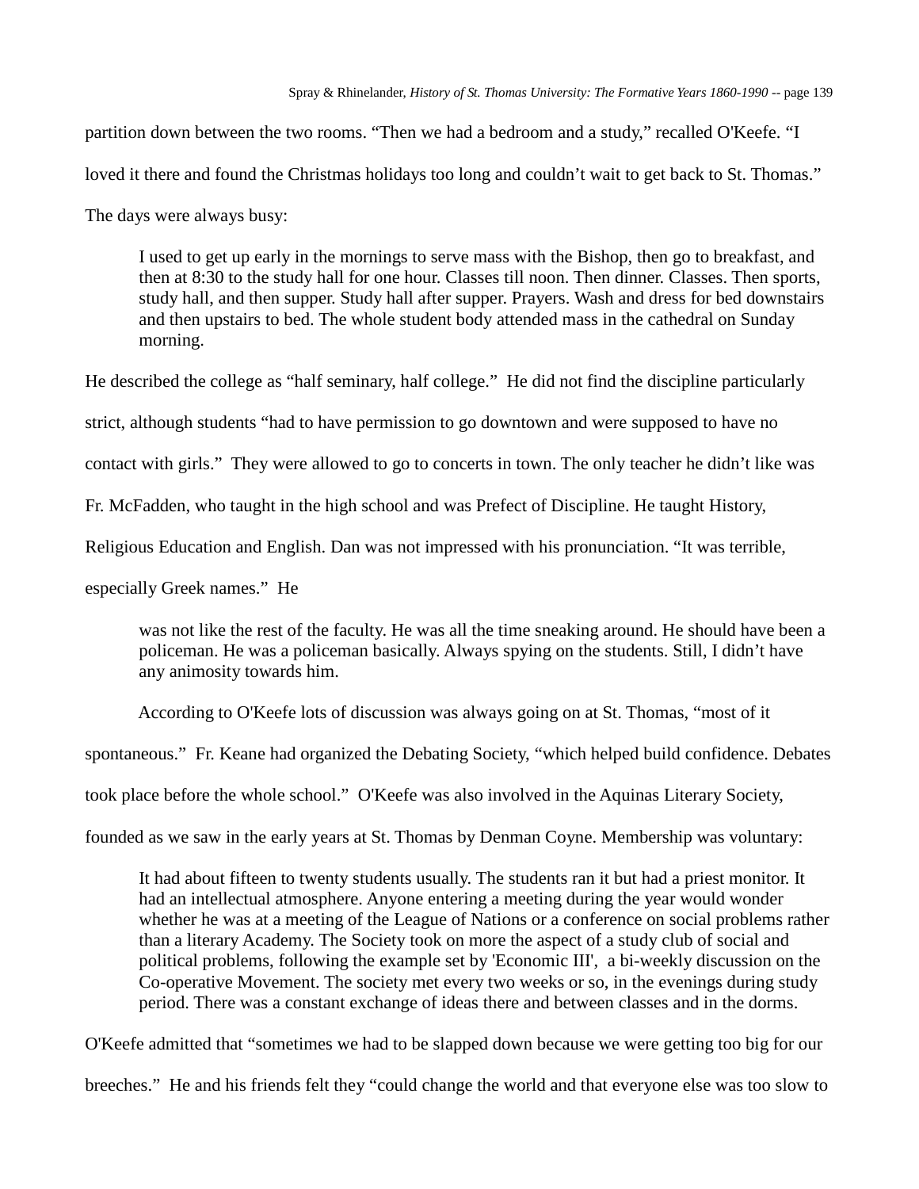partition down between the two rooms. "Then we had a bedroom and a study," recalled O'Keefe. "I loved it there and found the Christmas holidays too long and couldn't wait to get back to St. Thomas." The days were always busy:

> I used to get up early in the mornings to serve mass with the Bishop, then go to breakfast, and then at 8:30 to the study hall for one hour. Classes till noon. Then dinner. Classes. Then sports, study hall, and then supper. Study hall after supper. Prayers. Wash and dress for bed downstairs and then upstairs to bed. The whole student body attended mass in the cathedral on Sunday morning.

He described the college as "half seminary, half college." He did not find the discipline particularly strict, although students "had to have permission to go downtown and were supposed to have no contact with girls." They were allowed to go to concerts in town. The only teacher he didn't like was Fr. McFadden, who taught in the high school and was Prefect of Discipline. He taught History, Religious Education and English. Dan was not impressed with his pronunciation. "It was terrible, especially Greek names." He

> was not like the rest of the faculty. He was all the time sneaking around. He should have been a policeman. He was a policeman basically. Always spying on the students. Still, I didn't have any animosity towards him.

According to O'Keefe lots of discussion was always going on at St. Thomas, "most of it spontaneous." Fr. Keane had organized the Debating Society, "which helped build confidence. Debates took place before the whole school." O'Keefe was also involved in the Aquinas Literary Society, founded as we saw in the early years at St. Thomas by Denman Coyne. Membership was voluntary:

> It had about fifteen to twenty students usually. The students ran it but had a priest monitor. It had an intellectual atmosphere. Anyone entering a meeting during the year would wonder whether he was at a meeting of the League of Nations or a conference on social problems rather than a literary Academy. The Society took on more the aspect of a study club of social and political problems, following the example set by 'Economic III', a bi-weekly discussion on the Co-operative Movement. The society met every two weeks or so, in the evenings during study period. There was a constant exchange of ideas there and between classes and in the dorms.

O'Keefe admitted that "sometimes we had to be slapped down because we were getting too big for our breeches." He and his friends felt they "could change the world and that everyone else was too slow to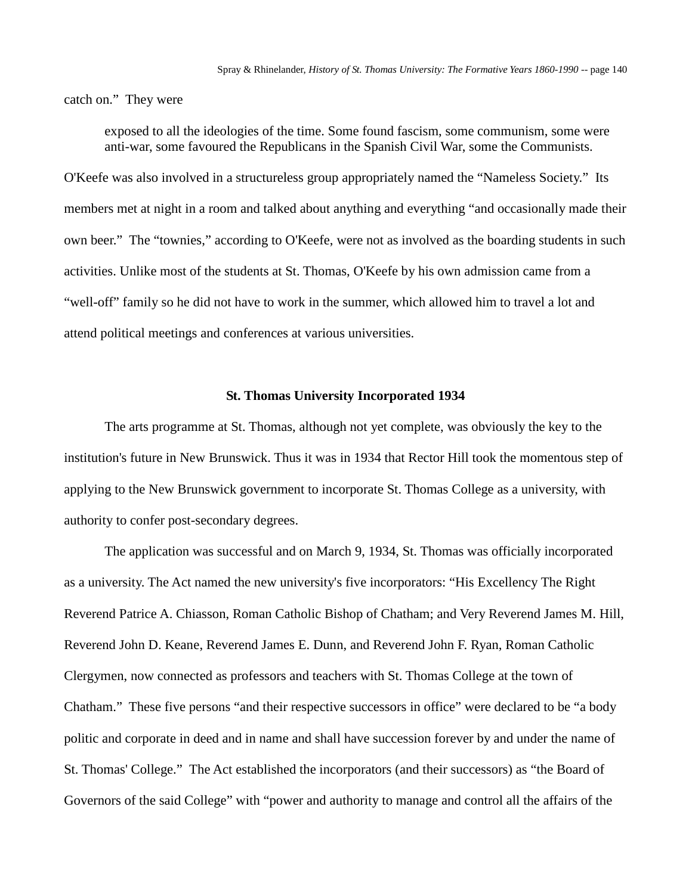catch on." They were

> exposed to all the ideologies of the time. Some found fascism, some communism, some were anti-war, some favoured the Republicans in the Spanish Civil War, some the Communists.

O'Keefe was also involved in a structureless group appropriately named the "Nameless Society." Its members met at night in a room and talked about anything and everything "and occasionally made their own beer." The "townies," according to O'Keefe, were not as involved as the boarding students in such activities. Unlike most of the students at St. Thomas, O'Keefe by his own admission came from a "well-off" family so he did not have to work in the summer, which allowed him to travel a lot and attend political meetings and conferences at various universities.

### St. Thomas University Incorporated 1934

The arts programme at St. Thomas, although not yet complete, was obviously the key to the institution's future in New Brunswick. Thus it was in 1934 that Rector Hill took the momentous step of applying to the New Brunswick government to incorporate St. Thomas College as a university, with authority to confer post-secondary degrees.

The application was successful and on March 9, 1934, St. Thomas was officially incorporated as a university. The Act named the new university's five incorporators: "His Excellency The Right Reverend Patrice A. Chiasson, Roman Catholic Bishop of Chatham; and Very Reverend James M. Hill, Reverend John D. Keane, Reverend James E. Dunn, and Reverend John F. Ryan, Roman Catholic Clergymen, now connected as professors and teachers with St. Thomas College at the town of Chatham." These five persons "and their respective successors in office" were declared to be "a body politic and corporate in deed and in name and shall have succession forever by and under the name of St. Thomas' College." The Act established the incorporators (and their successors) as "the Board of Governors of the said College" with "power and authority to manage and control all the affairs of the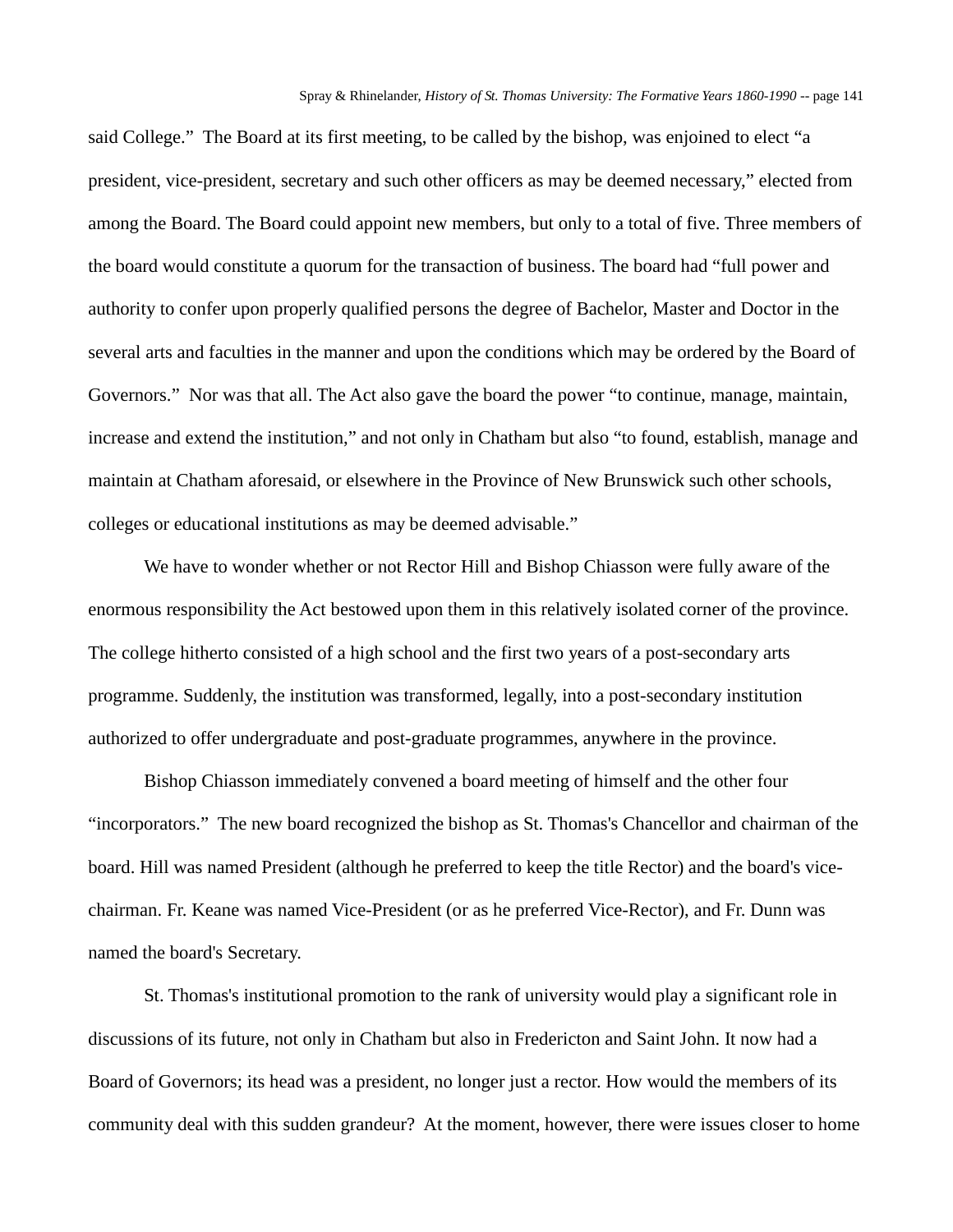said College." The Board at its first meeting, to be called by the bishop, was enjoined to elect "a president, vice-president, secretary and such other officers as may be deemed necessary," elected from among the Board. The Board could appoint new members, but only to a total of five. Three members of the board would constitute a quorum for the transaction of business. The board had "full power and authority to confer upon properly qualified persons the degree of Bachelor, Master and Doctor in the several arts and faculties in the manner and upon the conditions which may be ordered by the Board of Governors." Nor was that all. The Act also gave the board the power "to continue, manage, maintain, increase and extend the institution," and not only in Chatham but also "to found, establish, manage and maintain at Chatham aforesaid, or elsewhere in the Province of New Brunswick such other schools, colleges or educational institutions as may be deemed advisable."

We have to wonder whether or not Rector Hill and Bishop Chiasson were fully aware of the enormous responsibility the Act bestowed upon them in this relatively isolated corner of the province. The college hitherto consisted of a high school and the first two years of a post-secondary arts programme. Suddenly, the institution was transformed, legally, into a post-secondary institution authorized to offer undergraduate and post-graduate programmes, anywhere in the province.

Bishop Chiasson immediately convened a board meeting of himself and the other four "incorporators." The new board recognized the bishop as St. Thomas's Chancellor and chairman of the board. Hill was named President (although he preferred to keep the title Rector) and the board's vice-chairman. Fr. Keane was named Vice-President (or as he preferred Vice-Rector), and Fr. Dunn was named the board's Secretary.

St. Thomas's institutional promotion to the rank of university would play a significant role in discussions of its future, not only in Chatham but also in Fredericton and Saint John. It now had a Board of Governors; its head was a president, no longer just a rector. How would the members of its community deal with this sudden grandeur? At the moment, however, there were issues closer to home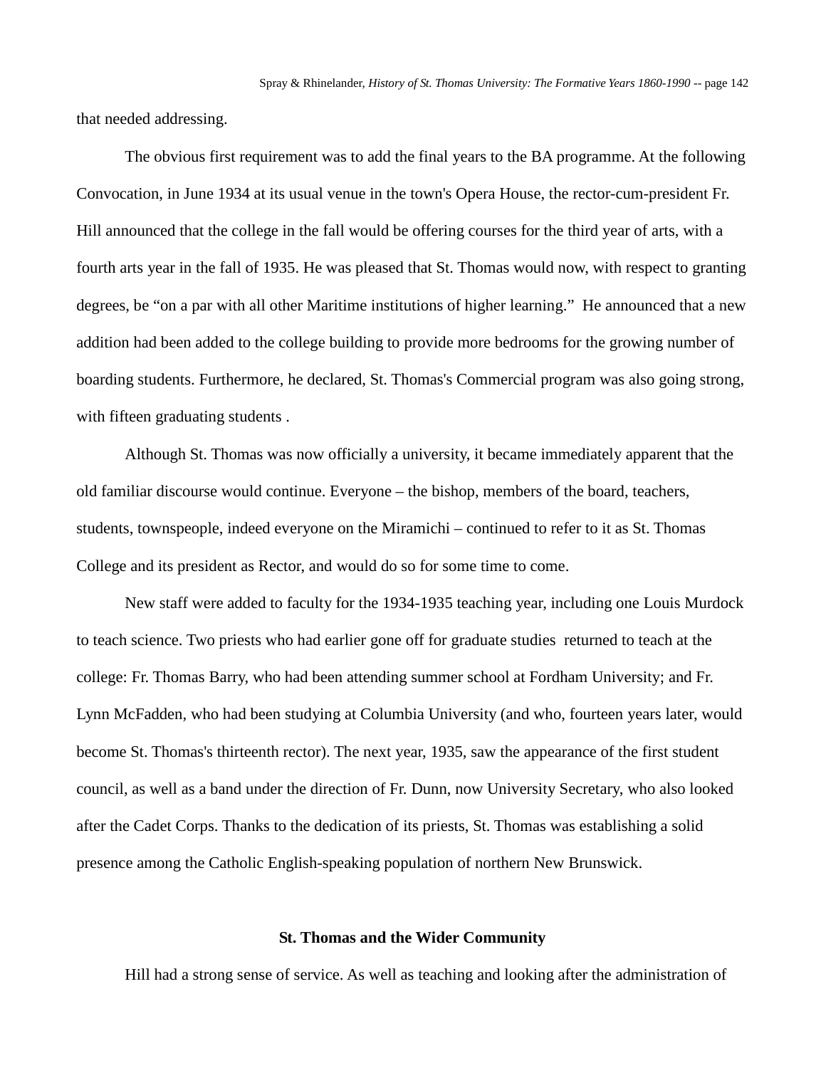that needed addressing.

The obvious first requirement was to add the final years to the BA programme. At the following Convocation, in June 1934 at its usual venue in the town's Opera House, the rector-cum-president Fr. Hill announced that the college in the fall would be offering courses for the third year of arts, with a fourth arts year in the fall of 1935. He was pleased that St. Thomas would now, with respect to granting degrees, be "on a par with all other Maritime institutions of higher learning." He announced that a new addition had been added to the college building to provide more bedrooms for the growing number of boarding students. Furthermore, he declared, St. Thomas's Commercial program was also going strong, with fifteen graduating students .

Although St. Thomas was now officially a university, it became immediately apparent that the old familiar discourse would continue. Everyone – the bishop, members of the board, teachers, students, townspeople, indeed everyone on the Miramichi – continued to refer to it as St. Thomas College and its president as Rector, and would do so for some time to come.

New staff were added to faculty for the 1934-1935 teaching year, including one Louis Murdock to teach science. Two priests who had earlier gone off for graduate studies returned to teach at the college: Fr. Thomas Barry, who had been attending summer school at Fordham University; and Fr. Lynn McFadden, who had been studying at Columbia University (and who, fourteen years later, would become St. Thomas's thirteenth rector). The next year, 1935, saw the appearance of the first student council, as well as a band under the direction of Fr. Dunn, now University Secretary, who also looked after the Cadet Corps. Thanks to the dedication of its priests, St. Thomas was establishing a solid presence among the Catholic English-speaking population of northern New Brunswick.

### St. Thomas and the Wider Community

Hill had a strong sense of service. As well as teaching and looking after the administration of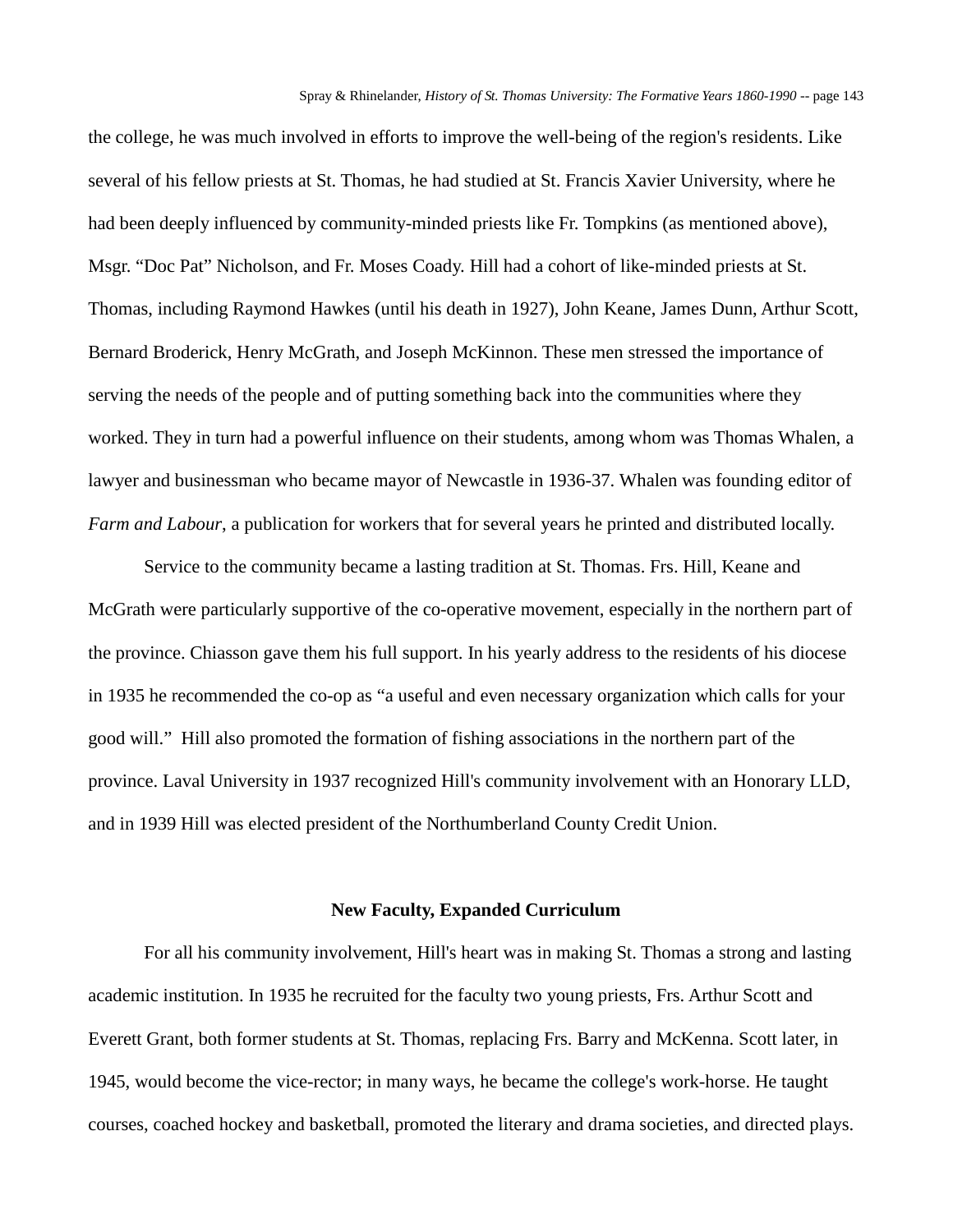the college, he was much involved in efforts to improve the well-being of the region's residents. Like several of his fellow priests at St. Thomas, he had studied at St. Francis Xavier University, where he had been deeply influenced by community-minded priests like Fr. Tompkins (as mentioned above), Msgr. “Doc Pat” Nicholson, and Fr. Moses Coady. Hill had a cohort of like-minded priests at St. Thomas, including Raymond Hawkes (until his death in 1927), John Keane, James Dunn, Arthur Scott, Bernard Broderick, Henry McGrath, and Joseph McKinnon. These men stressed the importance of serving the needs of the people and of putting something back into the communities where they worked. They in turn had a powerful influence on their students, among whom was Thomas Whalen, a lawyer and businessman who became mayor of Newcastle in 1936-37. Whalen was founding editor of *Farm and Labour*, a publication for workers that for several years he printed and distributed locally.

Service to the community became a lasting tradition at St. Thomas. Frs. Hill, Keane and McGrath were particularly supportive of the co-operative movement, especially in the northern part of the province. Chiasson gave them his full support. In his yearly address to the residents of his diocese in 1935 he recommended the co-op as “a useful and even necessary organization which calls for your good will.” Hill also promoted the formation of fishing associations in the northern part of the province. Laval University in 1937 recognized Hill's community involvement with an Honorary LLD, and in 1939 Hill was elected president of the Northumberland County Credit Union.

## New Faculty, Expanded Curriculum

For all his community involvement, Hill's heart was in making St. Thomas a strong and lasting academic institution. In 1935 he recruited for the faculty two young priests, Frs. Arthur Scott and Everett Grant, both former students at St. Thomas, replacing Frs. Barry and McKenna. Scott later, in 1945, would become the vice-rector; in many ways, he became the college's work-horse. He taught courses, coached hockey and basketball, promoted the literary and drama societies, and directed plays.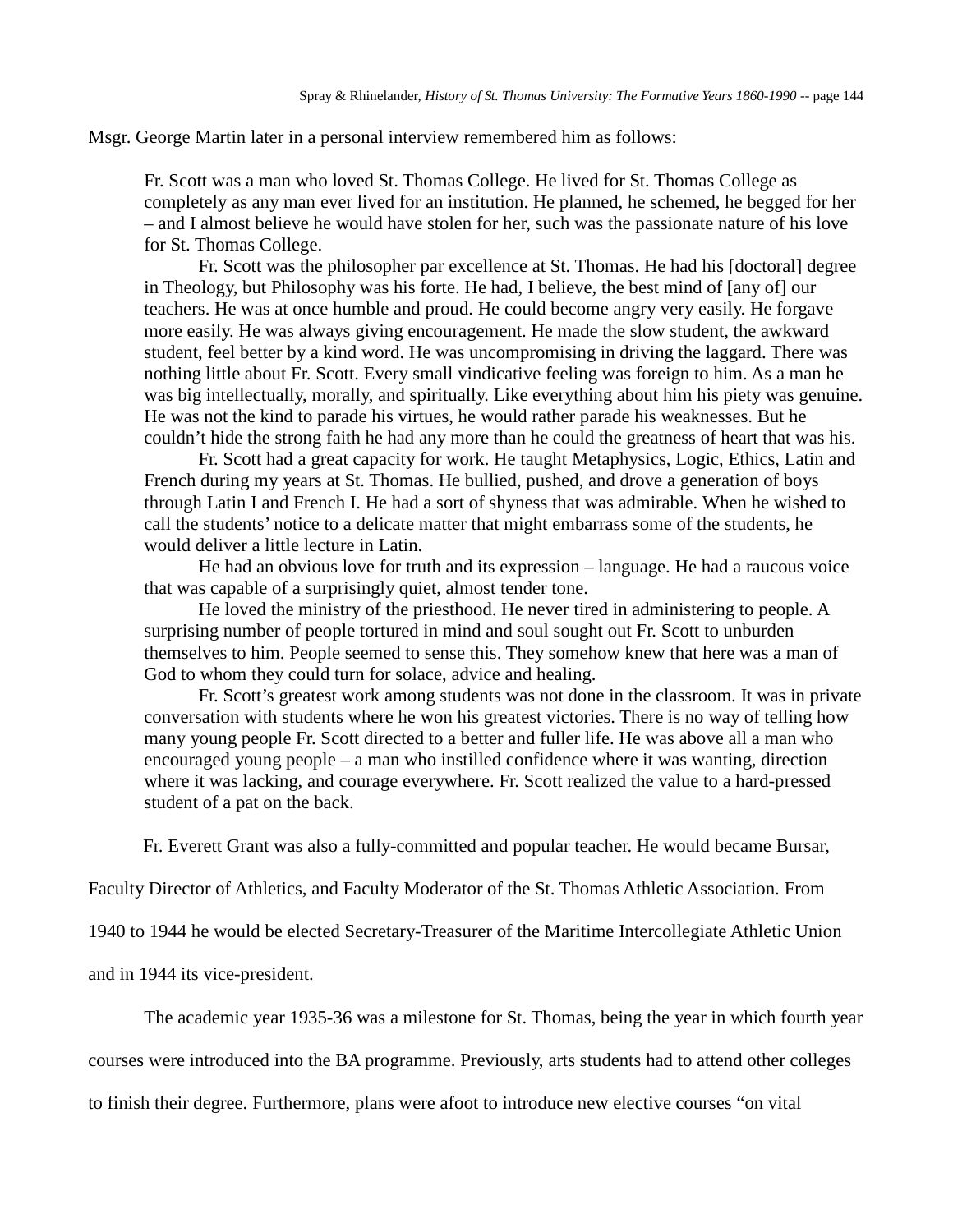Msgr. George Martin later in a personal interview remembered him as follows:

> Fr. Scott was a man who loved St. Thomas College. He lived for St. Thomas College as completely as any man ever lived for an institution. He planned, he schemed, he begged for her – and I almost believe he would have stolen for her, such was the passionate nature of his love for St. Thomas College.
>
> Fr. Scott was the philosopher par excellence at St. Thomas. He had his [doctoral] degree in Theology, but Philosophy was his forte. He had, I believe, the best mind of [any of] our teachers. He was at once humble and proud. He could become angry very easily. He forgave more easily. He was always giving encouragement. He made the slow student, the awkward student, feel better by a kind word. He was uncompromising in driving the laggard. There was nothing little about Fr. Scott. Every small vindicative feeling was foreign to him. As a man he was big intellectually, morally, and spiritually. Like everything about him his piety was genuine. He was not the kind to parade his virtues, he would rather parade his weaknesses. But he couldn't hide the strong faith he had any more than he could the greatness of heart that was his.
>
> Fr. Scott had a great capacity for work. He taught Metaphysics, Logic, Ethics, Latin and French during my years at St. Thomas. He bullied, pushed, and drove a generation of boys through Latin I and French I. He had a sort of shyness that was admirable. When he wished to call the students' notice to a delicate matter that might embarrass some of the students, he would deliver a little lecture in Latin.
>
> He had an obvious love for truth and its expression – language. He had a raucous voice that was capable of a surprisingly quiet, almost tender tone.
>
> He loved the ministry of the priesthood. He never tired in administering to people. A surprising number of people tortured in mind and soul sought out Fr. Scott to unburden themselves to him. People seemed to sense this. They somehow knew that here was a man of God to whom they could turn for solace, advice and healing.
>
> Fr. Scott's greatest work among students was not done in the classroom. It was in private conversation with students where he won his greatest victories. There is no way of telling how many young people Fr. Scott directed to a better and fuller life. He was above all a man who encouraged young people – a man who instilled confidence where it was wanting, direction where it was lacking, and courage everywhere. Fr. Scott realized the value to a hard-pressed student of a pat on the back.

Fr. Everett Grant was also a fully-committed and popular teacher. He would became Bursar, Faculty Director of Athletics, and Faculty Moderator of the St. Thomas Athletic Association. From 1940 to 1944 he would be elected Secretary-Treasurer of the Maritime Intercollegiate Athletic Union and in 1944 its vice-president.

The academic year 1935-36 was a milestone for St. Thomas, being the year in which fourth year courses were introduced into the BA programme. Previously, arts students had to attend other colleges to finish their degree. Furthermore, plans were afoot to introduce new elective courses "on vital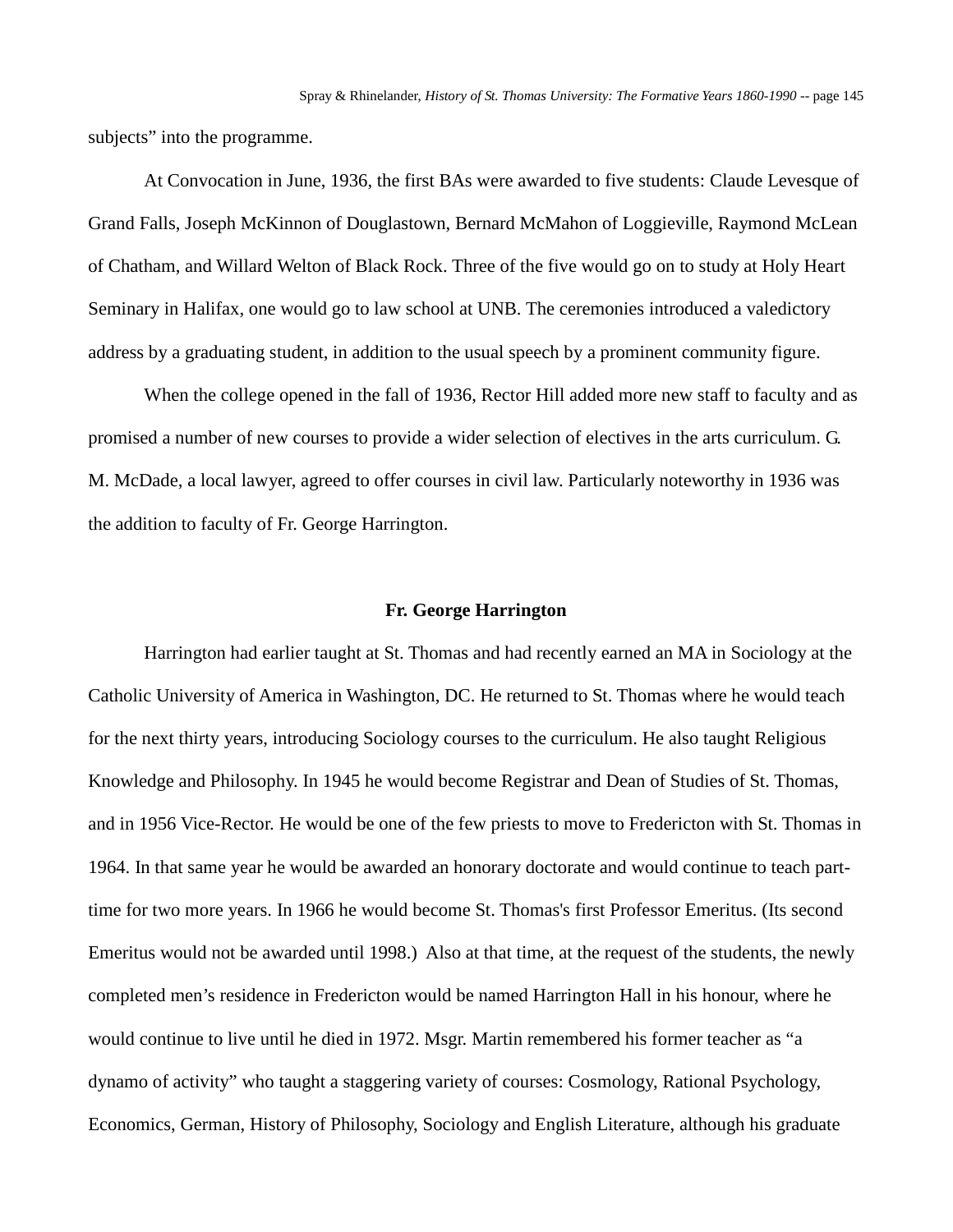subjects” into the programme.

At Convocation in June, 1936, the first BAs were awarded to five students: Claude Levesque of Grand Falls, Joseph McKinnon of Douglastown, Bernard McMahon of Loggieville, Raymond McLean of Chatham, and Willard Welton of Black Rock. Three of the five would go on to study at Holy Heart Seminary in Halifax, one would go to law school at UNB. The ceremonies introduced a valedictory address by a graduating student, in addition to the usual speech by a prominent community figure.

When the college opened in the fall of 1936, Rector Hill added more new staff to faculty and as promised a number of new courses to provide a wider selection of electives in the arts curriculum. G. M. McDade, a local lawyer, agreed to offer courses in civil law. Particularly noteworthy in 1936 was the addition to faculty of Fr. George Harrington.

### Fr. George Harrington

Harrington had earlier taught at St. Thomas and had recently earned an MA in Sociology at the Catholic University of America in Washington, DC. He returned to St. Thomas where he would teach for the next thirty years, introducing Sociology courses to the curriculum. He also taught Religious Knowledge and Philosophy. In 1945 he would become Registrar and Dean of Studies of St. Thomas, and in 1956 Vice-Rector. He would be one of the few priests to move to Fredericton with St. Thomas in 1964. In that same year he would be awarded an honorary doctorate and would continue to teach part-time for two more years. In 1966 he would become St. Thomas's first Professor Emeritus. (Its second Emeritus would not be awarded until 1998.) Also at that time, at the request of the students, the newly completed men’s residence in Fredericton would be named Harrington Hall in his honour, where he would continue to live until he died in 1972. Msgr. Martin remembered his former teacher as “a dynamo of activity” who taught a staggering variety of courses: Cosmology, Rational Psychology, Economics, German, History of Philosophy, Sociology and English Literature, although his graduate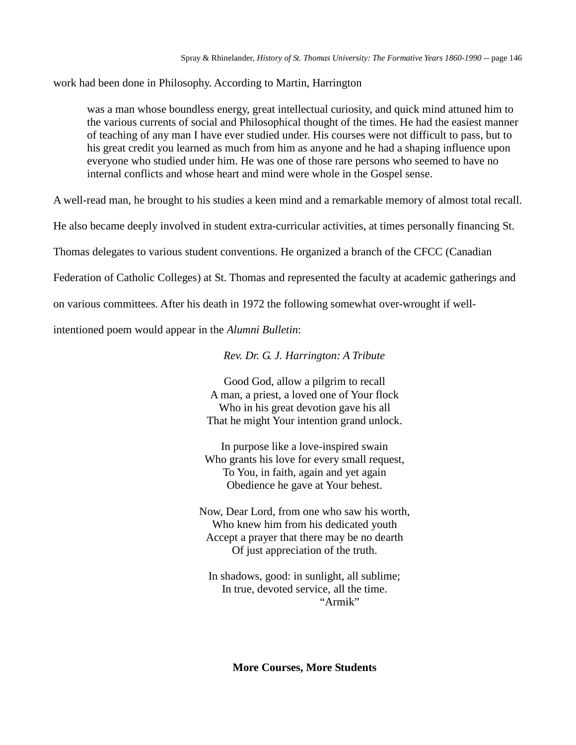work had been done in Philosophy. According to Martin, Harrington

> was a man whose boundless energy, great intellectual curiosity, and quick mind attuned him to the various currents of social and Philosophical thought of the times. He had the easiest manner of teaching of any man I have ever studied under. His courses were not difficult to pass, but to his great credit you learned as much from him as anyone and he had a shaping influence upon everyone who studied under him. He was one of those rare persons who seemed to have no internal conflicts and whose heart and mind were whole in the Gospel sense.

A well-read man, he brought to his studies a keen mind and a remarkable memory of almost total recall. He also became deeply involved in student extra-curricular activities, at times personally financing St. Thomas delegates to various student conventions. He organized a branch of the CFCC (Canadian Federation of Catholic Colleges) at St. Thomas and represented the faculty at academic gatherings and on various committees. After his death in 1972 the following somewhat over-wrought if well-intentioned poem would appear in the *Alumni Bulletin*:

*Rev. Dr. G. J. Harrington: A Tribute*

Good God, allow a pilgrim to recall
A man, a priest, a loved one of Your flock
Who in his great devotion gave his all
That he might Your intention grand unlock.

In purpose like a love-inspired swain
Who grants his love for every small request,
To You, in faith, again and yet again
Obedience he gave at Your behest.

Now, Dear Lord, from one who saw his worth,
Who knew him from his dedicated youth
Accept a prayer that there may be no dearth
Of just appreciation of the truth.

In shadows, good: in sunlight, all sublime;
In true, devoted service, all the time.

"Armik"

**More Courses, More Students**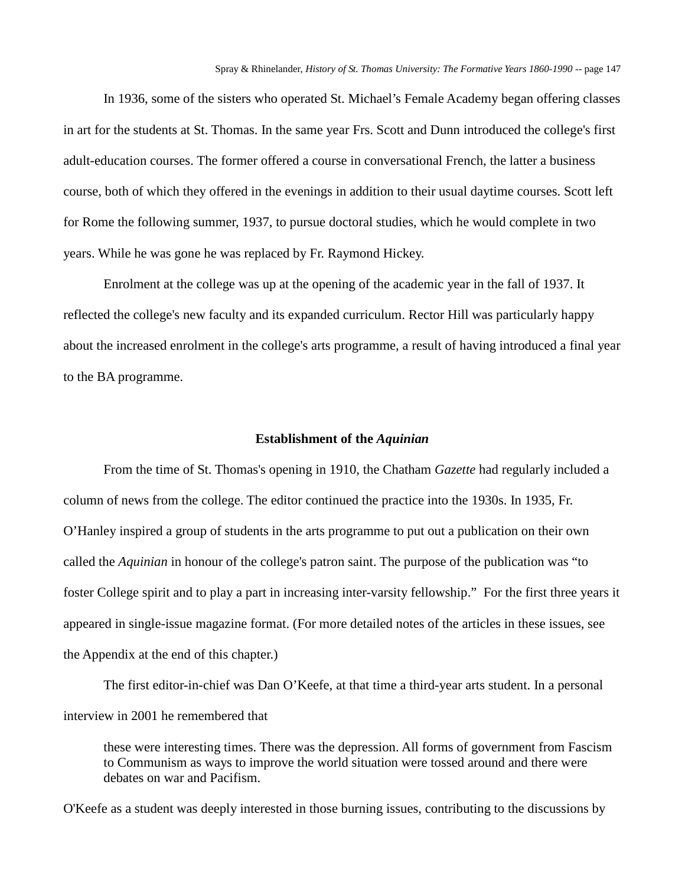In 1936, some of the sisters who operated St. Michael's Female Academy began offering classes in art for the students at St. Thomas. In the same year Frs. Scott and Dunn introduced the college's first adult-education courses. The former offered a course in conversational French, the latter a business course, both of which they offered in the evenings in addition to their usual daytime courses. Scott left for Rome the following summer, 1937, to pursue doctoral studies, which he would complete in two years. While he was gone he was replaced by Fr. Raymond Hickey.

Enrolment at the college was up at the opening of the academic year in the fall of 1937. It reflected the college's new faculty and its expanded curriculum. Rector Hill was particularly happy about the increased enrolment in the college's arts programme, a result of having introduced a final year to the BA programme.

## Establishment of the *Aquinian*

From the time of St. Thomas's opening in 1910, the Chatham *Gazette* had regularly included a column of news from the college. The editor continued the practice into the 1930s. In 1935, Fr. O'Hanley inspired a group of students in the arts programme to put out a publication on their own called the *Aquinian* in honour of the college's patron saint. The purpose of the publication was "to foster College spirit and to play a part in increasing inter-varsity fellowship." For the first three years it appeared in single-issue magazine format. (For more detailed notes of the articles in these issues, see the Appendix at the end of this chapter.)

The first editor-in-chief was Dan O'Keefe, at that time a third-year arts student. In a personal interview in 2001 he remembered that

> these were interesting times. There was the depression. All forms of government from Fascism to Communism as ways to improve the world situation were tossed around and there were debates on war and Pacifism.

O'Keefe as a student was deeply interested in those burning issues, contributing to the discussions by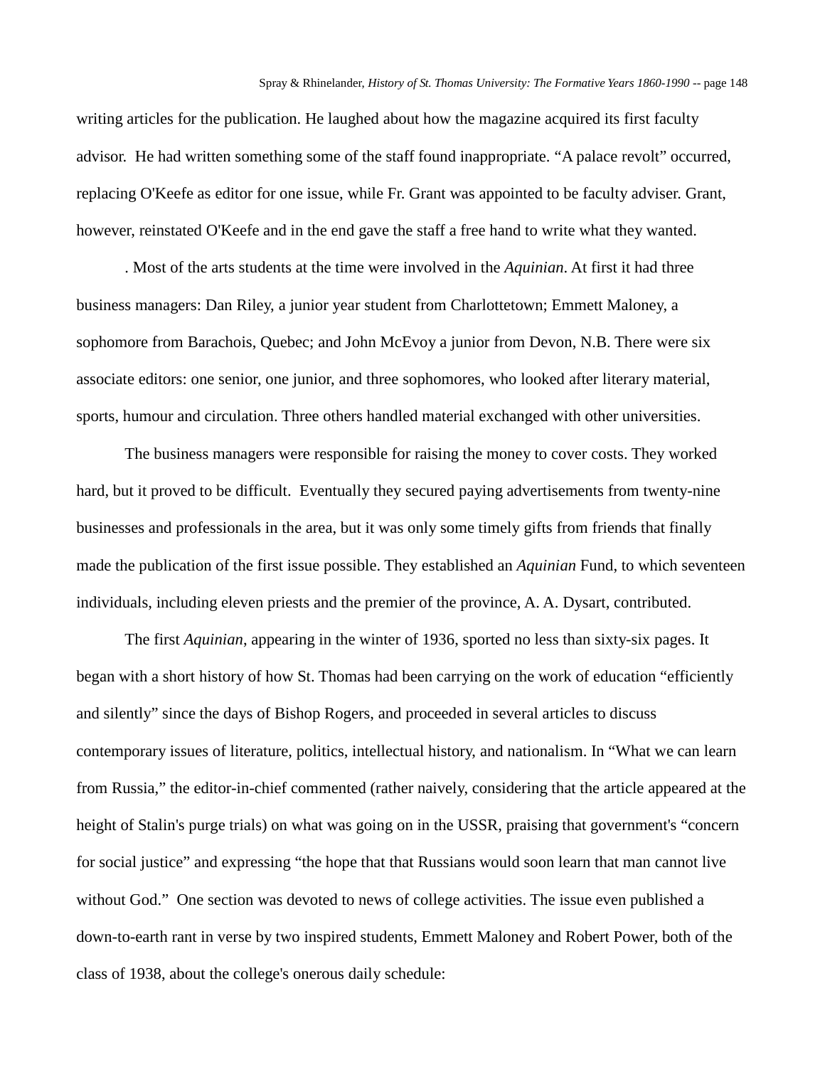writing articles for the publication. He laughed about how the magazine acquired its first faculty advisor. He had written something some of the staff found inappropriate. “A palace revolt” occurred, replacing O'Keefe as editor for one issue, while Fr. Grant was appointed to be faculty adviser. Grant, however, reinstated O'Keefe and in the end gave the staff a free hand to write what they wanted.

. Most of the arts students at the time were involved in the *Aquinian*. At first it had three business managers: Dan Riley, a junior year student from Charlottetown; Emmett Maloney, a sophomore from Barachois, Quebec; and John McEvoy a junior from Devon, N.B. There were six associate editors: one senior, one junior, and three sophomores, who looked after literary material, sports, humour and circulation. Three others handled material exchanged with other universities.

The business managers were responsible for raising the money to cover costs. They worked hard, but it proved to be difficult. Eventually they secured paying advertisements from twenty-nine businesses and professionals in the area, but it was only some timely gifts from friends that finally made the publication of the first issue possible. They established an *Aquinian* Fund, to which seventeen individuals, including eleven priests and the premier of the province, A. A. Dysart, contributed.

The first *Aquinian*, appearing in the winter of 1936, sported no less than sixty-six pages. It began with a short history of how St. Thomas had been carrying on the work of education “efficiently and silently” since the days of Bishop Rogers, and proceeded in several articles to discuss contemporary issues of literature, politics, intellectual history, and nationalism. In “What we can learn from Russia,” the editor-in-chief commented (rather naively, considering that the article appeared at the height of Stalin's purge trials) on what was going on in the USSR, praising that government's “concern for social justice” and expressing “the hope that that Russians would soon learn that man cannot live without God.” One section was devoted to news of college activities. The issue even published a down-to-earth rant in verse by two inspired students, Emmett Maloney and Robert Power, both of the class of 1938, about the college's onerous daily schedule: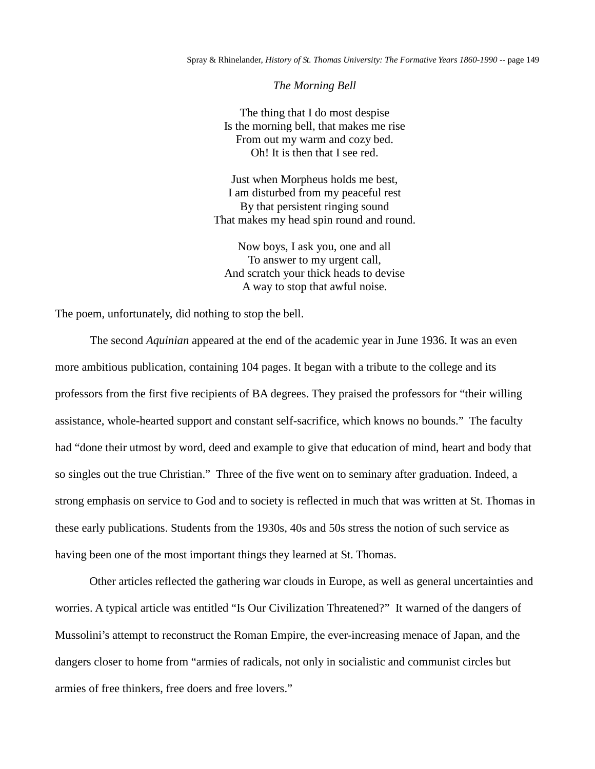*The Morning Bell*

The thing that I do most despise  
Is the morning bell, that makes me rise  
From out my warm and cozy bed.  
Oh! It is then that I see red.

Just when Morpheus holds me best,  
I am disturbed from my peaceful rest  
By that persistent ringing sound  
That makes my head spin round and round.

Now boys, I ask you, one and all  
To answer to my urgent call,  
And scratch your thick heads to devise  
A way to stop that awful noise.

The poem, unfortunately, did nothing to stop the bell.

The second *Aquinian* appeared at the end of the academic year in June 1936. It was an even more ambitious publication, containing 104 pages. It began with a tribute to the college and its professors from the first five recipients of BA degrees. They praised the professors for "their willing assistance, whole-hearted support and constant self-sacrifice, which knows no bounds." The faculty had "done their utmost by word, deed and example to give that education of mind, heart and body that so singles out the true Christian." Three of the five went on to seminary after graduation. Indeed, a strong emphasis on service to God and to society is reflected in much that was written at St. Thomas in these early publications. Students from the 1930s, 40s and 50s stress the notion of such service as having been one of the most important things they learned at St. Thomas.

Other articles reflected the gathering war clouds in Europe, as well as general uncertainties and worries. A typical article was entitled "Is Our Civilization Threatened?" It warned of the dangers of Mussolini's attempt to reconstruct the Roman Empire, the ever-increasing menace of Japan, and the dangers closer to home from "armies of radicals, not only in socialistic and communist circles but armies of free thinkers, free doers and free lovers."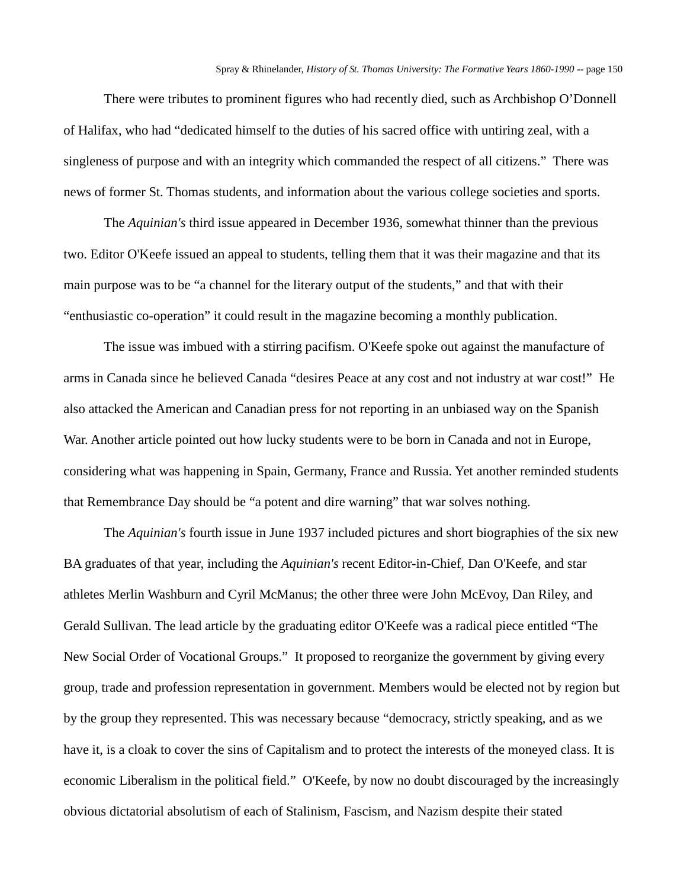There were tributes to prominent figures who had recently died, such as Archbishop O'Donnell of Halifax, who had "dedicated himself to the duties of his sacred office with untiring zeal, with a singleness of purpose and with an integrity which commanded the respect of all citizens." There was news of former St. Thomas students, and information about the various college societies and sports.

The *Aquinian's* third issue appeared in December 1936, somewhat thinner than the previous two. Editor O'Keefe issued an appeal to students, telling them that it was their magazine and that its main purpose was to be "a channel for the literary output of the students," and that with their "enthusiastic co-operation" it could result in the magazine becoming a monthly publication.

The issue was imbued with a stirring pacifism. O'Keefe spoke out against the manufacture of arms in Canada since he believed Canada "desires Peace at any cost and not industry at war cost!" He also attacked the American and Canadian press for not reporting in an unbiased way on the Spanish War. Another article pointed out how lucky students were to be born in Canada and not in Europe, considering what was happening in Spain, Germany, France and Russia. Yet another reminded students that Remembrance Day should be "a potent and dire warning" that war solves nothing.

The *Aquinian's* fourth issue in June 1937 included pictures and short biographies of the six new BA graduates of that year, including the *Aquinian's* recent Editor-in-Chief, Dan O'Keefe, and star athletes Merlin Washburn and Cyril McManus; the other three were John McEvoy, Dan Riley, and Gerald Sullivan. The lead article by the graduating editor O'Keefe was a radical piece entitled "The New Social Order of Vocational Groups." It proposed to reorganize the government by giving every group, trade and profession representation in government. Members would be elected not by region but by the group they represented. This was necessary because "democracy, strictly speaking, and as we have it, is a cloak to cover the sins of Capitalism and to protect the interests of the moneyed class. It is economic Liberalism in the political field." O'Keefe, by now no doubt discouraged by the increasingly obvious dictatorial absolutism of each of Stalinism, Fascism, and Nazism despite their stated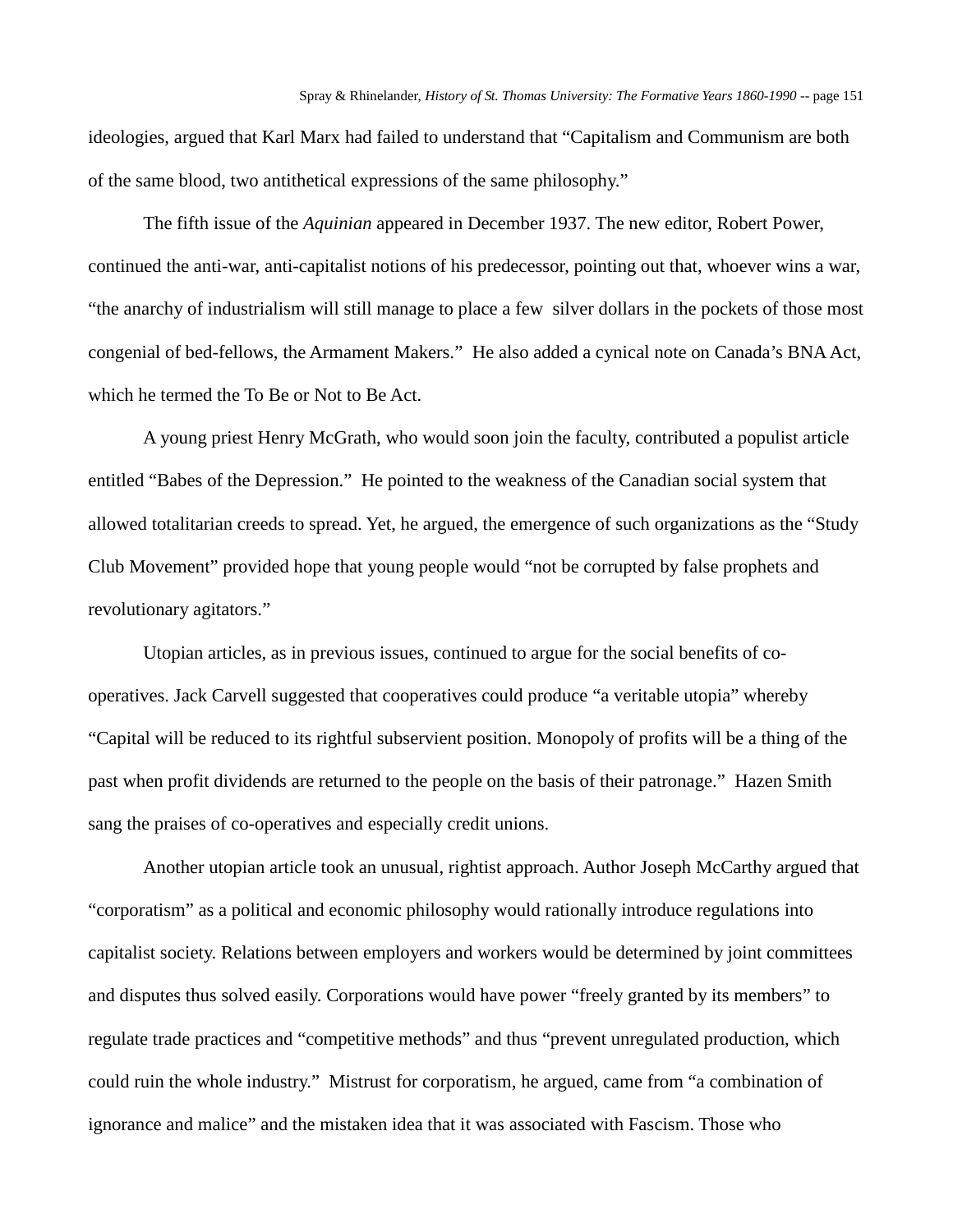ideologies, argued that Karl Marx had failed to understand that "Capitalism and Communism are both of the same blood, two antithetical expressions of the same philosophy."

The fifth issue of the *Aquinian* appeared in December 1937. The new editor, Robert Power, continued the anti-war, anti-capitalist notions of his predecessor, pointing out that, whoever wins a war, "the anarchy of industrialism will still manage to place a few silver dollars in the pockets of those most congenial of bed-fellows, the Armament Makers." He also added a cynical note on Canada's BNA Act, which he termed the To Be or Not to Be Act.

A young priest Henry McGrath, who would soon join the faculty, contributed a populist article entitled "Babes of the Depression." He pointed to the weakness of the Canadian social system that allowed totalitarian creeds to spread. Yet, he argued, the emergence of such organizations as the "Study Club Movement" provided hope that young people would "not be corrupted by false prophets and revolutionary agitators."

Utopian articles, as in previous issues, continued to argue for the social benefits of co-operatives. Jack Carvell suggested that cooperatives could produce "a veritable utopia" whereby "Capital will be reduced to its rightful subservient position. Monopoly of profits will be a thing of the past when profit dividends are returned to the people on the basis of their patronage." Hazen Smith sang the praises of co-operatives and especially credit unions.

Another utopian article took an unusual, rightist approach. Author Joseph McCarthy argued that "corporatism" as a political and economic philosophy would rationally introduce regulations into capitalist society. Relations between employers and workers would be determined by joint committees and disputes thus solved easily. Corporations would have power "freely granted by its members" to regulate trade practices and "competitive methods" and thus "prevent unregulated production, which could ruin the whole industry." Mistrust for corporatism, he argued, came from "a combination of ignorance and malice" and the mistaken idea that it was associated with Fascism. Those who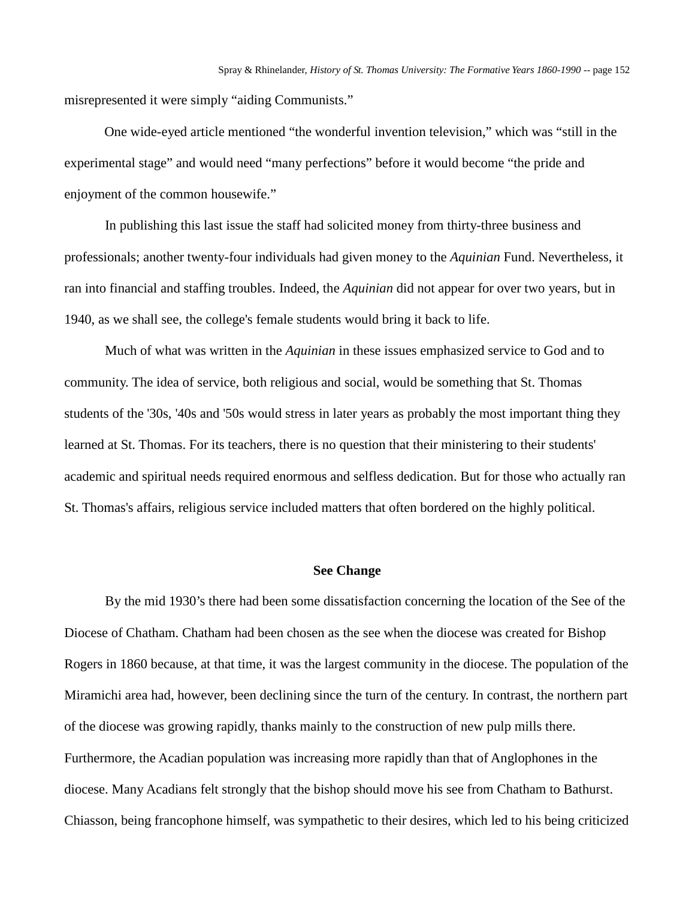misrepresented it were simply “aiding Communists.”

One wide-eyed article mentioned “the wonderful invention television,” which was “still in the experimental stage” and would need “many perfections” before it would become “the pride and enjoyment of the common housewife.”

In publishing this last issue the staff had solicited money from thirty-three business and professionals; another twenty-four individuals had given money to the *Aquinian* Fund. Nevertheless, it ran into financial and staffing troubles. Indeed, the *Aquinian* did not appear for over two years, but in 1940, as we shall see, the college's female students would bring it back to life.

Much of what was written in the *Aquinian* in these issues emphasized service to God and to community. The idea of service, both religious and social, would be something that St. Thomas students of the '30s, '40s and '50s would stress in later years as probably the most important thing they learned at St. Thomas. For its teachers, there is no question that their ministering to their students' academic and spiritual needs required enormous and selfless dedication. But for those who actually ran St. Thomas's affairs, religious service included matters that often bordered on the highly political.

## See Change

By the mid 1930’s there had been some dissatisfaction concerning the location of the See of the Diocese of Chatham. Chatham had been chosen as the see when the diocese was created for Bishop Rogers in 1860 because, at that time, it was the largest community in the diocese. The population of the Miramichi area had, however, been declining since the turn of the century. In contrast, the northern part of the diocese was growing rapidly, thanks mainly to the construction of new pulp mills there. Furthermore, the Acadian population was increasing more rapidly than that of Anglophones in the diocese. Many Acadians felt strongly that the bishop should move his see from Chatham to Bathurst. Chiasson, being francophone himself, was sympathetic to their desires, which led to his being criticized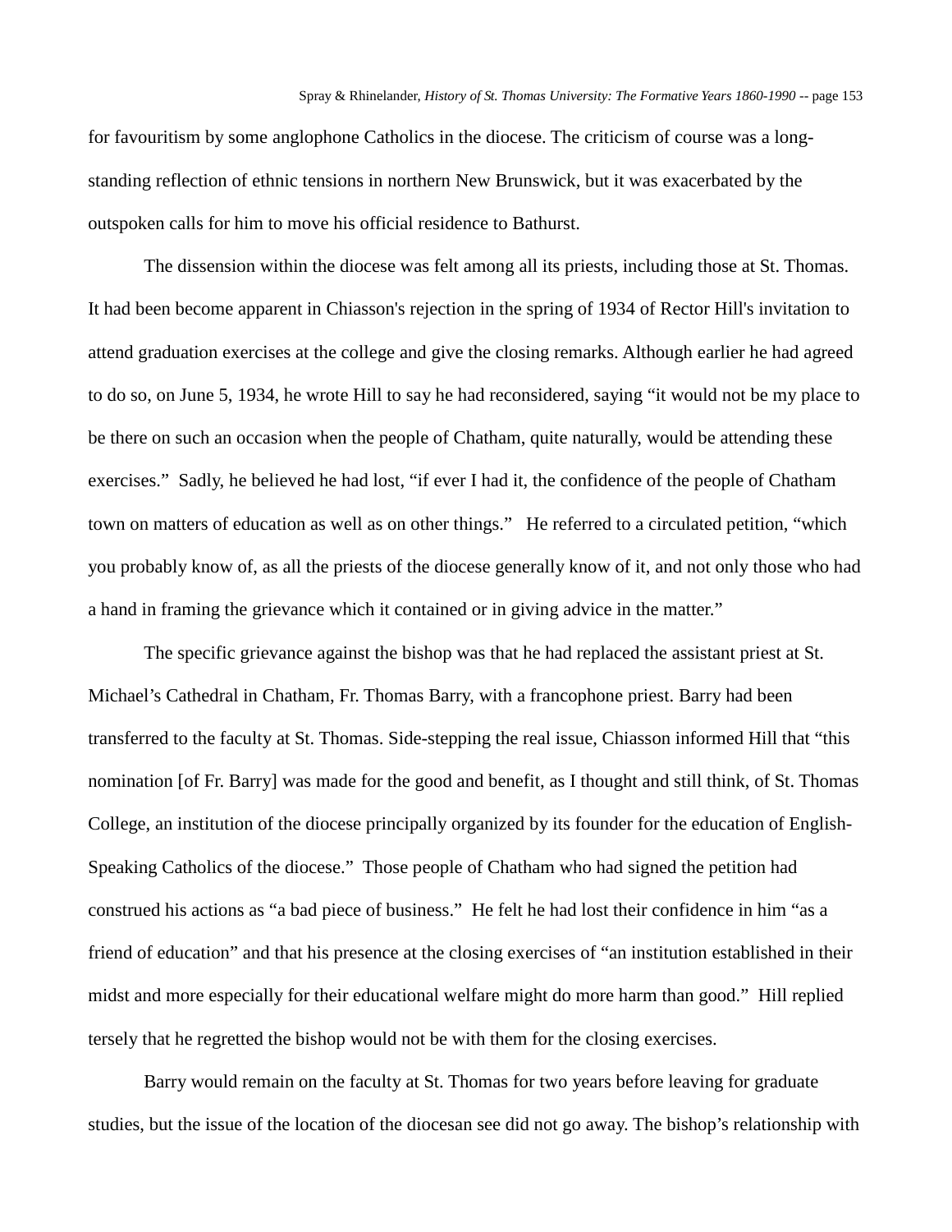for favouritism by some anglophone Catholics in the diocese. The criticism of course was a long-standing reflection of ethnic tensions in northern New Brunswick, but it was exacerbated by the outspoken calls for him to move his official residence to Bathurst.

The dissension within the diocese was felt among all its priests, including those at St. Thomas. It had been become apparent in Chiasson's rejection in the spring of 1934 of Rector Hill's invitation to attend graduation exercises at the college and give the closing remarks. Although earlier he had agreed to do so, on June 5, 1934, he wrote Hill to say he had reconsidered, saying "it would not be my place to be there on such an occasion when the people of Chatham, quite naturally, would be attending these exercises." Sadly, he believed he had lost, "if ever I had it, the confidence of the people of Chatham town on matters of education as well as on other things." He referred to a circulated petition, "which you probably know of, as all the priests of the diocese generally know of it, and not only those who had a hand in framing the grievance which it contained or in giving advice in the matter."

The specific grievance against the bishop was that he had replaced the assistant priest at St. Michael's Cathedral in Chatham, Fr. Thomas Barry, with a francophone priest. Barry had been transferred to the faculty at St. Thomas. Side-stepping the real issue, Chiasson informed Hill that "this nomination [of Fr. Barry] was made for the good and benefit, as I thought and still think, of St. Thomas College, an institution of the diocese principally organized by its founder for the education of English-Speaking Catholics of the diocese." Those people of Chatham who had signed the petition had construed his actions as "a bad piece of business." He felt he had lost their confidence in him "as a friend of education" and that his presence at the closing exercises of "an institution established in their midst and more especially for their educational welfare might do more harm than good." Hill replied tersely that he regretted the bishop would not be with them for the closing exercises.

Barry would remain on the faculty at St. Thomas for two years before leaving for graduate studies, but the issue of the location of the diocesan see did not go away. The bishop's relationship with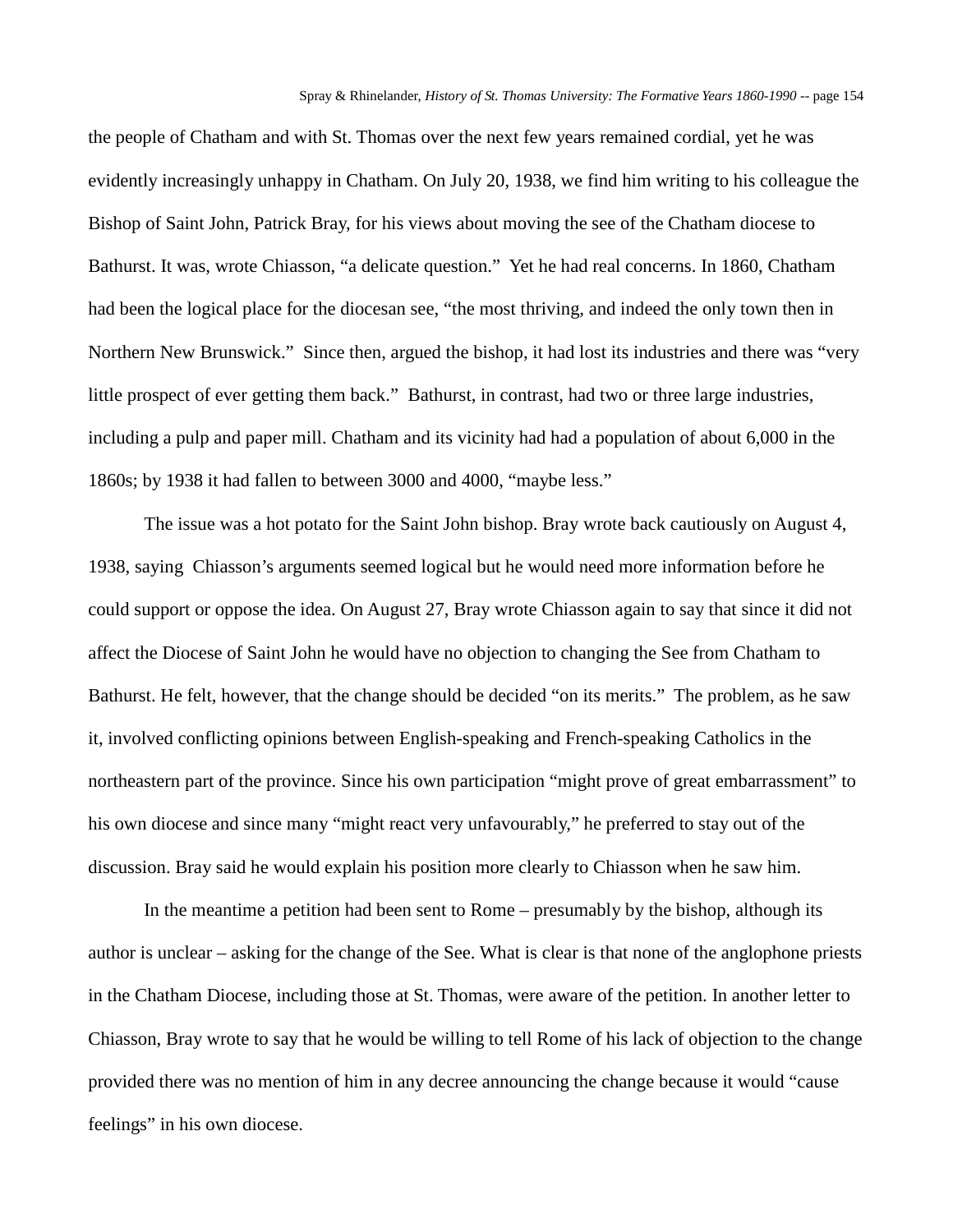the people of Chatham and with St. Thomas over the next few years remained cordial, yet he was evidently increasingly unhappy in Chatham. On July 20, 1938, we find him writing to his colleague the Bishop of Saint John, Patrick Bray, for his views about moving the see of the Chatham diocese to Bathurst. It was, wrote Chiasson, "a delicate question." Yet he had real concerns. In 1860, Chatham had been the logical place for the diocesan see, "the most thriving, and indeed the only town then in Northern New Brunswick." Since then, argued the bishop, it had lost its industries and there was "very little prospect of ever getting them back." Bathurst, in contrast, had two or three large industries, including a pulp and paper mill. Chatham and its vicinity had had a population of about 6,000 in the 1860s; by 1938 it had fallen to between 3000 and 4000, "maybe less."

The issue was a hot potato for the Saint John bishop. Bray wrote back cautiously on August 4, 1938, saying Chiasson's arguments seemed logical but he would need more information before he could support or oppose the idea. On August 27, Bray wrote Chiasson again to say that since it did not affect the Diocese of Saint John he would have no objection to changing the See from Chatham to Bathurst. He felt, however, that the change should be decided "on its merits." The problem, as he saw it, involved conflicting opinions between English-speaking and French-speaking Catholics in the northeastern part of the province. Since his own participation "might prove of great embarrassment" to his own diocese and since many "might react very unfavourably," he preferred to stay out of the discussion. Bray said he would explain his position more clearly to Chiasson when he saw him.

In the meantime a petition had been sent to Rome – presumably by the bishop, although its author is unclear – asking for the change of the See. What is clear is that none of the anglophone priests in the Chatham Diocese, including those at St. Thomas, were aware of the petition. In another letter to Chiasson, Bray wrote to say that he would be willing to tell Rome of his lack of objection to the change provided there was no mention of him in any decree announcing the change because it would "cause feelings" in his own diocese.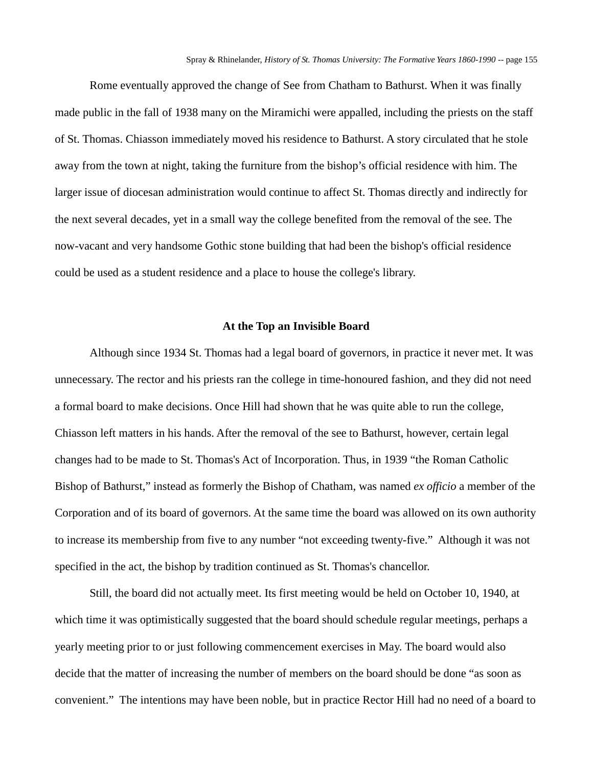Rome eventually approved the change of See from Chatham to Bathurst. When it was finally made public in the fall of 1938 many on the Miramichi were appalled, including the priests on the staff of St. Thomas. Chiasson immediately moved his residence to Bathurst. A story circulated that he stole away from the town at night, taking the furniture from the bishop's official residence with him. The larger issue of diocesan administration would continue to affect St. Thomas directly and indirectly for the next several decades, yet in a small way the college benefited from the removal of the see. The now-vacant and very handsome Gothic stone building that had been the bishop's official residence could be used as a student residence and a place to house the college's library.

## At the Top an Invisible Board

Although since 1934 St. Thomas had a legal board of governors, in practice it never met. It was unnecessary. The rector and his priests ran the college in time-honoured fashion, and they did not need a formal board to make decisions. Once Hill had shown that he was quite able to run the college, Chiasson left matters in his hands. After the removal of the see to Bathurst, however, certain legal changes had to be made to St. Thomas's Act of Incorporation. Thus, in 1939 "the Roman Catholic Bishop of Bathurst," instead as formerly the Bishop of Chatham, was named *ex officio* a member of the Corporation and of its board of governors. At the same time the board was allowed on its own authority to increase its membership from five to any number "not exceeding twenty-five." Although it was not specified in the act, the bishop by tradition continued as St. Thomas's chancellor.

Still, the board did not actually meet. Its first meeting would be held on October 10, 1940, at which time it was optimistically suggested that the board should schedule regular meetings, perhaps a yearly meeting prior to or just following commencement exercises in May. The board would also decide that the matter of increasing the number of members on the board should be done "as soon as convenient." The intentions may have been noble, but in practice Rector Hill had no need of a board to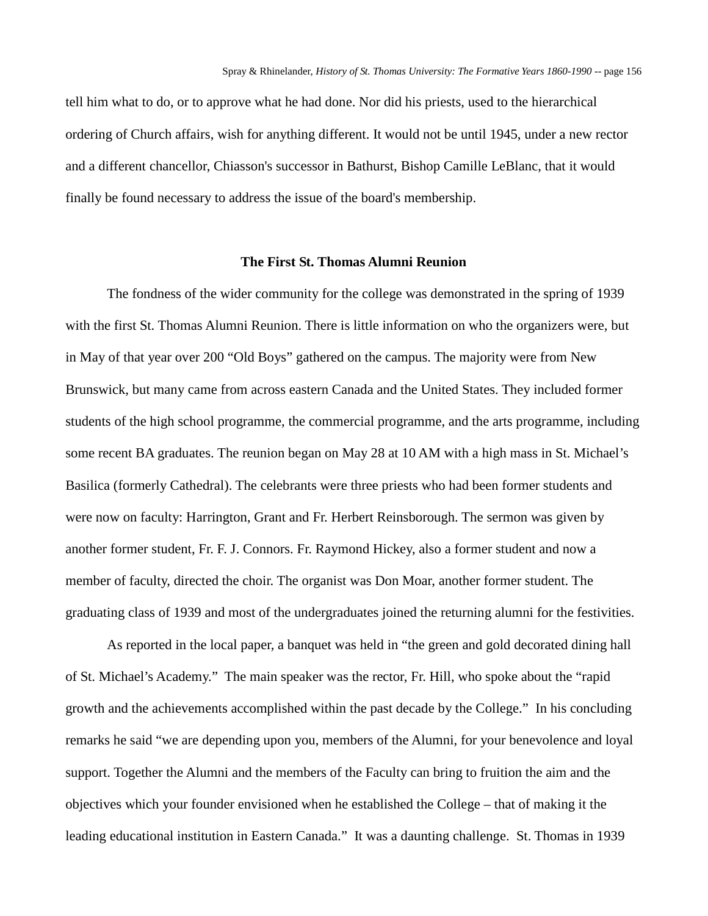tell him what to do, or to approve what he had done. Nor did his priests, used to the hierarchical ordering of Church affairs, wish for anything different. It would not be until 1945, under a new rector and a different chancellor, Chiasson's successor in Bathurst, Bishop Camille LeBlanc, that it would finally be found necessary to address the issue of the board's membership.

### The First St. Thomas Alumni Reunion

The fondness of the wider community for the college was demonstrated in the spring of 1939 with the first St. Thomas Alumni Reunion. There is little information on who the organizers were, but in May of that year over 200 “Old Boys” gathered on the campus. The majority were from New Brunswick, but many came from across eastern Canada and the United States. They included former students of the high school programme, the commercial programme, and the arts programme, including some recent BA graduates. The reunion began on May 28 at 10 AM with a high mass in St. Michael’s Basilica (formerly Cathedral). The celebrants were three priests who had been former students and were now on faculty: Harrington, Grant and Fr. Herbert Reinsborough. The sermon was given by another former student, Fr. F. J. Connors. Fr. Raymond Hickey, also a former student and now a member of faculty, directed the choir. The organist was Don Moar, another former student. The graduating class of 1939 and most of the undergraduates joined the returning alumni for the festivities.

As reported in the local paper, a banquet was held in “the green and gold decorated dining hall of St. Michael’s Academy.” The main speaker was the rector, Fr. Hill, who spoke about the “rapid growth and the achievements accomplished within the past decade by the College.” In his concluding remarks he said “we are depending upon you, members of the Alumni, for your benevolence and loyal support. Together the Alumni and the members of the Faculty can bring to fruition the aim and the objectives which your founder envisioned when he established the College – that of making it the leading educational institution in Eastern Canada.” It was a daunting challenge. St. Thomas in 1939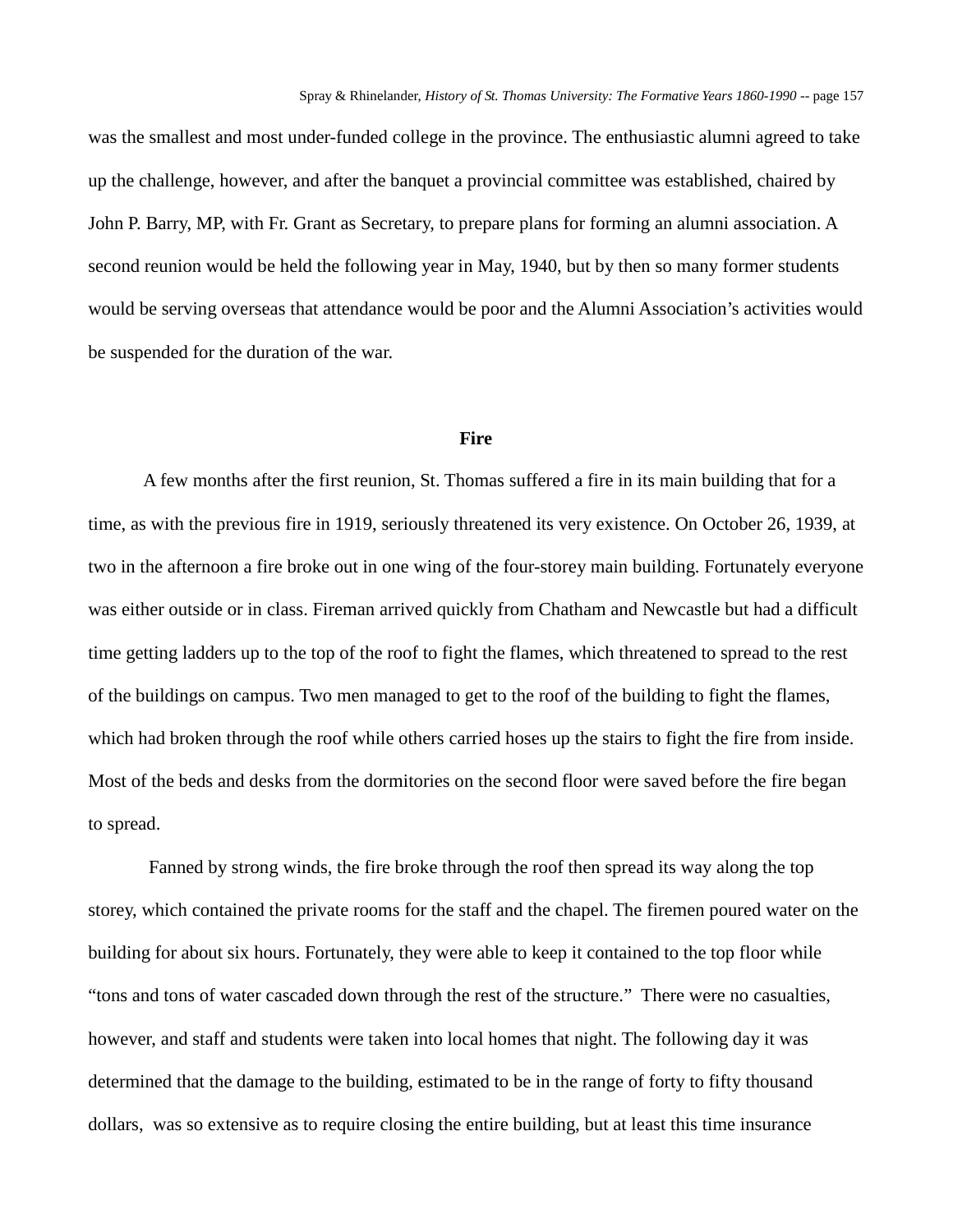was the smallest and most under-funded college in the province. The enthusiastic alumni agreed to take up the challenge, however, and after the banquet a provincial committee was established, chaired by John P. Barry, MP, with Fr. Grant as Secretary, to prepare plans for forming an alumni association. A second reunion would be held the following year in May, 1940, but by then so many former students would be serving overseas that attendance would be poor and the Alumni Association's activities would be suspended for the duration of the war.

### Fire

A few months after the first reunion, St. Thomas suffered a fire in its main building that for a time, as with the previous fire in 1919, seriously threatened its very existence. On October 26, 1939, at two in the afternoon a fire broke out in one wing of the four-storey main building. Fortunately everyone was either outside or in class. Fireman arrived quickly from Chatham and Newcastle but had a difficult time getting ladders up to the top of the roof to fight the flames, which threatened to spread to the rest of the buildings on campus. Two men managed to get to the roof of the building to fight the flames, which had broken through the roof while others carried hoses up the stairs to fight the fire from inside. Most of the beds and desks from the dormitories on the second floor were saved before the fire began to spread.

Fanned by strong winds, the fire broke through the roof then spread its way along the top storey, which contained the private rooms for the staff and the chapel. The firemen poured water on the building for about six hours. Fortunately, they were able to keep it contained to the top floor while "tons and tons of water cascaded down through the rest of the structure." There were no casualties, however, and staff and students were taken into local homes that night. The following day it was determined that the damage to the building, estimated to be in the range of forty to fifty thousand dollars, was so extensive as to require closing the entire building, but at least this time insurance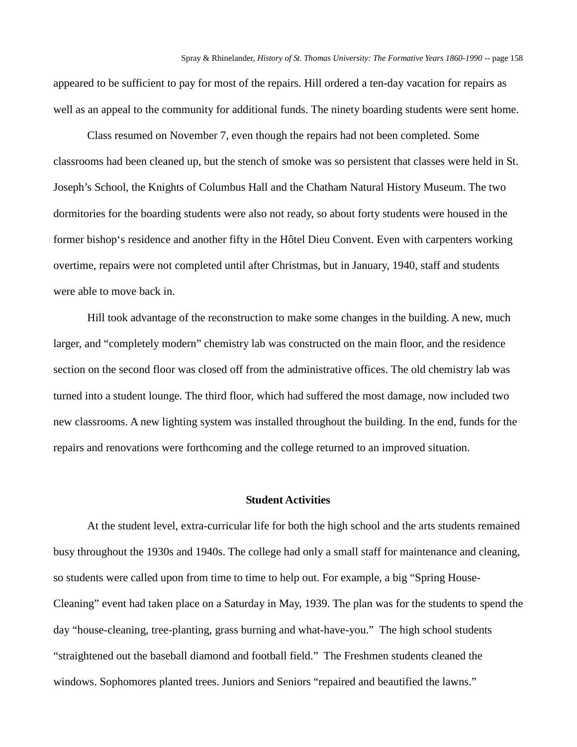appeared to be sufficient to pay for most of the repairs. Hill ordered a ten-day vacation for repairs as well as an appeal to the community for additional funds. The ninety boarding students were sent home.

Class resumed on November 7, even though the repairs had not been completed. Some classrooms had been cleaned up, but the stench of smoke was so persistent that classes were held in St. Joseph's School, the Knights of Columbus Hall and the Chatham Natural History Museum. The two dormitories for the boarding students were also not ready, so about forty students were housed in the former bishop's residence and another fifty in the Hôtel Dieu Convent. Even with carpenters working overtime, repairs were not completed until after Christmas, but in January, 1940, staff and students were able to move back in.

Hill took advantage of the reconstruction to make some changes in the building. A new, much larger, and "completely modern" chemistry lab was constructed on the main floor, and the residence section on the second floor was closed off from the administrative offices. The old chemistry lab was turned into a student lounge. The third floor, which had suffered the most damage, now included two new classrooms. A new lighting system was installed throughout the building. In the end, funds for the repairs and renovations were forthcoming and the college returned to an improved situation.

## Student Activities

At the student level, extra-curricular life for both the high school and the arts students remained busy throughout the 1930s and 1940s. The college had only a small staff for maintenance and cleaning, so students were called upon from time to time to help out. For example, a big "Spring House-Cleaning" event had taken place on a Saturday in May, 1939. The plan was for the students to spend the day "house-cleaning, tree-planting, grass burning and what-have-you." The high school students "straightened out the baseball diamond and football field." The Freshmen students cleaned the windows. Sophomores planted trees. Juniors and Seniors "repaired and beautified the lawns."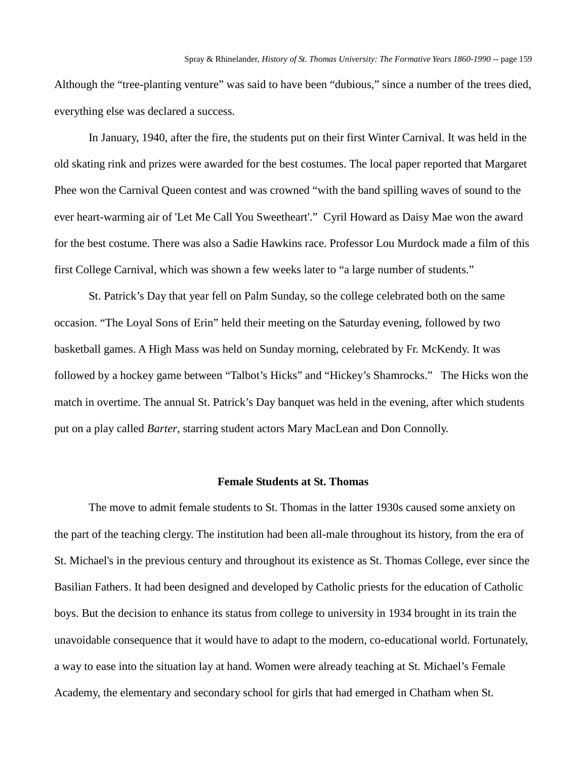Although the "tree-planting venture" was said to have been "dubious," since a number of the trees died, everything else was declared a success.

In January, 1940, after the fire, the students put on their first Winter Carnival. It was held in the old skating rink and prizes were awarded for the best costumes. The local paper reported that Margaret Phee won the Carnival Queen contest and was crowned "with the band spilling waves of sound to the ever heart-warming air of 'Let Me Call You Sweetheart'." Cyril Howard as Daisy Mae won the award for the best costume. There was also a Sadie Hawkins race. Professor Lou Murdock made a film of this first College Carnival, which was shown a few weeks later to "a large number of students."

St. Patrick's Day that year fell on Palm Sunday, so the college celebrated both on the same occasion. "The Loyal Sons of Erin" held their meeting on the Saturday evening, followed by two basketball games. A High Mass was held on Sunday morning, celebrated by Fr. McKendy. It was followed by a hockey game between "Talbot's Hicks" and "Hickey's Shamrocks." The Hicks won the match in overtime. The annual St. Patrick's Day banquet was held in the evening, after which students put on a play called *Barter*, starring student actors Mary MacLean and Don Connolly.

### Female Students at St. Thomas

The move to admit female students to St. Thomas in the latter 1930s caused some anxiety on the part of the teaching clergy. The institution had been all-male throughout its history, from the era of St. Michael's in the previous century and throughout its existence as St. Thomas College, ever since the Basilian Fathers. It had been designed and developed by Catholic priests for the education of Catholic boys. But the decision to enhance its status from college to university in 1934 brought in its train the unavoidable consequence that it would have to adapt to the modern, co-educational world. Fortunately, a way to ease into the situation lay at hand. Women were already teaching at St. Michael's Female Academy, the elementary and secondary school for girls that had emerged in Chatham when St.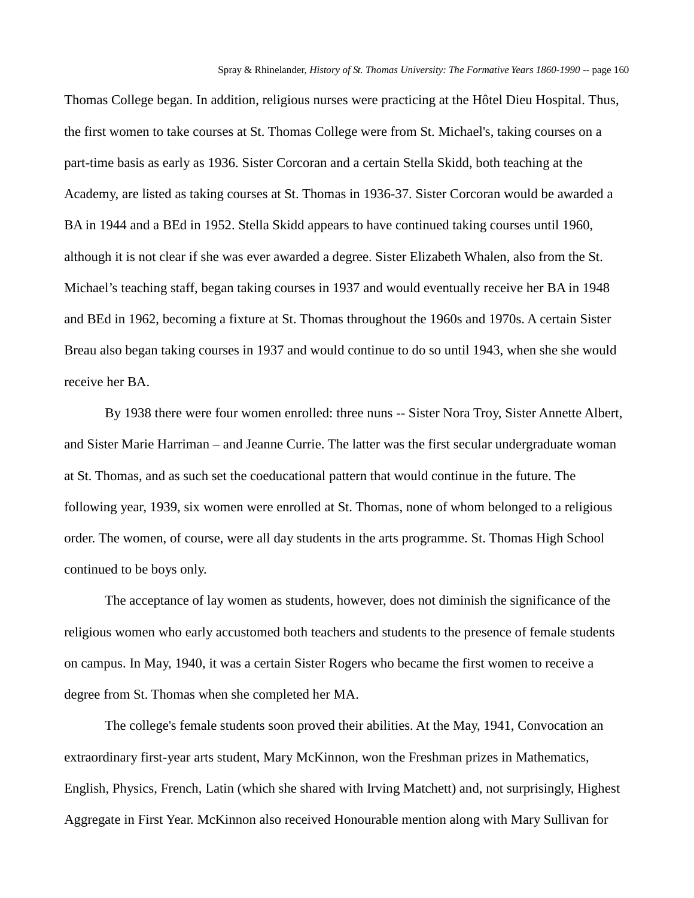Thomas College began. In addition, religious nurses were practicing at the Hôtel Dieu Hospital. Thus, the first women to take courses at St. Thomas College were from St. Michael's, taking courses on a part-time basis as early as 1936. Sister Corcoran and a certain Stella Skidd, both teaching at the Academy, are listed as taking courses at St. Thomas in 1936-37. Sister Corcoran would be awarded a BA in 1944 and a BEd in 1952. Stella Skidd appears to have continued taking courses until 1960, although it is not clear if she was ever awarded a degree. Sister Elizabeth Whalen, also from the St. Michael's teaching staff, began taking courses in 1937 and would eventually receive her BA in 1948 and BEd in 1962, becoming a fixture at St. Thomas throughout the 1960s and 1970s. A certain Sister Breau also began taking courses in 1937 and would continue to do so until 1943, when she she would receive her BA.

By 1938 there were four women enrolled: three nuns -- Sister Nora Troy, Sister Annette Albert, and Sister Marie Harriman – and Jeanne Currie. The latter was the first secular undergraduate woman at St. Thomas, and as such set the coeducational pattern that would continue in the future. The following year, 1939, six women were enrolled at St. Thomas, none of whom belonged to a religious order. The women, of course, were all day students in the arts programme. St. Thomas High School continued to be boys only.

The acceptance of lay women as students, however, does not diminish the significance of the religious women who early accustomed both teachers and students to the presence of female students on campus. In May, 1940, it was a certain Sister Rogers who became the first women to receive a degree from St. Thomas when she completed her MA.

The college's female students soon proved their abilities. At the May, 1941, Convocation an extraordinary first-year arts student, Mary McKinnon, won the Freshman prizes in Mathematics, English, Physics, French, Latin (which she shared with Irving Matchett) and, not surprisingly, Highest Aggregate in First Year. McKinnon also received Honourable mention along with Mary Sullivan for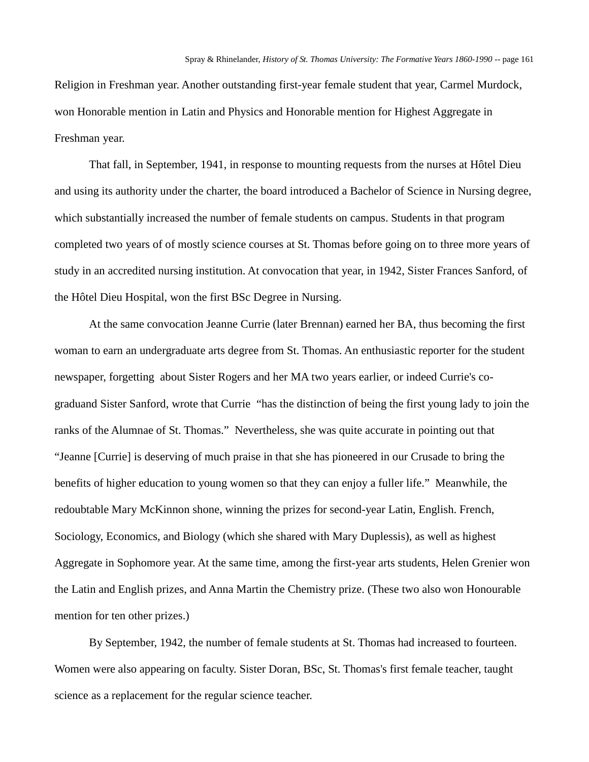Religion in Freshman year. Another outstanding first-year female student that year, Carmel Murdock, won Honorable mention in Latin and Physics and Honorable mention for Highest Aggregate in Freshman year.

That fall, in September, 1941, in response to mounting requests from the nurses at Hôtel Dieu and using its authority under the charter, the board introduced a Bachelor of Science in Nursing degree, which substantially increased the number of female students on campus. Students in that program completed two years of of mostly science courses at St. Thomas before going on to three more years of study in an accredited nursing institution. At convocation that year, in 1942, Sister Frances Sanford, of the Hôtel Dieu Hospital, won the first BSc Degree in Nursing.

At the same convocation Jeanne Currie (later Brennan) earned her BA, thus becoming the first woman to earn an undergraduate arts degree from St. Thomas. An enthusiastic reporter for the student newspaper, forgetting about Sister Rogers and her MA two years earlier, or indeed Currie's co-graduand Sister Sanford, wrote that Currie "has the distinction of being the first young lady to join the ranks of the Alumnae of St. Thomas." Nevertheless, she was quite accurate in pointing out that "Jeanne [Currie] is deserving of much praise in that she has pioneered in our Crusade to bring the benefits of higher education to young women so that they can enjoy a fuller life." Meanwhile, the redoubtable Mary McKinnon shone, winning the prizes for second-year Latin, English. French, Sociology, Economics, and Biology (which she shared with Mary Duplessis), as well as highest Aggregate in Sophomore year. At the same time, among the first-year arts students, Helen Grenier won the Latin and English prizes, and Anna Martin the Chemistry prize. (These two also won Honourable mention for ten other prizes.)

By September, 1942, the number of female students at St. Thomas had increased to fourteen. Women were also appearing on faculty. Sister Doran, BSc, St. Thomas's first female teacher, taught science as a replacement for the regular science teacher.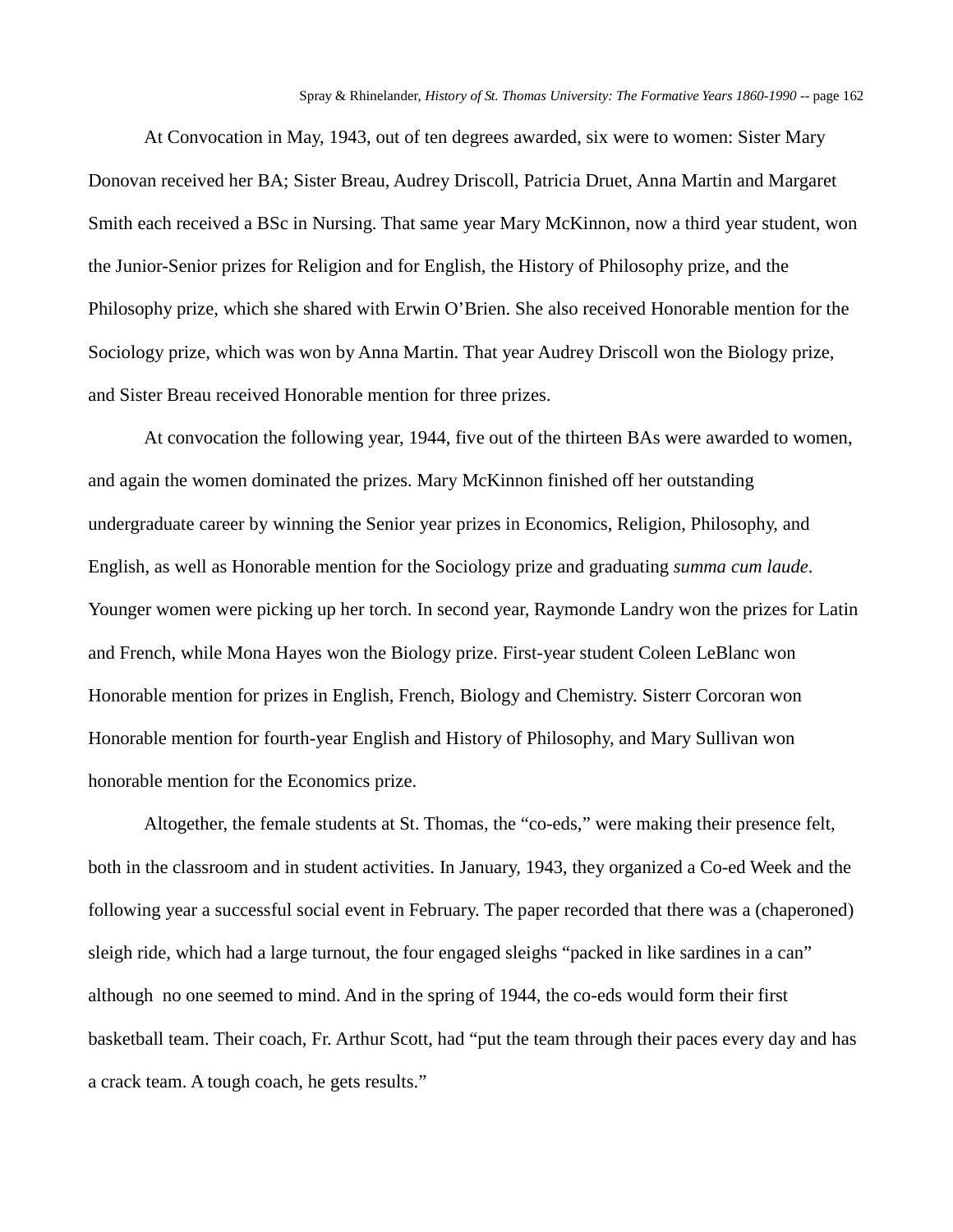At Convocation in May, 1943, out of ten degrees awarded, six were to women: Sister Mary Donovan received her BA; Sister Breau, Audrey Driscoll, Patricia Druet, Anna Martin and Margaret Smith each received a BSc in Nursing. That same year Mary McKinnon, now a third year student, won the Junior-Senior prizes for Religion and for English, the History of Philosophy prize, and the Philosophy prize, which she shared with Erwin O'Brien. She also received Honorable mention for the Sociology prize, which was won by Anna Martin. That year Audrey Driscoll won the Biology prize, and Sister Breau received Honorable mention for three prizes.

At convocation the following year, 1944, five out of the thirteen BAs were awarded to women, and again the women dominated the prizes. Mary McKinnon finished off her outstanding undergraduate career by winning the Senior year prizes in Economics, Religion, Philosophy, and English, as well as Honorable mention for the Sociology prize and graduating *summa cum laude*. Younger women were picking up her torch. In second year, Raymonde Landry won the prizes for Latin and French, while Mona Hayes won the Biology prize. First-year student Coleen LeBlanc won Honorable mention for prizes in English, French, Biology and Chemistry. Sisterr Corcoran won Honorable mention for fourth-year English and History of Philosophy, and Mary Sullivan won honorable mention for the Economics prize.

Altogether, the female students at St. Thomas, the "co-eds," were making their presence felt, both in the classroom and in student activities. In January, 1943, they organized a Co-ed Week and the following year a successful social event in February. The paper recorded that there was a (chaperoned) sleigh ride, which had a large turnout, the four engaged sleighs "packed in like sardines in a can" although no one seemed to mind. And in the spring of 1944, the co-eds would form their first basketball team. Their coach, Fr. Arthur Scott, had "put the team through their paces every day and has a crack team. A tough coach, he gets results."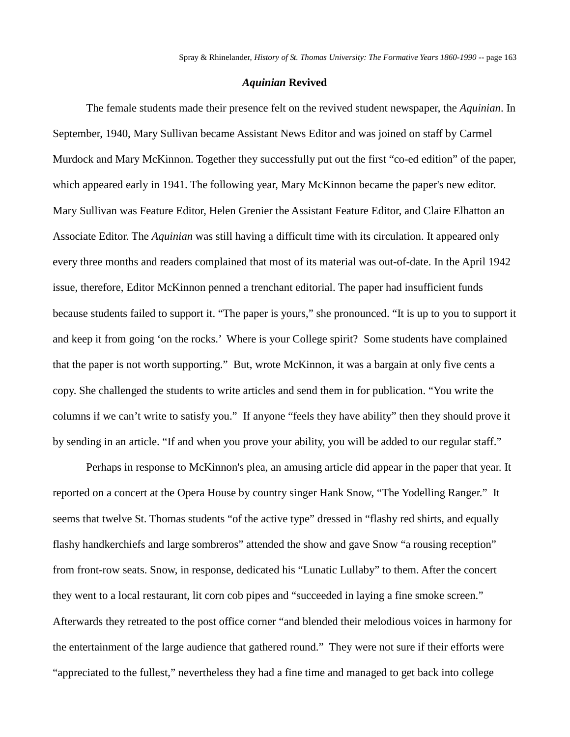## *Aquinian* Revived

The female students made their presence felt on the revived student newspaper, the *Aquinian*. In September, 1940, Mary Sullivan became Assistant News Editor and was joined on staff by Carmel Murdock and Mary McKinnon. Together they successfully put out the first "co-ed edition" of the paper, which appeared early in 1941. The following year, Mary McKinnon became the paper's new editor. Mary Sullivan was Feature Editor, Helen Grenier the Assistant Feature Editor, and Claire Elhatton an Associate Editor. The *Aquinian* was still having a difficult time with its circulation. It appeared only every three months and readers complained that most of its material was out-of-date. In the April 1942 issue, therefore, Editor McKinnon penned a trenchant editorial. The paper had insufficient funds because students failed to support it. "The paper is yours," she pronounced. "It is up to you to support it and keep it from going 'on the rocks.' Where is your College spirit? Some students have complained that the paper is not worth supporting." But, wrote McKinnon, it was a bargain at only five cents a copy. She challenged the students to write articles and send them in for publication. "You write the columns if we can't write to satisfy you." If anyone "feels they have ability" then they should prove it by sending in an article. "If and when you prove your ability, you will be added to our regular staff."

Perhaps in response to McKinnon's plea, an amusing article did appear in the paper that year. It reported on a concert at the Opera House by country singer Hank Snow, "The Yodelling Ranger." It seems that twelve St. Thomas students "of the active type" dressed in "flashy red shirts, and equally flashy handkerchiefs and large sombreros" attended the show and gave Snow "a rousing reception" from front-row seats. Snow, in response, dedicated his "Lunatic Lullaby" to them. After the concert they went to a local restaurant, lit corn cob pipes and "succeeded in laying a fine smoke screen." Afterwards they retreated to the post office corner "and blended their melodious voices in harmony for the entertainment of the large audience that gathered round." They were not sure if their efforts were "appreciated to the fullest," nevertheless they had a fine time and managed to get back into college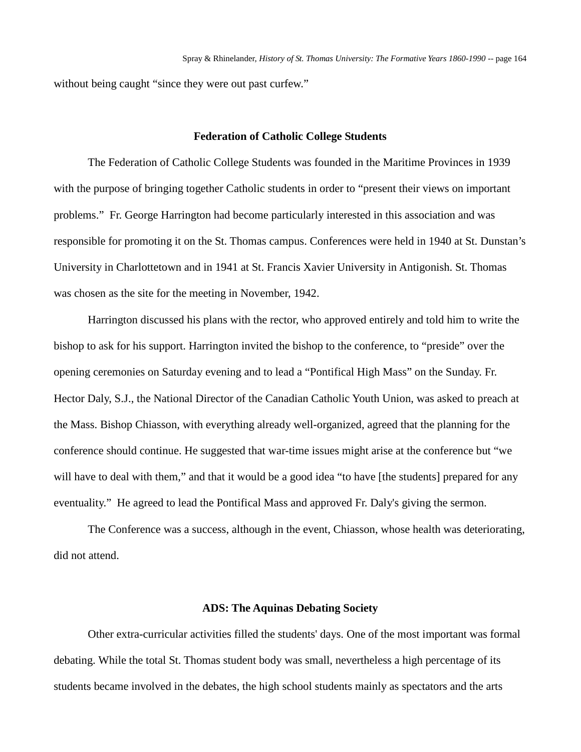without being caught “since they were out past curfew.”

## Federation of Catholic College Students

The Federation of Catholic College Students was founded in the Maritime Provinces in 1939 with the purpose of bringing together Catholic students in order to “present their views on important problems.” Fr. George Harrington had become particularly interested in this association and was responsible for promoting it on the St. Thomas campus. Conferences were held in 1940 at St. Dunstan’s University in Charlottetown and in 1941 at St. Francis Xavier University in Antigonish. St. Thomas was chosen as the site for the meeting in November, 1942.

Harrington discussed his plans with the rector, who approved entirely and told him to write the bishop to ask for his support. Harrington invited the bishop to the conference, to “preside” over the opening ceremonies on Saturday evening and to lead a “Pontifical High Mass” on the Sunday. Fr. Hector Daly, S.J., the National Director of the Canadian Catholic Youth Union, was asked to preach at the Mass. Bishop Chiasson, with everything already well-organized, agreed that the planning for the conference should continue. He suggested that war-time issues might arise at the conference but “we will have to deal with them,” and that it would be a good idea “to have [the students] prepared for any eventuality.” He agreed to lead the Pontifical Mass and approved Fr. Daly's giving the sermon.

The Conference was a success, although in the event, Chiasson, whose health was deteriorating, did not attend.

## ADS: The Aquinas Debating Society

Other extra-curricular activities filled the students' days. One of the most important was formal debating. While the total St. Thomas student body was small, nevertheless a high percentage of its students became involved in the debates, the high school students mainly as spectators and the arts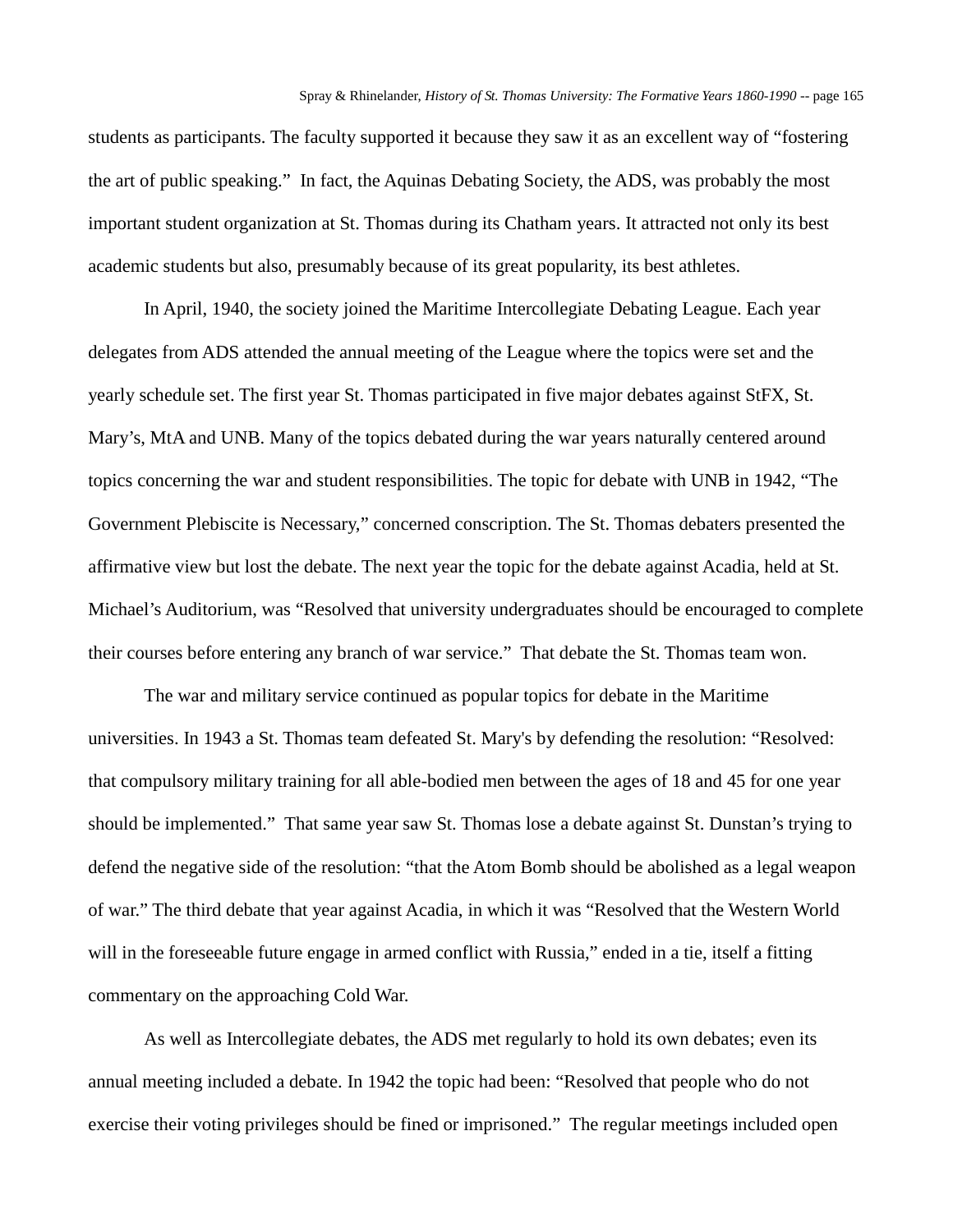students as participants. The faculty supported it because they saw it as an excellent way of "fostering the art of public speaking." In fact, the Aquinas Debating Society, the ADS, was probably the most important student organization at St. Thomas during its Chatham years. It attracted not only its best academic students but also, presumably because of its great popularity, its best athletes.

In April, 1940, the society joined the Maritime Intercollegiate Debating League. Each year delegates from ADS attended the annual meeting of the League where the topics were set and the yearly schedule set. The first year St. Thomas participated in five major debates against StFX, St. Mary's, MtA and UNB. Many of the topics debated during the war years naturally centered around topics concerning the war and student responsibilities. The topic for debate with UNB in 1942, "The Government Plebiscite is Necessary," concerned conscription. The St. Thomas debaters presented the affirmative view but lost the debate. The next year the topic for the debate against Acadia, held at St. Michael's Auditorium, was "Resolved that university undergraduates should be encouraged to complete their courses before entering any branch of war service." That debate the St. Thomas team won.

The war and military service continued as popular topics for debate in the Maritime universities. In 1943 a St. Thomas team defeated St. Mary's by defending the resolution: "Resolved: that compulsory military training for all able-bodied men between the ages of 18 and 45 for one year should be implemented." That same year saw St. Thomas lose a debate against St. Dunstan's trying to defend the negative side of the resolution: "that the Atom Bomb should be abolished as a legal weapon of war." The third debate that year against Acadia, in which it was "Resolved that the Western World will in the foreseeable future engage in armed conflict with Russia," ended in a tie, itself a fitting commentary on the approaching Cold War.

As well as Intercollegiate debates, the ADS met regularly to hold its own debates; even its annual meeting included a debate. In 1942 the topic had been: "Resolved that people who do not exercise their voting privileges should be fined or imprisoned." The regular meetings included open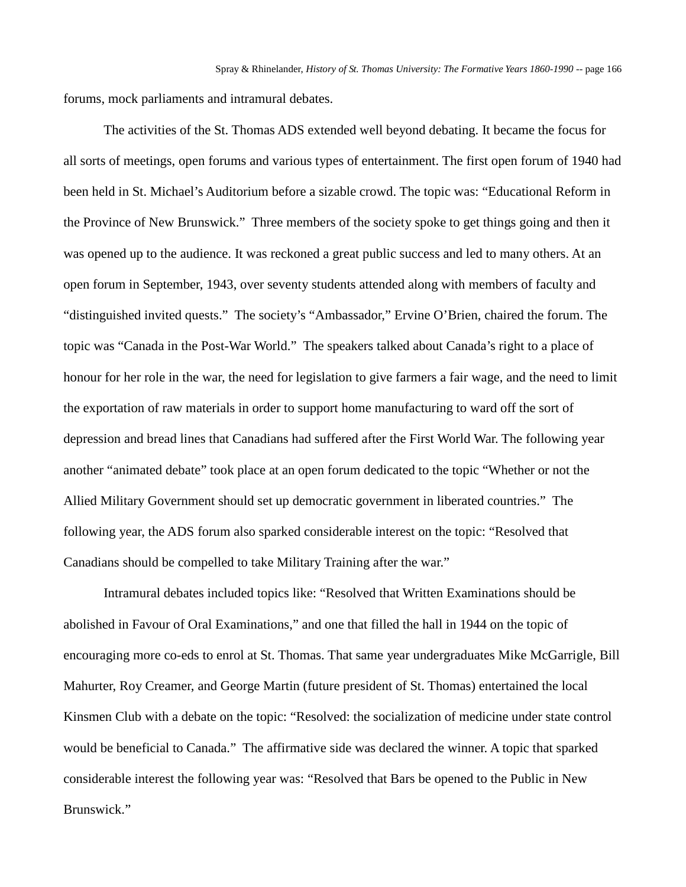forums, mock parliaments and intramural debates.

The activities of the St. Thomas ADS extended well beyond debating. It became the focus for all sorts of meetings, open forums and various types of entertainment. The first open forum of 1940 had been held in St. Michael's Auditorium before a sizable crowd. The topic was: "Educational Reform in the Province of New Brunswick." Three members of the society spoke to get things going and then it was opened up to the audience. It was reckoned a great public success and led to many others. At an open forum in September, 1943, over seventy students attended along with members of faculty and "distinguished invited quests." The society's "Ambassador," Ervine O'Brien, chaired the forum. The topic was "Canada in the Post-War World." The speakers talked about Canada's right to a place of honour for her role in the war, the need for legislation to give farmers a fair wage, and the need to limit the exportation of raw materials in order to support home manufacturing to ward off the sort of depression and bread lines that Canadians had suffered after the First World War. The following year another "animated debate" took place at an open forum dedicated to the topic "Whether or not the Allied Military Government should set up democratic government in liberated countries." The following year, the ADS forum also sparked considerable interest on the topic: "Resolved that Canadians should be compelled to take Military Training after the war."

Intramural debates included topics like: "Resolved that Written Examinations should be abolished in Favour of Oral Examinations," and one that filled the hall in 1944 on the topic of encouraging more co-eds to enrol at St. Thomas. That same year undergraduates Mike McGarrigle, Bill Mahurter, Roy Creamer, and George Martin (future president of St. Thomas) entertained the local Kinsmen Club with a debate on the topic: "Resolved: the socialization of medicine under state control would be beneficial to Canada." The affirmative side was declared the winner. A topic that sparked considerable interest the following year was: "Resolved that Bars be opened to the Public in New Brunswick."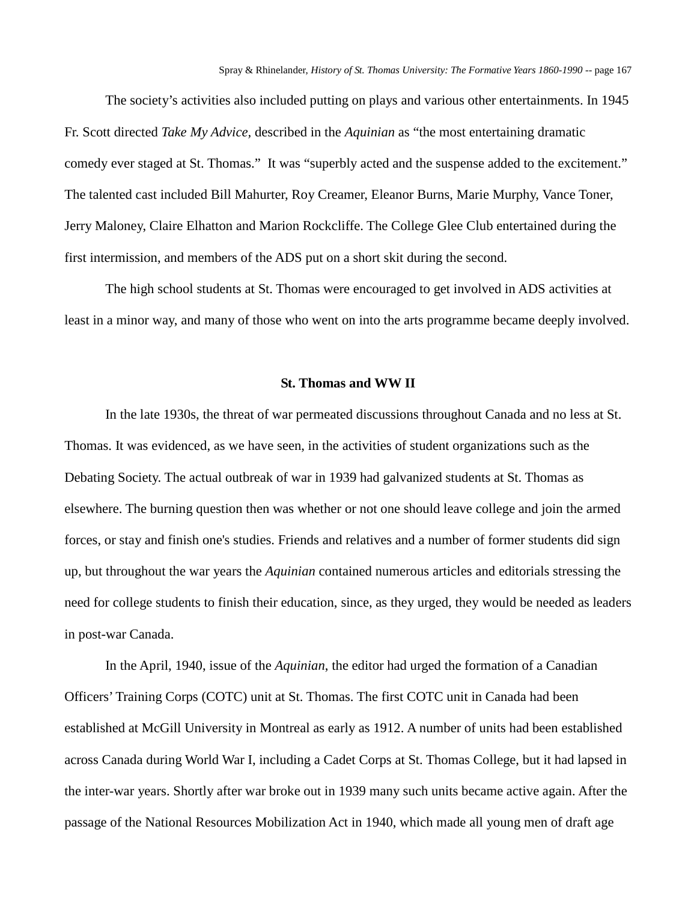The society's activities also included putting on plays and various other entertainments. In 1945 Fr. Scott directed *Take My Advice,* described in the *Aquinian* as "the most entertaining dramatic comedy ever staged at St. Thomas." It was "superbly acted and the suspense added to the excitement." The talented cast included Bill Mahurter, Roy Creamer, Eleanor Burns, Marie Murphy, Vance Toner, Jerry Maloney, Claire Elhatton and Marion Rockcliffe. The College Glee Club entertained during the first intermission, and members of the ADS put on a short skit during the second.

The high school students at St. Thomas were encouraged to get involved in ADS activities at least in a minor way, and many of those who went on into the arts programme became deeply involved.

## St. Thomas and WW II

In the late 1930s, the threat of war permeated discussions throughout Canada and no less at St. Thomas. It was evidenced, as we have seen, in the activities of student organizations such as the Debating Society. The actual outbreak of war in 1939 had galvanized students at St. Thomas as elsewhere. The burning question then was whether or not one should leave college and join the armed forces, or stay and finish one's studies. Friends and relatives and a number of former students did sign up, but throughout the war years the *Aquinian* contained numerous articles and editorials stressing the need for college students to finish their education, since, as they urged, they would be needed as leaders in post-war Canada.

In the April, 1940, issue of the *Aquinian*, the editor had urged the formation of a Canadian Officers' Training Corps (COTC) unit at St. Thomas. The first COTC unit in Canada had been established at McGill University in Montreal as early as 1912. A number of units had been established across Canada during World War I, including a Cadet Corps at St. Thomas College, but it had lapsed in the inter-war years. Shortly after war broke out in 1939 many such units became active again. After the passage of the National Resources Mobilization Act in 1940, which made all young men of draft age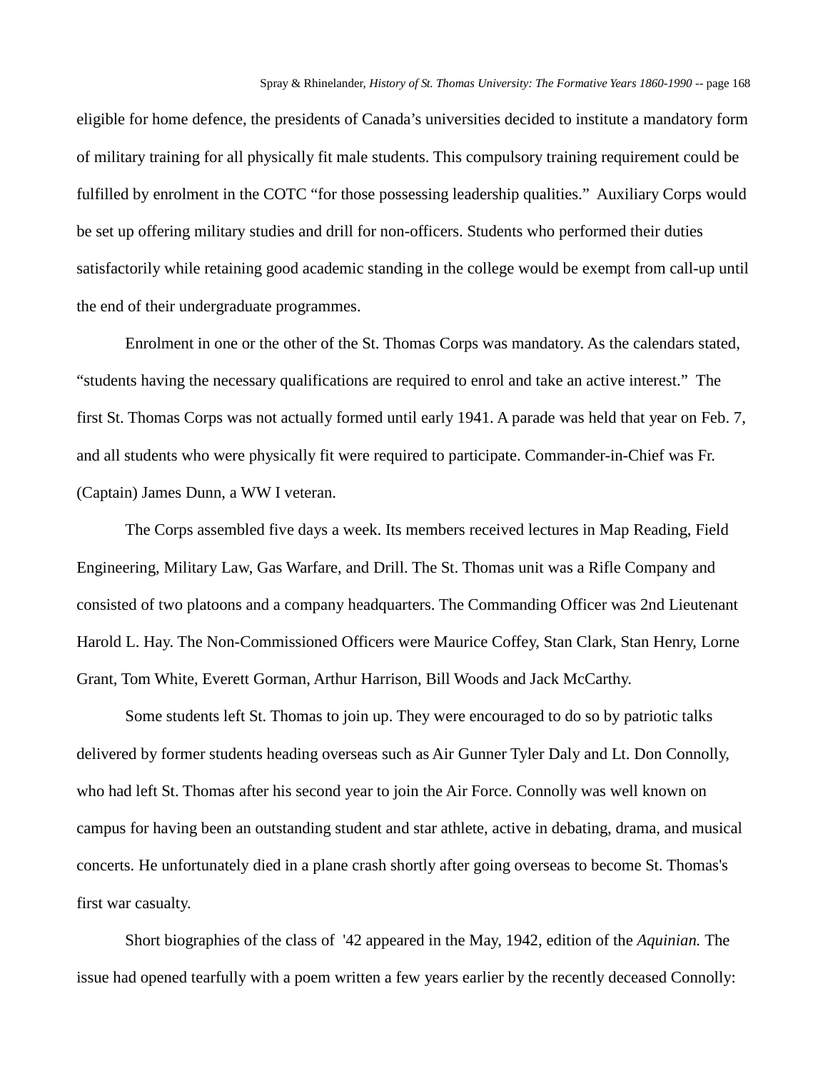eligible for home defence, the presidents of Canada's universities decided to institute a mandatory form of military training for all physically fit male students. This compulsory training requirement could be fulfilled by enrolment in the COTC "for those possessing leadership qualities." Auxiliary Corps would be set up offering military studies and drill for non-officers. Students who performed their duties satisfactorily while retaining good academic standing in the college would be exempt from call-up until the end of their undergraduate programmes.

Enrolment in one or the other of the St. Thomas Corps was mandatory. As the calendars stated, "students having the necessary qualifications are required to enrol and take an active interest." The first St. Thomas Corps was not actually formed until early 1941. A parade was held that year on Feb. 7, and all students who were physically fit were required to participate. Commander-in-Chief was Fr. (Captain) James Dunn, a WW I veteran.

The Corps assembled five days a week. Its members received lectures in Map Reading, Field Engineering, Military Law, Gas Warfare, and Drill. The St. Thomas unit was a Rifle Company and consisted of two platoons and a company headquarters. The Commanding Officer was 2nd Lieutenant Harold L. Hay. The Non-Commissioned Officers were Maurice Coffey, Stan Clark, Stan Henry, Lorne Grant, Tom White, Everett Gorman, Arthur Harrison, Bill Woods and Jack McCarthy.

Some students left St. Thomas to join up. They were encouraged to do so by patriotic talks delivered by former students heading overseas such as Air Gunner Tyler Daly and Lt. Don Connolly, who had left St. Thomas after his second year to join the Air Force. Connolly was well known on campus for having been an outstanding student and star athlete, active in debating, drama, and musical concerts. He unfortunately died in a plane crash shortly after going overseas to become St. Thomas's first war casualty.

Short biographies of the class of '42 appeared in the May, 1942, edition of the *Aquinian.* The issue had opened tearfully with a poem written a few years earlier by the recently deceased Connolly: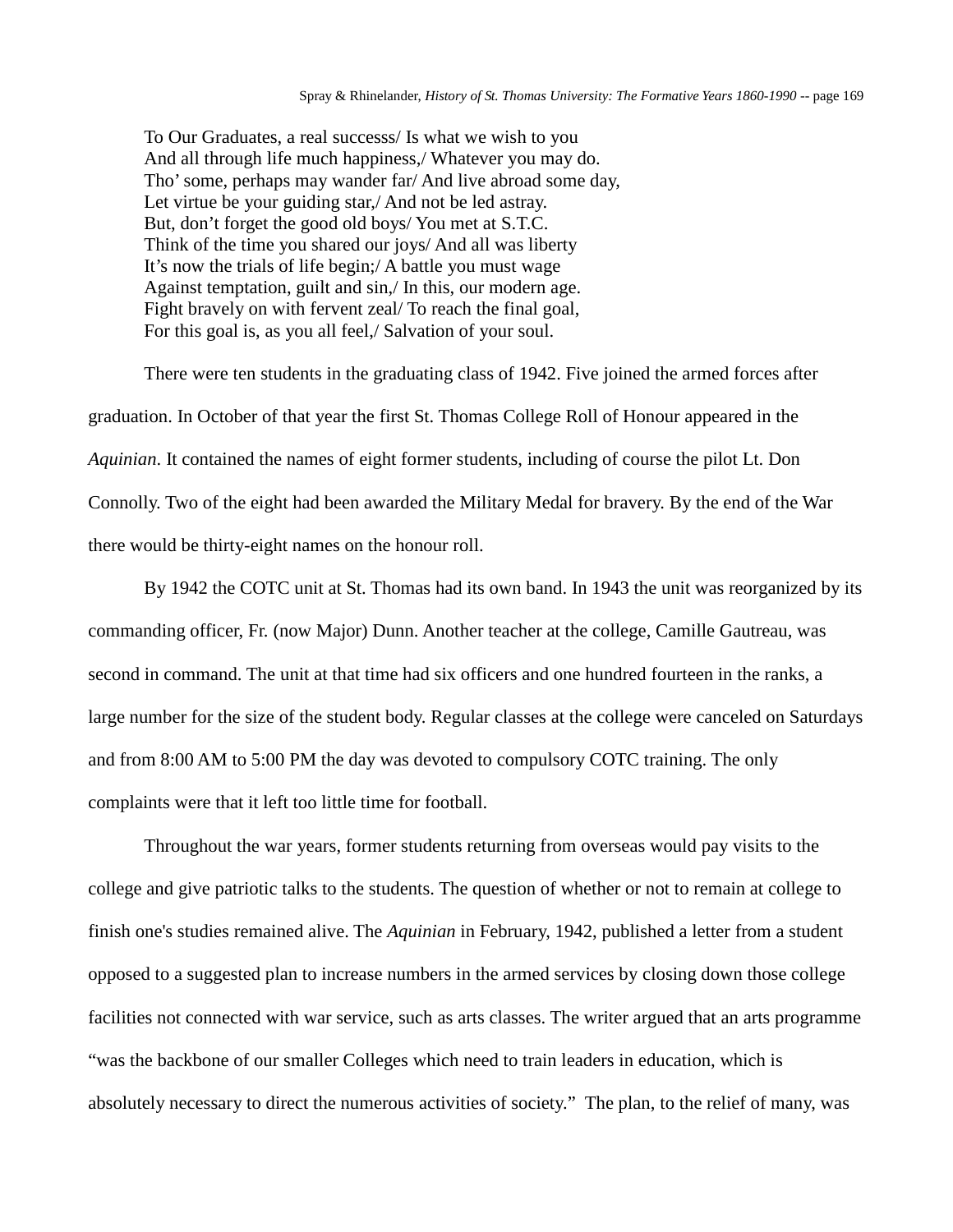To Our Graduates, a real successs/ Is what we wish to you  
And all through life much happiness,/ Whatever you may do.  
Tho' some, perhaps may wander far/ And live abroad some day,  
Let virtue be your guiding star,/ And not be led astray.  
But, don't forget the good old boys/ You met at S.T.C.  
Think of the time you shared our joys/ And all was liberty  
It's now the trials of life begin;/ A battle you must wage  
Against temptation, guilt and sin,/ In this, our modern age.  
Fight bravely on with fervent zeal/ To reach the final goal,  
For this goal is, as you all feel,/ Salvation of your soul.

There were ten students in the graduating class of 1942. Five joined the armed forces after graduation. In October of that year the first St. Thomas College Roll of Honour appeared in the *Aquinian*. It contained the names of eight former students, including of course the pilot Lt. Don Connolly. Two of the eight had been awarded the Military Medal for bravery. By the end of the War there would be thirty-eight names on the honour roll.

By 1942 the COTC unit at St. Thomas had its own band. In 1943 the unit was reorganized by its commanding officer, Fr. (now Major) Dunn. Another teacher at the college, Camille Gautreau, was second in command. The unit at that time had six officers and one hundred fourteen in the ranks, a large number for the size of the student body. Regular classes at the college were canceled on Saturdays and from 8:00 AM to 5:00 PM the day was devoted to compulsory COTC training. The only complaints were that it left too little time for football.

Throughout the war years, former students returning from overseas would pay visits to the college and give patriotic talks to the students. The question of whether or not to remain at college to finish one's studies remained alive. The *Aquinian* in February, 1942, published a letter from a student opposed to a suggested plan to increase numbers in the armed services by closing down those college facilities not connected with war service, such as arts classes. The writer argued that an arts programme "was the backbone of our smaller Colleges which need to train leaders in education, which is absolutely necessary to direct the numerous activities of society." The plan, to the relief of many, was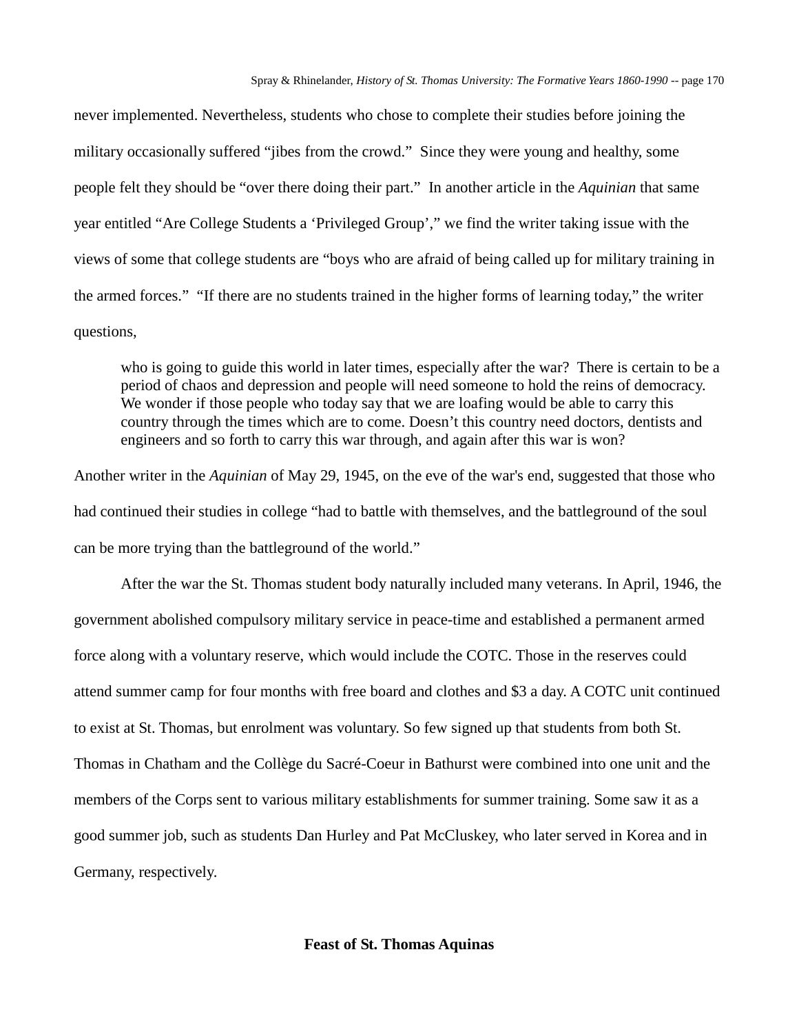never implemented. Nevertheless, students who chose to complete their studies before joining the military occasionally suffered "jibes from the crowd." Since they were young and healthy, some people felt they should be "over there doing their part." In another article in the *Aquinian* that same year entitled "Are College Students a 'Privileged Group'," we find the writer taking issue with the views of some that college students are "boys who are afraid of being called up for military training in the armed forces." "If there are no students trained in the higher forms of learning today," the writer questions,

> who is going to guide this world in later times, especially after the war? There is certain to be a period of chaos and depression and people will need someone to hold the reins of democracy. We wonder if those people who today say that we are loafing would be able to carry this country through the times which are to come. Doesn't this country need doctors, dentists and engineers and so forth to carry this war through, and again after this war is won?

Another writer in the *Aquinian* of May 29, 1945, on the eve of the war's end, suggested that those who had continued their studies in college "had to battle with themselves, and the battleground of the soul can be more trying than the battleground of the world."

After the war the St. Thomas student body naturally included many veterans. In April, 1946, the government abolished compulsory military service in peace-time and established a permanent armed force along with a voluntary reserve, which would include the COTC. Those in the reserves could attend summer camp for four months with free board and clothes and $3 a day. A COTC unit continued to exist at St. Thomas, but enrolment was voluntary. So few signed up that students from both St. Thomas in Chatham and the Collège du Sacré-Coeur in Bathurst were combined into one unit and the members of the Corps sent to various military establishments for summer training. Some saw it as a good summer job, such as students Dan Hurley and Pat McCluskey, who later served in Korea and in Germany, respectively.

## Feast of St. Thomas Aquinas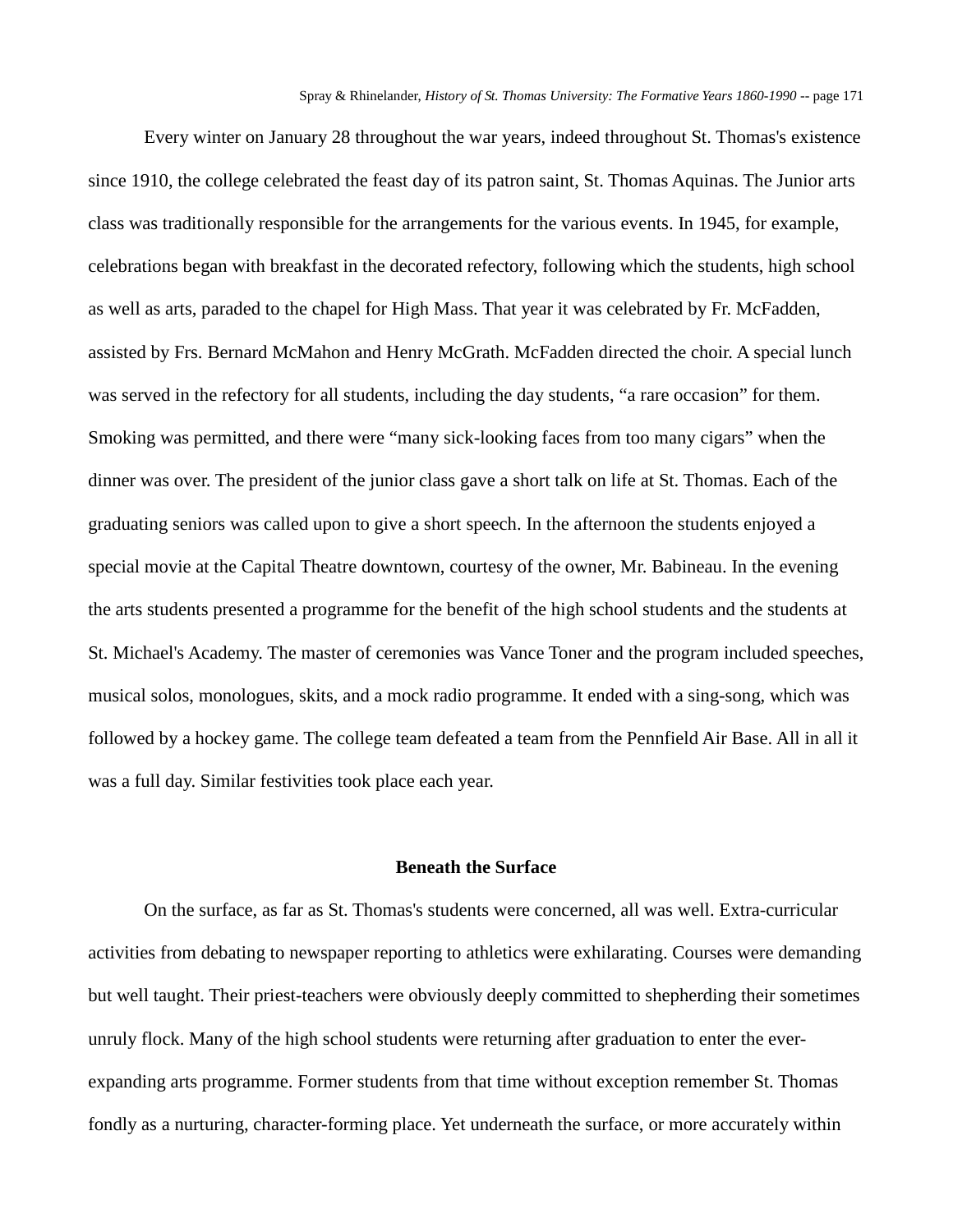Every winter on January 28 throughout the war years, indeed throughout St. Thomas's existence since 1910, the college celebrated the feast day of its patron saint, St. Thomas Aquinas. The Junior arts class was traditionally responsible for the arrangements for the various events. In 1945, for example, celebrations began with breakfast in the decorated refectory, following which the students, high school as well as arts, paraded to the chapel for High Mass. That year it was celebrated by Fr. McFadden, assisted by Frs. Bernard McMahon and Henry McGrath. McFadden directed the choir. A special lunch was served in the refectory for all students, including the day students, "a rare occasion" for them. Smoking was permitted, and there were "many sick-looking faces from too many cigars" when the dinner was over. The president of the junior class gave a short talk on life at St. Thomas. Each of the graduating seniors was called upon to give a short speech. In the afternoon the students enjoyed a special movie at the Capital Theatre downtown, courtesy of the owner, Mr. Babineau. In the evening the arts students presented a programme for the benefit of the high school students and the students at St. Michael's Academy. The master of ceremonies was Vance Toner and the program included speeches, musical solos, monologues, skits, and a mock radio programme. It ended with a sing-song, which was followed by a hockey game. The college team defeated a team from the Pennfield Air Base. All in all it was a full day. Similar festivities took place each year.

## Beneath the Surface

On the surface, as far as St. Thomas's students were concerned, all was well. Extra-curricular activities from debating to newspaper reporting to athletics were exhilarating. Courses were demanding but well taught. Their priest-teachers were obviously deeply committed to shepherding their sometimes unruly flock. Many of the high school students were returning after graduation to enter the ever-expanding arts programme. Former students from that time without exception remember St. Thomas fondly as a nurturing, character-forming place. Yet underneath the surface, or more accurately within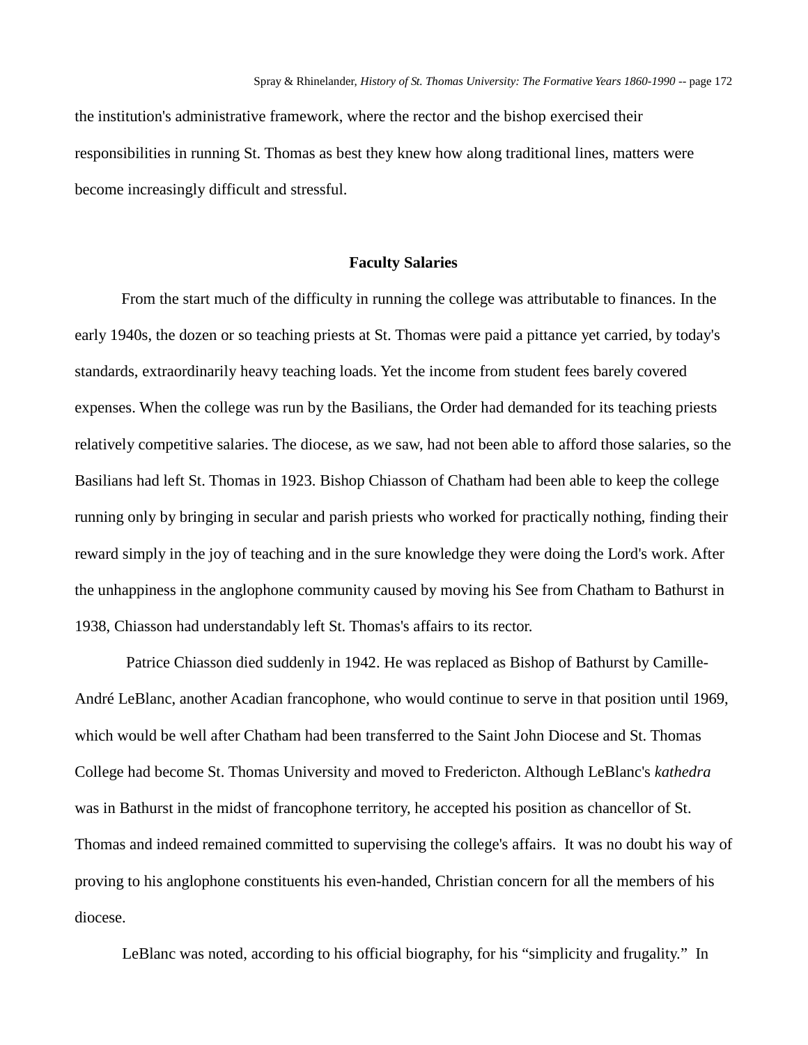the institution's administrative framework, where the rector and the bishop exercised their responsibilities in running St. Thomas as best they knew how along traditional lines, matters were become increasingly difficult and stressful.

## Faculty Salaries

From the start much of the difficulty in running the college was attributable to finances. In the early 1940s, the dozen or so teaching priests at St. Thomas were paid a pittance yet carried, by today's standards, extraordinarily heavy teaching loads. Yet the income from student fees barely covered expenses. When the college was run by the Basilians, the Order had demanded for its teaching priests relatively competitive salaries. The diocese, as we saw, had not been able to afford those salaries, so the Basilians had left St. Thomas in 1923. Bishop Chiasson of Chatham had been able to keep the college running only by bringing in secular and parish priests who worked for practically nothing, finding their reward simply in the joy of teaching and in the sure knowledge they were doing the Lord's work. After the unhappiness in the anglophone community caused by moving his See from Chatham to Bathurst in 1938, Chiasson had understandably left St. Thomas's affairs to its rector.

Patrice Chiasson died suddenly in 1942. He was replaced as Bishop of Bathurst by Camille-André LeBlanc, another Acadian francophone, who would continue to serve in that position until 1969, which would be well after Chatham had been transferred to the Saint John Diocese and St. Thomas College had become St. Thomas University and moved to Fredericton. Although LeBlanc's *kathedra* was in Bathurst in the midst of francophone territory, he accepted his position as chancellor of St. Thomas and indeed remained committed to supervising the college's affairs. It was no doubt his way of proving to his anglophone constituents his even-handed, Christian concern for all the members of his diocese.

LeBlanc was noted, according to his official biography, for his "simplicity and frugality." In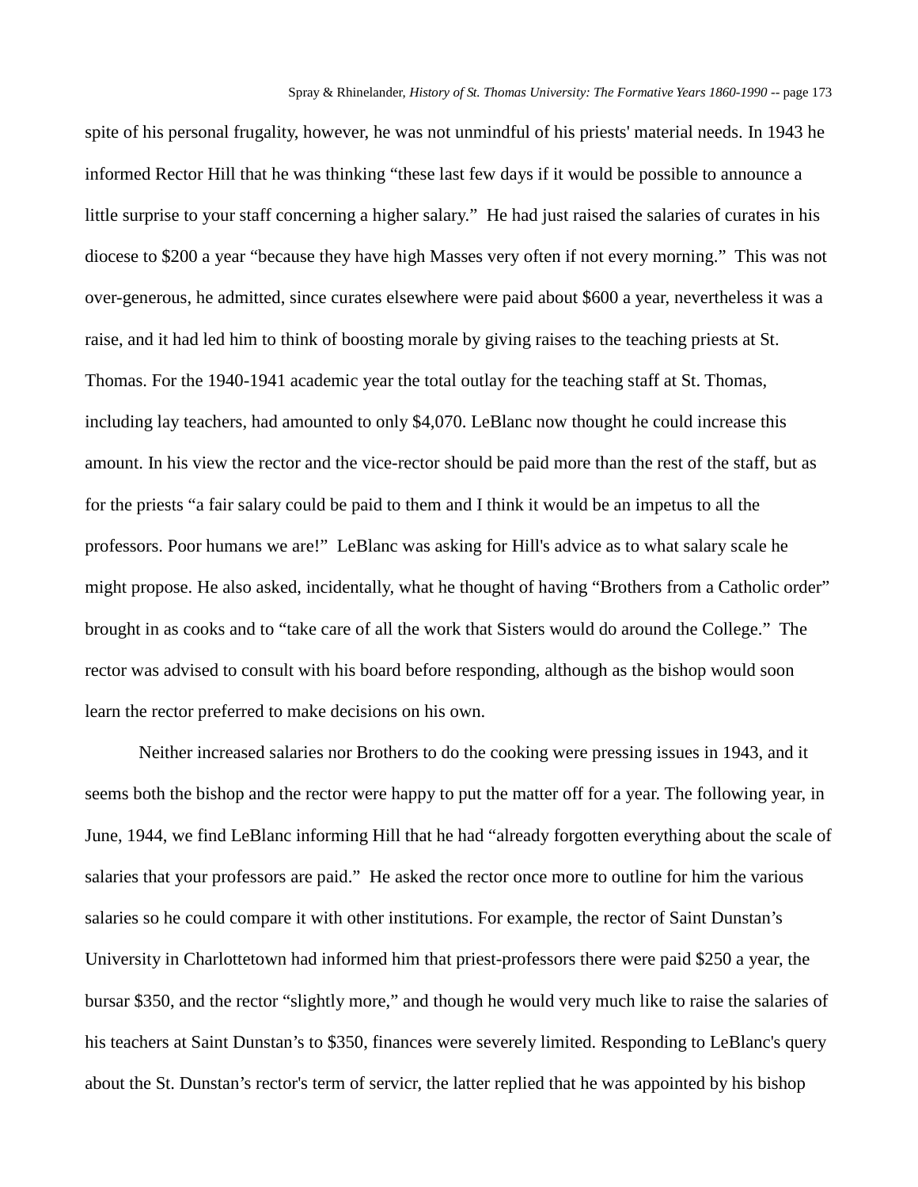spite of his personal frugality, however, he was not unmindful of his priests' material needs. In 1943 he informed Rector Hill that he was thinking "these last few days if it would be possible to announce a little surprise to your staff concerning a higher salary." He had just raised the salaries of curates in his diocese to $200 a year "because they have high Masses very often if not every morning." This was not over-generous, he admitted, since curates elsewhere were paid about $600 a year, nevertheless it was a raise, and it had led him to think of boosting morale by giving raises to the teaching priests at St. Thomas. For the 1940-1941 academic year the total outlay for the teaching staff at St. Thomas, including lay teachers, had amounted to only $4,070. LeBlanc now thought he could increase this amount. In his view the rector and the vice-rector should be paid more than the rest of the staff, but as for the priests "a fair salary could be paid to them and I think it would be an impetus to all the professors. Poor humans we are!" LeBlanc was asking for Hill's advice as to what salary scale he might propose. He also asked, incidentally, what he thought of having "Brothers from a Catholic order" brought in as cooks and to "take care of all the work that Sisters would do around the College." The rector was advised to consult with his board before responding, although as the bishop would soon learn the rector preferred to make decisions on his own.

Neither increased salaries nor Brothers to do the cooking were pressing issues in 1943, and it seems both the bishop and the rector were happy to put the matter off for a year. The following year, in June, 1944, we find LeBlanc informing Hill that he had "already forgotten everything about the scale of salaries that your professors are paid." He asked the rector once more to outline for him the various salaries so he could compare it with other institutions. For example, the rector of Saint Dunstan's University in Charlottetown had informed him that priest-professors there were paid $250 a year, the bursar $350, and the rector "slightly more," and though he would very much like to raise the salaries of his teachers at Saint Dunstan's to $350, finances were severely limited. Responding to LeBlanc's query about the St. Dunstan's rector's term of servicr, the latter replied that he was appointed by his bishop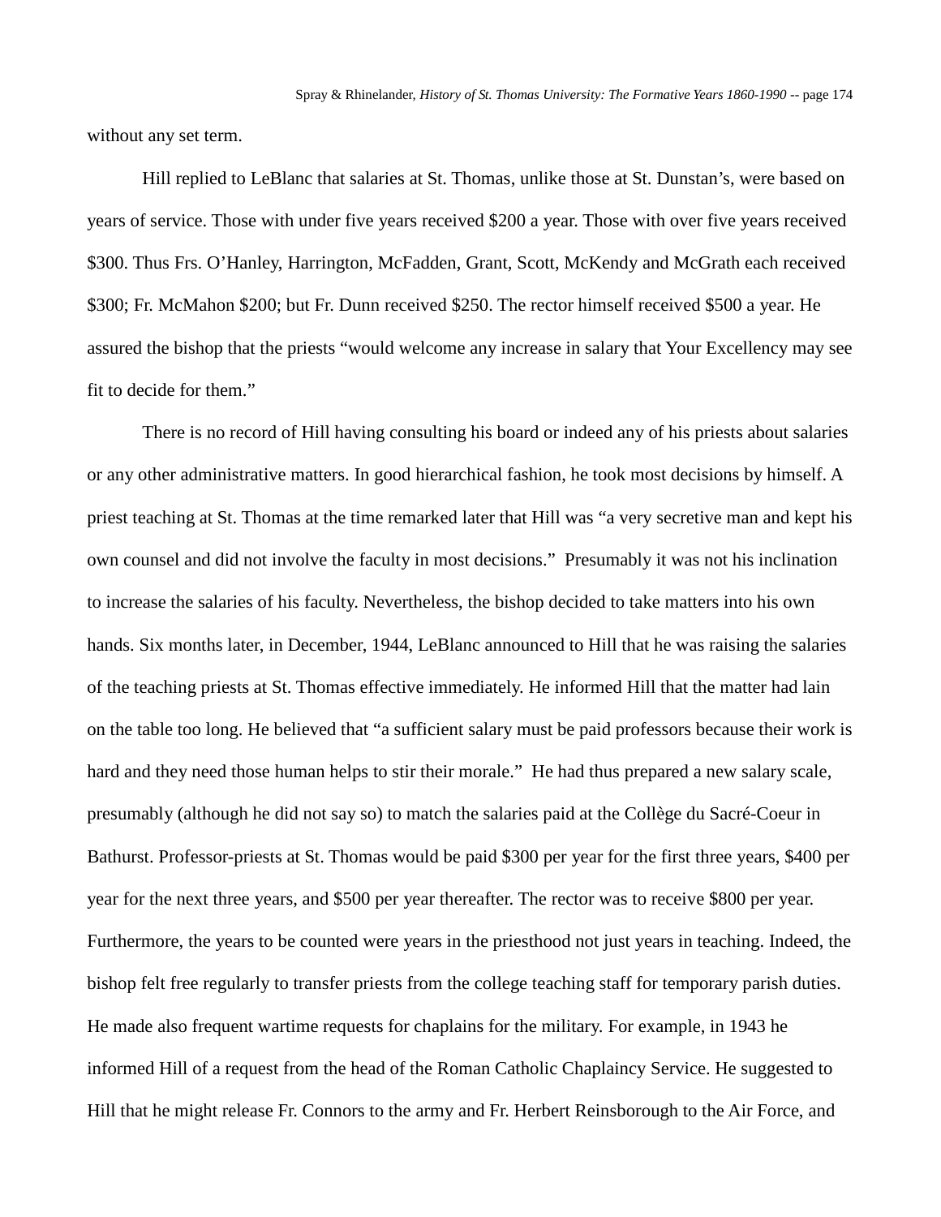without any set term.

Hill replied to LeBlanc that salaries at St. Thomas, unlike those at St. Dunstan's, were based on years of service. Those with under five years received $200 a year. Those with over five years received $300. Thus Frs. O'Hanley, Harrington, McFadden, Grant, Scott, McKendy and McGrath each received $300; Fr. McMahon $200; but Fr. Dunn received $250. The rector himself received $500 a year. He assured the bishop that the priests "would welcome any increase in salary that Your Excellency may see fit to decide for them."

There is no record of Hill having consulting his board or indeed any of his priests about salaries or any other administrative matters. In good hierarchical fashion, he took most decisions by himself. A priest teaching at St. Thomas at the time remarked later that Hill was "a very secretive man and kept his own counsel and did not involve the faculty in most decisions." Presumably it was not his inclination to increase the salaries of his faculty. Nevertheless, the bishop decided to take matters into his own hands. Six months later, in December, 1944, LeBlanc announced to Hill that he was raising the salaries of the teaching priests at St. Thomas effective immediately. He informed Hill that the matter had lain on the table too long. He believed that "a sufficient salary must be paid professors because their work is hard and they need those human helps to stir their morale." He had thus prepared a new salary scale, presumably (although he did not say so) to match the salaries paid at the Collège du Sacré-Coeur in Bathurst. Professor-priests at St. Thomas would be paid $300 per year for the first three years, $400 per year for the next three years, and $500 per year thereafter. The rector was to receive $800 per year. Furthermore, the years to be counted were years in the priesthood not just years in teaching. Indeed, the bishop felt free regularly to transfer priests from the college teaching staff for temporary parish duties. He made also frequent wartime requests for chaplains for the military. For example, in 1943 he informed Hill of a request from the head of the Roman Catholic Chaplaincy Service. He suggested to Hill that he might release Fr. Connors to the army and Fr. Herbert Reinsborough to the Air Force, and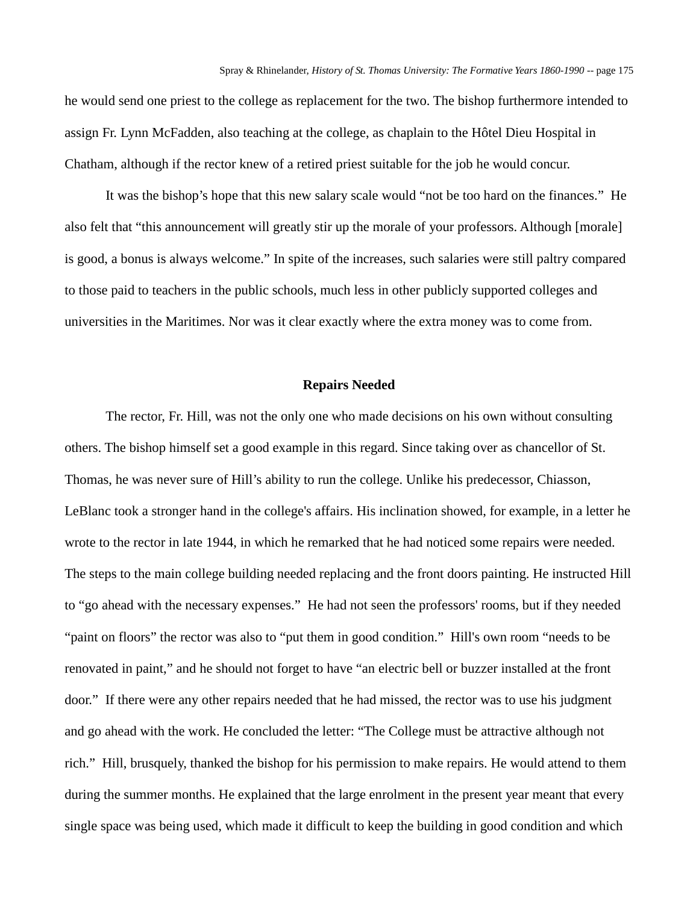he would send one priest to the college as replacement for the two. The bishop furthermore intended to assign Fr. Lynn McFadden, also teaching at the college, as chaplain to the Hôtel Dieu Hospital in Chatham, although if the rector knew of a retired priest suitable for the job he would concur.

It was the bishop's hope that this new salary scale would "not be too hard on the finances." He also felt that "this announcement will greatly stir up the morale of your professors. Although [morale] is good, a bonus is always welcome." In spite of the increases, such salaries were still paltry compared to those paid to teachers in the public schools, much less in other publicly supported colleges and universities in the Maritimes. Nor was it clear exactly where the extra money was to come from.

### Repairs Needed

The rector, Fr. Hill, was not the only one who made decisions on his own without consulting others. The bishop himself set a good example in this regard. Since taking over as chancellor of St. Thomas, he was never sure of Hill's ability to run the college. Unlike his predecessor, Chiasson, LeBlanc took a stronger hand in the college's affairs. His inclination showed, for example, in a letter he wrote to the rector in late 1944, in which he remarked that he had noticed some repairs were needed. The steps to the main college building needed replacing and the front doors painting. He instructed Hill to "go ahead with the necessary expenses." He had not seen the professors' rooms, but if they needed "paint on floors" the rector was also to "put them in good condition." Hill's own room "needs to be renovated in paint," and he should not forget to have "an electric bell or buzzer installed at the front door." If there were any other repairs needed that he had missed, the rector was to use his judgment and go ahead with the work. He concluded the letter: "The College must be attractive although not rich." Hill, brusquely, thanked the bishop for his permission to make repairs. He would attend to them during the summer months. He explained that the large enrolment in the present year meant that every single space was being used, which made it difficult to keep the building in good condition and which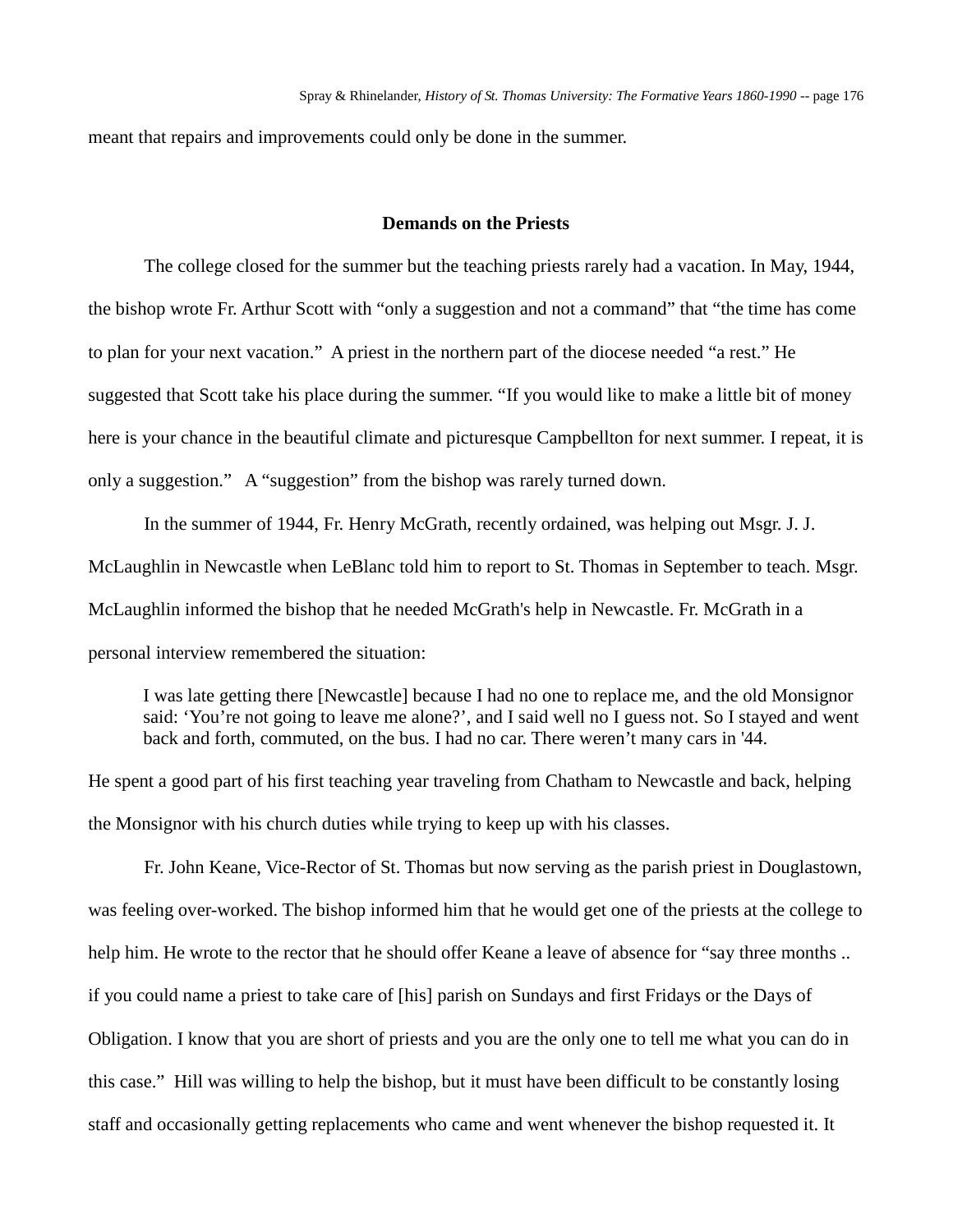meant that repairs and improvements could only be done in the summer.

## Demands on the Priests

The college closed for the summer but the teaching priests rarely had a vacation. In May, 1944, the bishop wrote Fr. Arthur Scott with "only a suggestion and not a command" that "the time has come to plan for your next vacation." A priest in the northern part of the diocese needed "a rest." He suggested that Scott take his place during the summer. "If you would like to make a little bit of money here is your chance in the beautiful climate and picturesque Campbellton for next summer. I repeat, it is only a suggestion." A "suggestion" from the bishop was rarely turned down.

In the summer of 1944, Fr. Henry McGrath, recently ordained, was helping out Msgr. J. J. McLaughlin in Newcastle when LeBlanc told him to report to St. Thomas in September to teach. Msgr. McLaughlin informed the bishop that he needed McGrath's help in Newcastle. Fr. McGrath in a personal interview remembered the situation:

> I was late getting there [Newcastle] because I had no one to replace me, and the old Monsignor said: 'You're not going to leave me alone?', and I said well no I guess not. So I stayed and went back and forth, commuted, on the bus. I had no car. There weren't many cars in '44.

He spent a good part of his first teaching year traveling from Chatham to Newcastle and back, helping the Monsignor with his church duties while trying to keep up with his classes.

Fr. John Keane, Vice-Rector of St. Thomas but now serving as the parish priest in Douglastown, was feeling over-worked. The bishop informed him that he would get one of the priests at the college to help him. He wrote to the rector that he should offer Keane a leave of absence for "say three months .. if you could name a priest to take care of [his] parish on Sundays and first Fridays or the Days of Obligation. I know that you are short of priests and you are the only one to tell me what you can do in this case." Hill was willing to help the bishop, but it must have been difficult to be constantly losing staff and occasionally getting replacements who came and went whenever the bishop requested it. It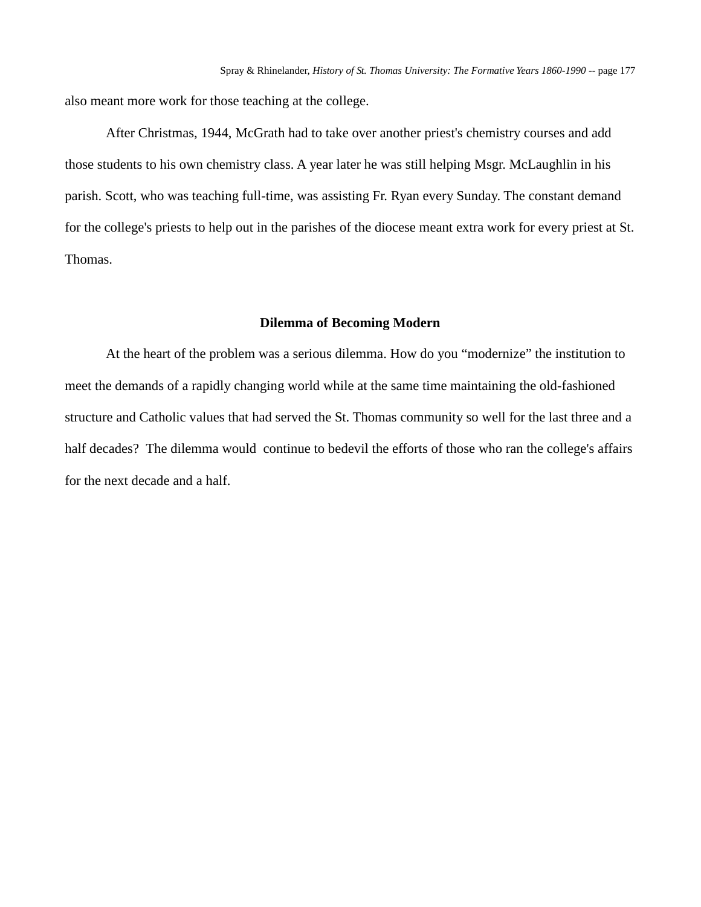also meant more work for those teaching at the college.

After Christmas, 1944, McGrath had to take over another priest's chemistry courses and add those students to his own chemistry class. A year later he was still helping Msgr. McLaughlin in his parish. Scott, who was teaching full-time, was assisting Fr. Ryan every Sunday. The constant demand for the college's priests to help out in the parishes of the diocese meant extra work for every priest at St. Thomas.

## Dilemma of Becoming Modern

At the heart of the problem was a serious dilemma. How do you "modernize" the institution to meet the demands of a rapidly changing world while at the same time maintaining the old-fashioned structure and Catholic values that had served the St. Thomas community so well for the last three and a half decades? The dilemma would continue to bedevil the efforts of those who ran the college's affairs for the next decade and a half.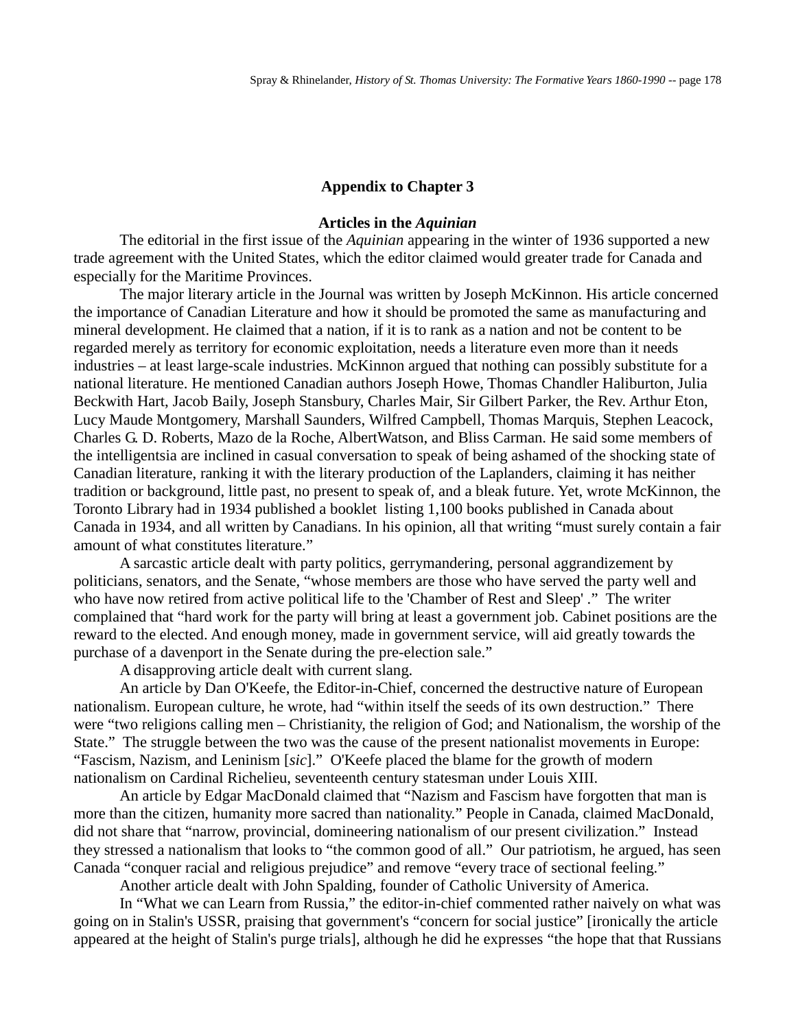## Appendix to Chapter 3

### Articles in the *Aquinian*

The editorial in the first issue of the *Aquinian* appearing in the winter of 1936 supported a new trade agreement with the United States, which the editor claimed would greater trade for Canada and especially for the Maritime Provinces.

The major literary article in the Journal was written by Joseph McKinnon. His article concerned the importance of Canadian Literature and how it should be promoted the same as manufacturing and mineral development. He claimed that a nation, if it is to rank as a nation and not be content to be regarded merely as territory for economic exploitation, needs a literature even more than it needs industries – at least large-scale industries. McKinnon argued that nothing can possibly substitute for a national literature. He mentioned Canadian authors Joseph Howe, Thomas Chandler Haliburton, Julia Beckwith Hart, Jacob Baily, Joseph Stansbury, Charles Mair, Sir Gilbert Parker, the Rev. Arthur Eton, Lucy Maude Montgomery, Marshall Saunders, Wilfred Campbell, Thomas Marquis, Stephen Leacock, Charles G. D. Roberts, Mazo de la Roche, AlbertWatson, and Bliss Carman. He said some members of the intelligentsia are inclined in casual conversation to speak of being ashamed of the shocking state of Canadian literature, ranking it with the literary production of the Laplanders, claiming it has neither tradition or background, little past, no present to speak of, and a bleak future. Yet, wrote McKinnon, the Toronto Library had in 1934 published a booklet listing 1,100 books published in Canada about Canada in 1934, and all written by Canadians. In his opinion, all that writing "must surely contain a fair amount of what constitutes literature."

A sarcastic article dealt with party politics, gerrymandering, personal aggrandizement by politicians, senators, and the Senate, "whose members are those who have served the party well and who have now retired from active political life to the 'Chamber of Rest and Sleep' ." The writer complained that "hard work for the party will bring at least a government job. Cabinet positions are the reward to the elected. And enough money, made in government service, will aid greatly towards the purchase of a davenport in the Senate during the pre-election sale."

A disapproving article dealt with current slang.

An article by Dan O'Keefe, the Editor-in-Chief, concerned the destructive nature of European nationalism. European culture, he wrote, had "within itself the seeds of its own destruction." There were "two religions calling men – Christianity, the religion of God; and Nationalism, the worship of the State." The struggle between the two was the cause of the present nationalist movements in Europe: "Fascism, Nazism, and Leninism [*sic*]." O'Keefe placed the blame for the growth of modern nationalism on Cardinal Richelieu, seventeenth century statesman under Louis XIII.

An article by Edgar MacDonald claimed that "Nazism and Fascism have forgotten that man is more than the citizen, humanity more sacred than nationality." People in Canada, claimed MacDonald, did not share that "narrow, provincial, domineering nationalism of our present civilization." Instead they stressed a nationalism that looks to "the common good of all." Our patriotism, he argued, has seen Canada "conquer racial and religious prejudice" and remove "every trace of sectional feeling."

Another article dealt with John Spalding, founder of Catholic University of America.

In "What we can Learn from Russia," the editor-in-chief commented rather naively on what was going on in Stalin's USSR, praising that government's "concern for social justice" [ironically the article appeared at the height of Stalin's purge trials], although he did he expresses "the hope that that Russians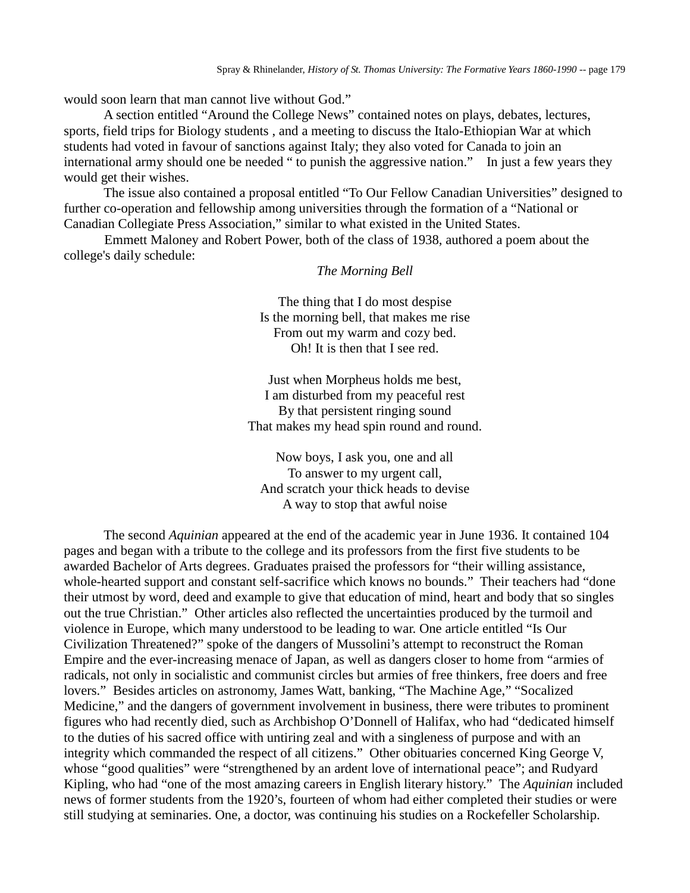would soon learn that man cannot live without God."

A section entitled "Around the College News" contained notes on plays, debates, lectures, sports, field trips for Biology students , and a meeting to discuss the Italo-Ethiopian War at which students had voted in favour of sanctions against Italy; they also voted for Canada to join an international army should one be needed " to punish the aggressive nation." In just a few years they would get their wishes.

The issue also contained a proposal entitled "To Our Fellow Canadian Universities" designed to further co-operation and fellowship among universities through the formation of a "National or Canadian Collegiate Press Association," similar to what existed in the United States.

Emmett Maloney and Robert Power, both of the class of 1938, authored a poem about the college's daily schedule:

*The Morning Bell*

The thing that I do most despise
Is the morning bell, that makes me rise
From out my warm and cozy bed.
Oh! It is then that I see red.

Just when Morpheus holds me best,
I am disturbed from my peaceful rest
By that persistent ringing sound
That makes my head spin round and round.

Now boys, I ask you, one and all
To answer to my urgent call,
And scratch your thick heads to devise
A way to stop that awful noise

The second *Aquinian* appeared at the end of the academic year in June 1936. It contained 104 pages and began with a tribute to the college and its professors from the first five students to be awarded Bachelor of Arts degrees. Graduates praised the professors for "their willing assistance, whole-hearted support and constant self-sacrifice which knows no bounds." Their teachers had "done their utmost by word, deed and example to give that education of mind, heart and body that so singles out the true Christian." Other articles also reflected the uncertainties produced by the turmoil and violence in Europe, which many understood to be leading to war. One article entitled "Is Our Civilization Threatened?" spoke of the dangers of Mussolini's attempt to reconstruct the Roman Empire and the ever-increasing menace of Japan, as well as dangers closer to home from "armies of radicals, not only in socialistic and communist circles but armies of free thinkers, free doers and free lovers." Besides articles on astronomy, James Watt, banking, "The Machine Age," "Socalized Medicine," and the dangers of government involvement in business, there were tributes to prominent figures who had recently died, such as Archbishop O'Donnell of Halifax, who had "dedicated himself to the duties of his sacred office with untiring zeal and with a singleness of purpose and with an integrity which commanded the respect of all citizens." Other obituaries concerned King George V, whose "good qualities" were "strengthened by an ardent love of international peace"; and Rudyard Kipling, who had "one of the most amazing careers in English literary history." The *Aquinian* included news of former students from the 1920's, fourteen of whom had either completed their studies or were still studying at seminaries. One, a doctor, was continuing his studies on a Rockefeller Scholarship.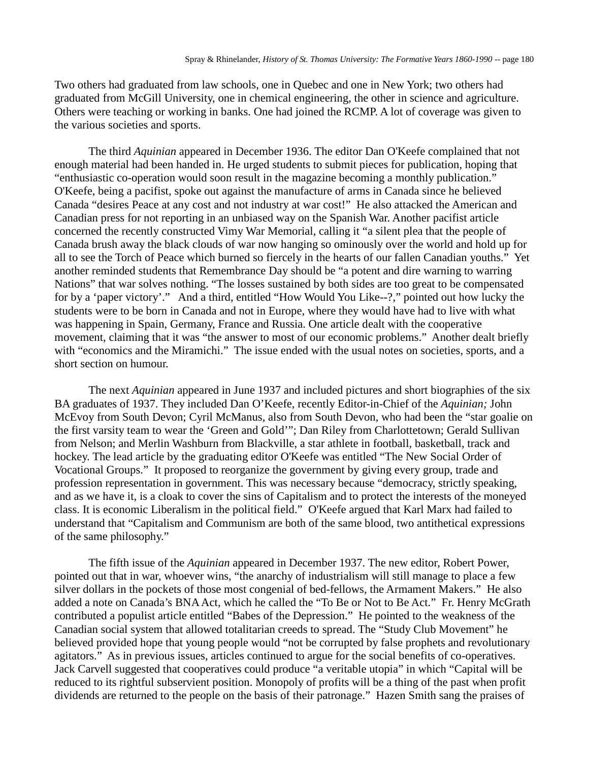Two others had graduated from law schools, one in Quebec and one in New York; two others had graduated from McGill University, one in chemical engineering, the other in science and agriculture. Others were teaching or working in banks. One had joined the RCMP. A lot of coverage was given to the various societies and sports.

The third *Aquinian* appeared in December 1936. The editor Dan O'Keefe complained that not enough material had been handed in. He urged students to submit pieces for publication, hoping that "enthusiastic co-operation would soon result in the magazine becoming a monthly publication." O'Keefe, being a pacifist, spoke out against the manufacture of arms in Canada since he believed Canada "desires Peace at any cost and not industry at war cost!" He also attacked the American and Canadian press for not reporting in an unbiased way on the Spanish War. Another pacifist article concerned the recently constructed Vimy War Memorial, calling it "a silent plea that the people of Canada brush away the black clouds of war now hanging so ominously over the world and hold up for all to see the Torch of Peace which burned so fiercely in the hearts of our fallen Canadian youths." Yet another reminded students that Remembrance Day should be "a potent and dire warning to warring Nations" that war solves nothing. "The losses sustained by both sides are too great to be compensated for by a 'paper victory'." And a third, entitled "How Would You Like--?," pointed out how lucky the students were to be born in Canada and not in Europe, where they would have had to live with what was happening in Spain, Germany, France and Russia. One article dealt with the cooperative movement, claiming that it was "the answer to most of our economic problems." Another dealt briefly with "economics and the Miramichi." The issue ended with the usual notes on societies, sports, and a short section on humour.

The next *Aquinian* appeared in June 1937 and included pictures and short biographies of the six BA graduates of 1937. They included Dan O'Keefe, recently Editor-in-Chief of the *Aquinian;* John McEvoy from South Devon; Cyril McManus, also from South Devon, who had been the "star goalie on the first varsity team to wear the 'Green and Gold'"; Dan Riley from Charlottetown; Gerald Sullivan from Nelson; and Merlin Washburn from Blackville, a star athlete in football, basketball, track and hockey. The lead article by the graduating editor O'Keefe was entitled "The New Social Order of Vocational Groups." It proposed to reorganize the government by giving every group, trade and profession representation in government. This was necessary because "democracy, strictly speaking, and as we have it, is a cloak to cover the sins of Capitalism and to protect the interests of the moneyed class. It is economic Liberalism in the political field." O'Keefe argued that Karl Marx had failed to understand that "Capitalism and Communism are both of the same blood, two antithetical expressions of the same philosophy."

The fifth issue of the *Aquinian* appeared in December 1937. The new editor, Robert Power, pointed out that in war, whoever wins, "the anarchy of industrialism will still manage to place a few silver dollars in the pockets of those most congenial of bed-fellows, the Armament Makers." He also added a note on Canada's BNA Act, which he called the "To Be or Not to Be Act." Fr. Henry McGrath contributed a populist article entitled "Babes of the Depression." He pointed to the weakness of the Canadian social system that allowed totalitarian creeds to spread. The "Study Club Movement" he believed provided hope that young people would "not be corrupted by false prophets and revolutionary agitators." As in previous issues, articles continued to argue for the social benefits of co-operatives. Jack Carvell suggested that cooperatives could produce "a veritable utopia" in which "Capital will be reduced to its rightful subservient position. Monopoly of profits will be a thing of the past when profit dividends are returned to the people on the basis of their patronage." Hazen Smith sang the praises of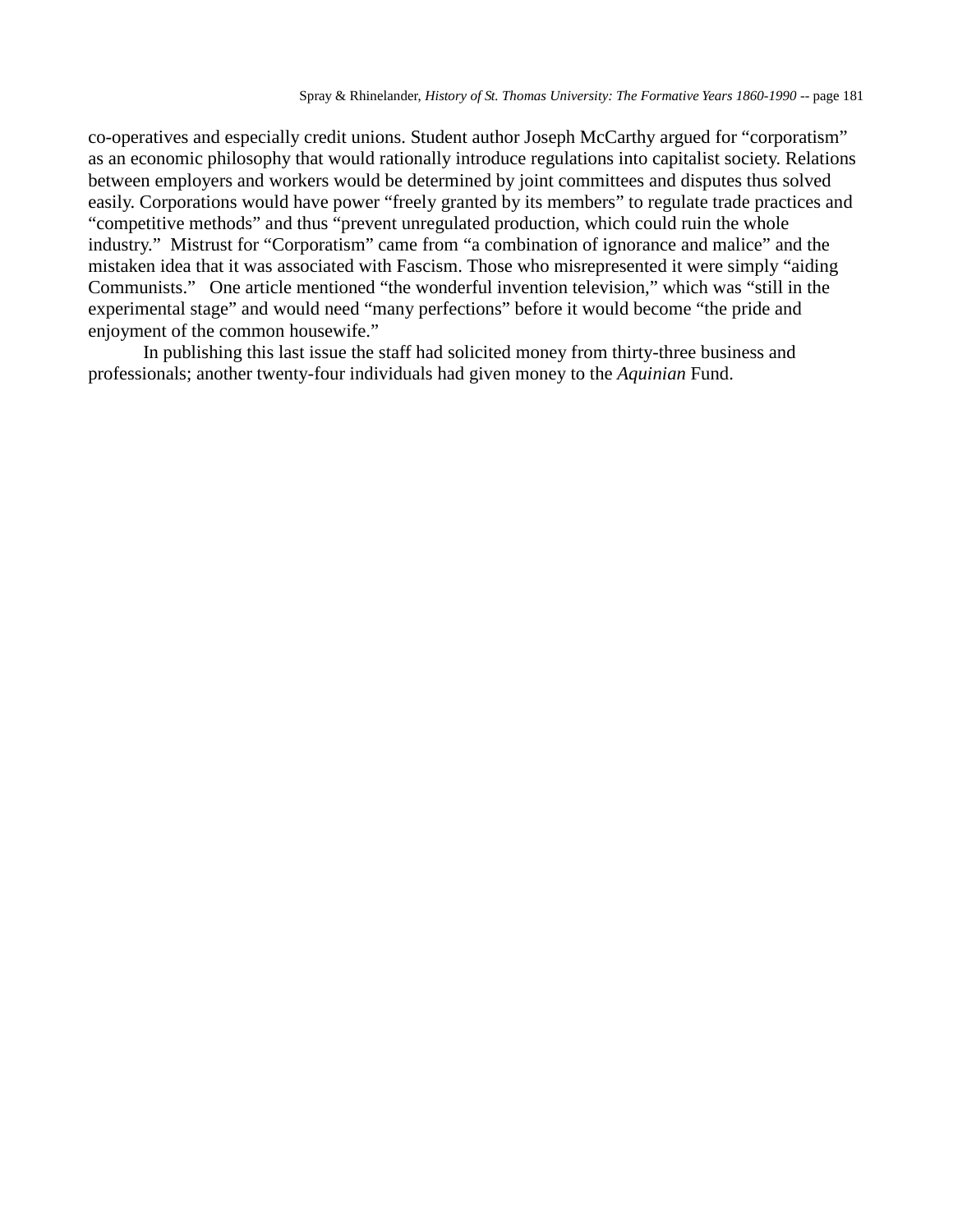co-operatives and especially credit unions. Student author Joseph McCarthy argued for "corporatism" as an economic philosophy that would rationally introduce regulations into capitalist society. Relations between employers and workers would be determined by joint committees and disputes thus solved easily. Corporations would have power "freely granted by its members" to regulate trade practices and "competitive methods" and thus "prevent unregulated production, which could ruin the whole industry." Mistrust for "Corporatism" came from "a combination of ignorance and malice" and the mistaken idea that it was associated with Fascism. Those who misrepresented it were simply "aiding Communists." One article mentioned "the wonderful invention television," which was "still in the experimental stage" and would need "many perfections" before it would become "the pride and enjoyment of the common housewife."

In publishing this last issue the staff had solicited money from thirty-three business and professionals; another twenty-four individuals had given money to the *Aquinian* Fund.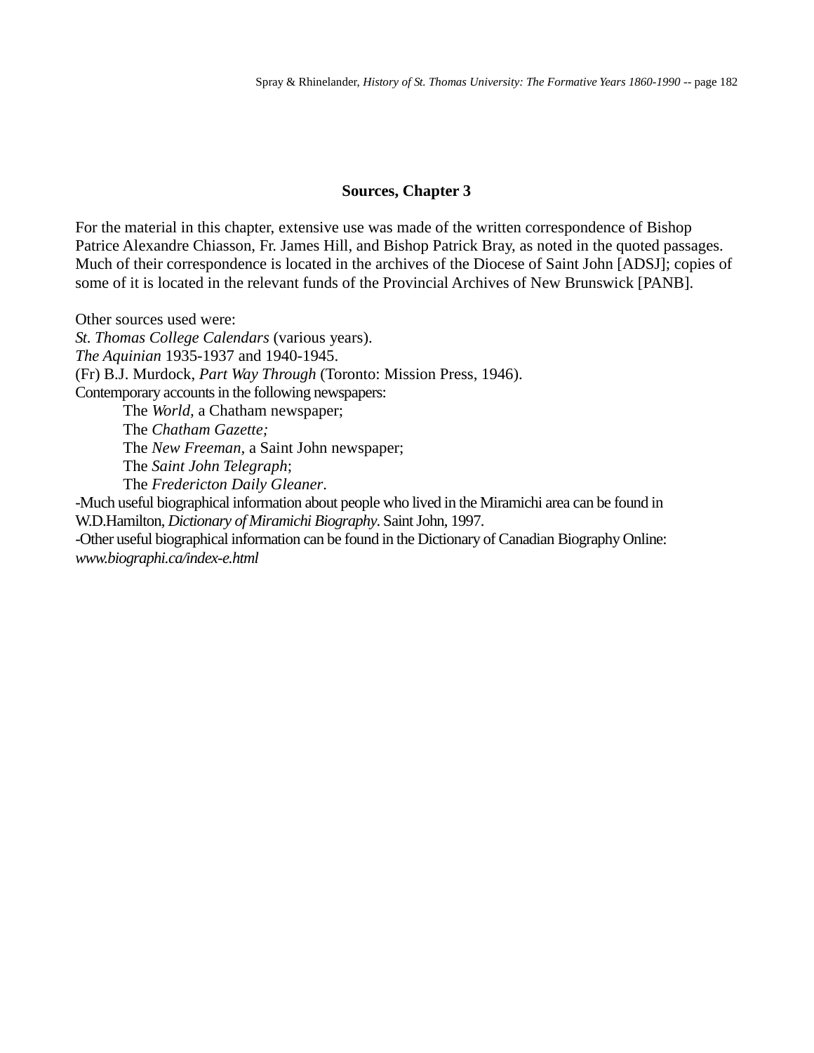## Sources, Chapter 3

For the material in this chapter, extensive use was made of the written correspondence of Bishop Patrice Alexandre Chiasson, Fr. James Hill, and Bishop Patrick Bray, as noted in the quoted passages. Much of their correspondence is located in the archives of the Diocese of Saint John [ADSJ]; copies of some of it is located in the relevant funds of the Provincial Archives of New Brunswick [PANB].

Other sources used were:
*St. Thomas College Calendars* (various years).
*The Aquinian* 1935-1937 and 1940-1945.
(Fr) B.J. Murdock, *Part Way Through* (Toronto: Mission Press, 1946).
Contemporary accounts in the following newspapers:

- The *World*, a Chatham newspaper;
- The *Chatham Gazette;*
- The *New Freeman*, a Saint John newspaper;
- The *Saint John Telegraph*;
- The *Fredericton Daily Gleaner*.

-Much useful biographical information about people who lived in the Miramichi area can be found in W.D.Hamilton, *Dictionary of Miramichi Biography*. Saint John, 1997.
-Other useful biographical information can be found in the Dictionary of Canadian Biography Online: *www.biographi.ca/index-e.html*